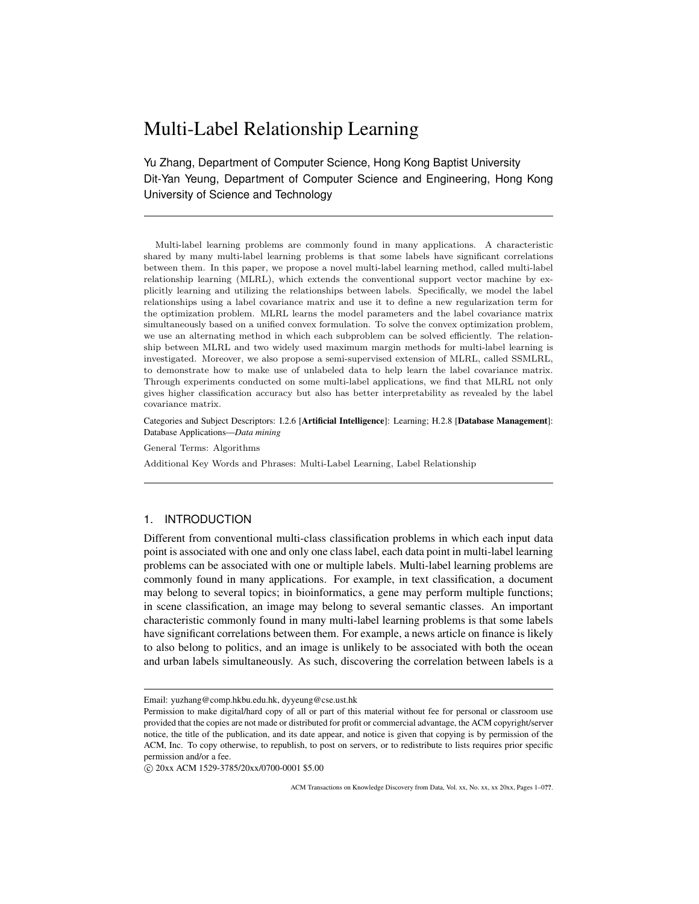# Multi-Label Relationship Learning

Yu Zhang, Department of Computer Science, Hong Kong Baptist University
Dit-Yan Yeung, Department of Computer Science and Engineering, Hong Kong University of Science and Technology

---

Multi-label learning problems are commonly found in many applications. A characteristic shared by many multi-label learning problems is that some labels have significant correlations between them. In this paper, we propose a novel multi-label learning method, called multi-label relationship learning (MLRL), which extends the conventional support vector machine by explicitly learning and utilizing the relationships between labels. Specifically, we model the label relationships using a label covariance matrix and use it to define a new regularization term for the optimization problem. MLRL learns the model parameters and the label covariance matrix simultaneously based on a unified convex formulation. To solve the convex optimization problem, we use an alternating method in which each subproblem can be solved efficiently. The relationship between MLRL and two widely used maximum margin methods for multi-label learning is investigated. Moreover, we also propose a semi-supervised extension of MLRL, called SSMLRL, to demonstrate how to make use of unlabeled data to help learn the label covariance matrix. Through experiments conducted on some multi-label applications, we find that MLRL not only gives higher classification accuracy but also has better interpretability as revealed by the label covariance matrix.

Categories and Subject Descriptors: I.2.6 [**Artificial Intelligence**]: Learning; H.2.8 [**Database Management**]: Database Applications—*Data mining*

General Terms: Algorithms

Additional Key Words and Phrases: Multi-Label Learning, Label Relationship

---

## 1. INTRODUCTION

Different from conventional multi-class classification problems in which each input data point is associated with one and only one class label, each data point in multi-label learning problems can be associated with one or multiple labels. Multi-label learning problems are commonly found in many applications. For example, in text classification, a document may belong to several topics; in bioinformatics, a gene may perform multiple functions; in scene classification, an image may belong to several semantic classes. An important characteristic commonly found in many multi-label learning problems is that some labels have significant correlations between them. For example, a news article on finance is likely to also belong to politics, and an image is unlikely to be associated with both the ocean and urban labels simultaneously. As such, discovering the correlation between labels is a

---

Email: yuzhang@comp.hkbu.edu.hk, dyyeung@cse.ust.hk

Permission to make digital/hard copy of all or part of this material without fee for personal or classroom use provided that the copies are not made or distributed for profit or commercial advantage, the ACM copyright/server notice, the title of the publication, and its date appear, and notice is given that copying is by permission of the ACM, Inc. To copy otherwise, to republish, to post on servers, or to redistribute to lists requires prior specific permission and/or a fee.

© 20xx ACM 1529-3785/20xx/0700-0001 $5.00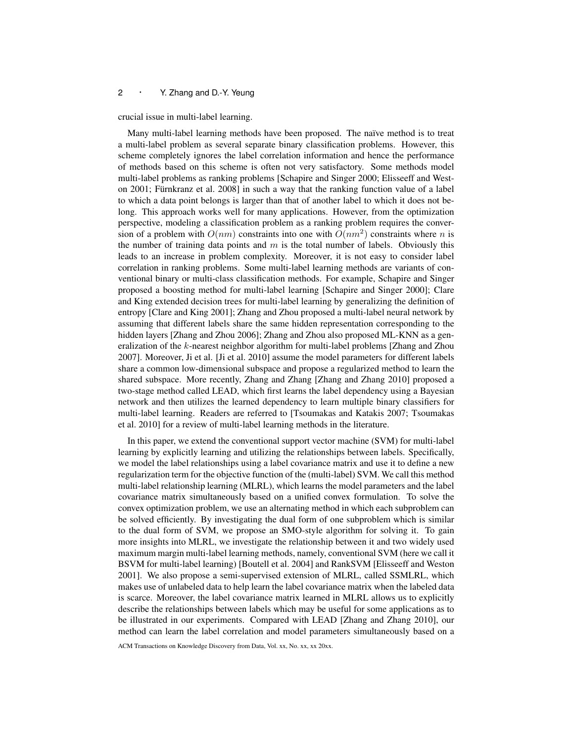crucial issue in multi-label learning.

Many multi-label learning methods have been proposed. The naïve method is to treat a multi-label problem as several separate binary classification problems. However, this scheme completely ignores the label correlation information and hence the performance of methods based on this scheme is often not very satisfactory. Some methods model multi-label problems as ranking problems [Schapire and Singer 2000; Elisseeff and Weston 2001; Fürnkranz et al. 2008] in such a way that the ranking function value of a label to which a data point belongs is larger than that of another label to which it does not belong. This approach works well for many applications. However, from the optimization perspective, modeling a classification problem as a ranking problem requires the conversion of a problem with $O(nm)$ constraints into one with $O(nm^2)$ constraints where $n$ is the number of training data points and $m$ is the total number of labels. Obviously this leads to an increase in problem complexity. Moreover, it is not easy to consider label correlation in ranking problems. Some multi-label learning methods are variants of conventional binary or multi-class classification methods. For example, Schapire and Singer proposed a boosting method for multi-label learning [Schapire and Singer 2000]; Clare and King extended decision trees for multi-label learning by generalizing the definition of entropy [Clare and King 2001]; Zhang and Zhou proposed a multi-label neural network by assuming that different labels share the same hidden representation corresponding to the hidden layers [Zhang and Zhou 2006]; Zhang and Zhou also proposed ML-KNN as a generalization of the $k$-nearest neighbor algorithm for multi-label problems [Zhang and Zhou 2007]. Moreover, Ji et al. [Ji et al. 2010] assume the model parameters for different labels share a common low-dimensional subspace and propose a regularized method to learn the shared subspace. More recently, Zhang and Zhang [Zhang and Zhang 2010] proposed a two-stage method called LEAD, which first learns the label dependency using a Bayesian network and then utilizes the learned dependency to learn multiple binary classifiers for multi-label learning. Readers are referred to [Tsoumakas and Katakis 2007; Tsoumakas et al. 2010] for a review of multi-label learning methods in the literature.

In this paper, we extend the conventional support vector machine (SVM) for multi-label learning by explicitly learning and utilizing the relationships between labels. Specifically, we model the label relationships using a label covariance matrix and use it to define a new regularization term for the objective function of the (multi-label) SVM. We call this method multi-label relationship learning (MLRL), which learns the model parameters and the label covariance matrix simultaneously based on a unified convex formulation. To solve the convex optimization problem, we use an alternating method in which each subproblem can be solved efficiently. By investigating the dual form of one subproblem which is similar to the dual form of SVM, we propose an SMO-style algorithm for solving it. To gain more insights into MLRL, we investigate the relationship between it and two widely used maximum margin multi-label learning methods, namely, conventional SVM (here we call it BSVM for multi-label learning) [Boutell et al. 2004] and RankSVM [Elisseeff and Weston 2001]. We also propose a semi-supervised extension of MLRL, called SSMLRL, which makes use of unlabeled data to help learn the label covariance matrix when the labeled data is scarce. Moreover, the label covariance matrix learned in MLRL allows us to explicitly describe the relationships between labels which may be useful for some applications as to be illustrated in our experiments. Compared with LEAD [Zhang and Zhang 2010], our method can learn the label correlation and model parameters simultaneously based on a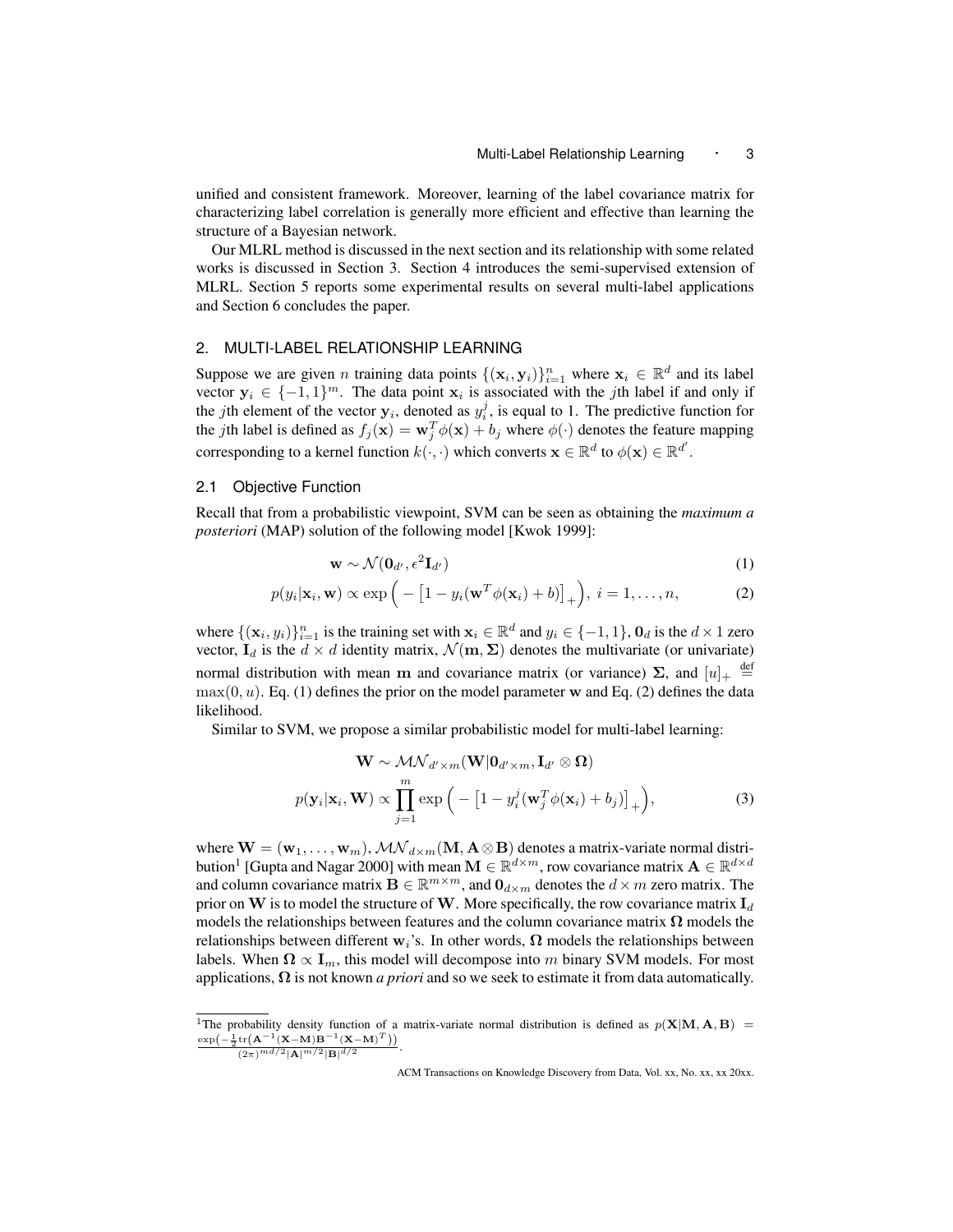unified and consistent framework. Moreover, learning of the label covariance matrix for characterizing label correlation is generally more efficient and effective than learning the structure of a Bayesian network.

Our MLRL method is discussed in the next section and its relationship with some related works is discussed in Section 3. Section 4 introduces the semi-supervised extension of MLRL. Section 5 reports some experimental results on several multi-label applications and Section 6 concludes the paper.

## 2. MULTI-LABEL RELATIONSHIP LEARNING

Suppose we are given $n$ training data points $\{(\mathbf{x}_i, \mathbf{y}_i)\}_{i=1}^n$ where $\mathbf{x}_i \in \mathbb{R}^d$ and its label vector $\mathbf{y}_i \in \{-1, 1\}^m$. The data point $\mathbf{x}_i$ is associated with the $j$th label if and only if the $j$th element of the vector $\mathbf{y}_i$, denoted as $y_i^j$, is equal to 1. The predictive function for the $j$th label is defined as $f_j(\mathbf{x}) = \mathbf{w}_j^T \phi(\mathbf{x}) + b_j$ where $\phi(\cdot)$ denotes the feature mapping corresponding to a kernel function $k(\cdot, \cdot)$ which converts $\mathbf{x} \in \mathbb{R}^d$ to $\phi(\mathbf{x}) \in \mathbb{R}^{d'}$.

### 2.1 Objective Function

Recall that from a probabilistic viewpoint, SVM can be seen as obtaining the *maximum a posteriori* (MAP) solution of the following model [Kwok 1999]:

$$\mathbf{w} \sim \mathcal{N}(\mathbf{0}_{d'}, \epsilon^2 \mathbf{I}_{d'}) \tag{1}$$

$$p(y_i|\mathbf{x}_i, \mathbf{w}) \propto \exp\Big( - \big[1 - y_i(\mathbf{w}^T \phi(\mathbf{x}_i) + b)\big]_+ \Big), \; i = 1, \ldots, n, \tag{2}$$

where $\{(\mathbf{x}_i, y_i)\}_{i=1}^n$ is the training set with $\mathbf{x}_i \in \mathbb{R}^d$ and $y_i \in \{-1, 1\}$, $\mathbf{0}_d$ is the $d \times 1$ zero vector, $\mathbf{I}_d$ is the $d \times d$ identity matrix, $\mathcal{N}(\mathbf{m}, \mathbf{\Sigma})$ denotes the multivariate (or univariate) normal distribution with mean $\mathbf{m}$ and covariance matrix (or variance) $\mathbf{\Sigma}$, and $[u]_+ \stackrel{\text{def}}{=} \max(0, u)$. Eq. (1) defines the prior on the model parameter $\mathbf{w}$ and Eq. (2) defines the data likelihood.

Similar to SVM, we propose a similar probabilistic model for multi-label learning:

$$\mathbf{W} \sim \mathcal{MN}_{d' \times m}(\mathbf{W}|\mathbf{0}_{d' \times m}, \mathbf{I}_{d'} \otimes \mathbf{\Omega})$$

$$p(\mathbf{y}_i|\mathbf{x}_i, \mathbf{W}) \propto \prod_{j=1}^m \exp\Big( - \big[1 - y_i^j(\mathbf{w}_j^T \phi(\mathbf{x}_i) + b_j)\big]_+ \Big), \tag{3}$$

where $\mathbf{W} = (\mathbf{w}_1, \ldots, \mathbf{w}_m)$, $\mathcal{MN}_{d \times m}(\mathbf{M}, \mathbf{A} \otimes \mathbf{B})$ denotes a matrix-variate normal distribution[1] [Gupta and Nagar 2000] with mean $\mathbf{M} \in \mathbb{R}^{d \times m}$, row covariance matrix $\mathbf{A} \in \mathbb{R}^{d \times d}$ and column covariance matrix $\mathbf{B} \in \mathbb{R}^{m \times m}$, and $\mathbf{0}_{d \times m}$ denotes the $d \times m$ zero matrix. The prior on $\mathbf{W}$ is to model the structure of $\mathbf{W}$. More specifically, the row covariance matrix $\mathbf{I}_d$ models the relationships between features and the column covariance matrix $\mathbf{\Omega}$ models the relationships between different $\mathbf{w}_i$'s. In other words, $\mathbf{\Omega}$ models the relationships between labels. When $\mathbf{\Omega} \propto \mathbf{I}_m$, this model will decompose into $m$ binary SVM models. For most applications, $\mathbf{\Omega}$ is not known *a priori* and so we seek to estimate it from data automatically.

---

[1] The probability density function of a matrix-variate normal distribution is defined as $p(\mathbf{X}|\mathbf{M}, \mathbf{A}, \mathbf{B}) = \frac{\exp\left(-\frac{1}{2}\text{tr}\left(\mathbf{A}^{-1}(\mathbf{X}-\mathbf{M})\mathbf{B}^{-1}(\mathbf{X}-\mathbf{M})^T\right)\right)}{(2\pi)^{md/2}|\mathbf{A}|^{m/2}|\mathbf{B}|^{d/2}}$.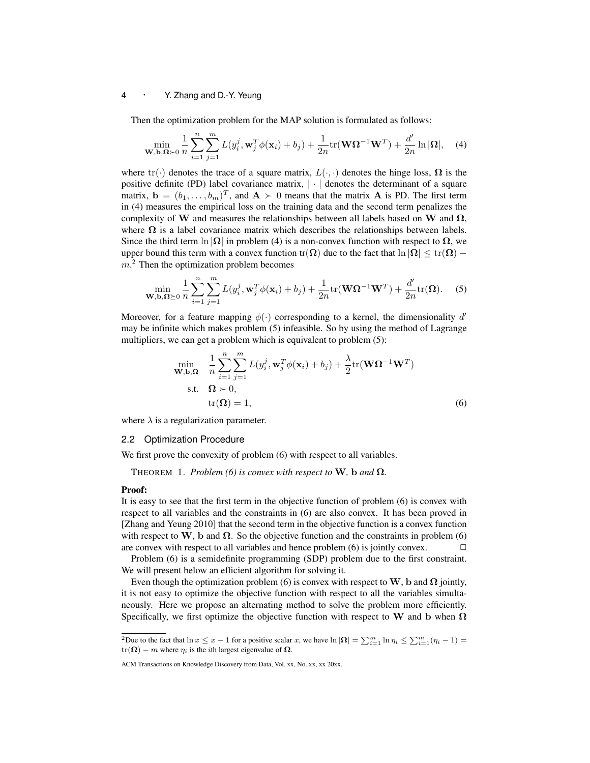Then the optimization problem for the MAP solution is formulated as follows:

$$\min_{\mathbf{W},\mathbf{b},\mathbf{\Omega}\succ 0} \frac{1}{n}\sum_{i=1}^{n}\sum_{j=1}^{m} L(y_i^j, \mathbf{w}_j^T\phi(\mathbf{x}_i)+b_j) + \frac{1}{2n}\mathrm{tr}(\mathbf{W}\mathbf{\Omega}^{-1}\mathbf{W}^T) + \frac{d'}{2n}\ln|\mathbf{\Omega}|, \quad (4)$$

where $\mathrm{tr}(\cdot)$ denotes the trace of a square matrix, $L(\cdot,\cdot)$ denotes the hinge loss, $\mathbf{\Omega}$ is the positive definite (PD) label covariance matrix, $|\cdot|$ denotes the determinant of a square matrix, $\mathbf{b} = (b_1,\ldots,b_m)^T$, and $\mathbf{A}\succ 0$ means that the matrix $\mathbf{A}$ is PD. The first term in (4) measures the empirical loss on the training data and the second term penalizes the complexity of $\mathbf{W}$ and measures the relationships between all labels based on $\mathbf{W}$ and $\mathbf{\Omega}$, where $\mathbf{\Omega}$ is a label covariance matrix which describes the relationships between labels. Since the third term $\ln|\mathbf{\Omega}|$ in problem (4) is a non-convex function with respect to $\mathbf{\Omega}$, we upper bound this term with a convex function $\mathrm{tr}(\mathbf{\Omega})$ due to the fact that $\ln|\mathbf{\Omega}| \leq \mathrm{tr}(\mathbf{\Omega}) - m$.[2] Then the optimization problem becomes

$$\min_{\mathbf{W},\mathbf{b},\mathbf{\Omega}\succeq 0} \frac{1}{n}\sum_{i=1}^{n}\sum_{j=1}^{m} L(y_i^j, \mathbf{w}_j^T\phi(\mathbf{x}_i)+b_j) + \frac{1}{2n}\mathrm{tr}(\mathbf{W}\mathbf{\Omega}^{-1}\mathbf{W}^T) + \frac{d'}{2n}\mathrm{tr}(\mathbf{\Omega}). \quad (5)$$

Moreover, for a feature mapping $\phi(\cdot)$ corresponding to a kernel, the dimensionality $d'$ may be infinite which makes problem (5) infeasible. So by using the method of Lagrange multipliers, we can get a problem which is equivalent to problem (5):

$$\begin{aligned}\min_{\mathbf{W},\mathbf{b},\mathbf{\Omega}} \quad & \frac{1}{n}\sum_{i=1}^{n}\sum_{j=1}^{m} L(y_i^j, \mathbf{w}_j^T\phi(\mathbf{x}_i)+b_j) + \frac{\lambda}{2}\mathrm{tr}(\mathbf{W}\mathbf{\Omega}^{-1}\mathbf{W}^T) \\ \text{s.t.} \quad & \mathbf{\Omega}\succ 0, \\ & \mathrm{tr}(\mathbf{\Omega}) = 1, \end{aligned} \quad (6)$$

where $\lambda$ is a regularization parameter.

## 2.2 Optimization Procedure

We first prove the convexity of problem (6) with respect to all variables.

THEOREM 1. *Problem (6) is convex with respect to* $\mathbf{W}$*,* $\mathbf{b}$ *and* $\mathbf{\Omega}$*.*

**Proof:**
It is easy to see that the first term in the objective function of problem (6) is convex with respect to all variables and the constraints in (6) are also convex. It has been proved in [Zhang and Yeung 2010] that the second term in the objective function is a convex function with respect to $\mathbf{W}$, $\mathbf{b}$ and $\mathbf{\Omega}$. So the objective function and the constraints in problem (6) are convex with respect to all variables and hence problem (6) is jointly convex. □

Problem (6) is a semidefinite programming (SDP) problem due to the first constraint. We will present below an efficient algorithm for solving it.

Even though the optimization problem (6) is convex with respect to $\mathbf{W}$, $\mathbf{b}$ and $\mathbf{\Omega}$ jointly, it is not easy to optimize the objective function with respect to all the variables simultaneously. Here we propose an alternating method to solve the problem more efficiently. Specifically, we first optimize the objective function with respect to $\mathbf{W}$ and $\mathbf{b}$ when $\mathbf{\Omega}$

[2] Due to the fact that $\ln x \leq x - 1$ for a positive scalar $x$, we have $\ln|\mathbf{\Omega}| = \sum_{i=1}^{m}\ln\eta_i \leq \sum_{i=1}^{m}(\eta_i - 1) = \mathrm{tr}(\mathbf{\Omega}) - m$ where $\eta_i$ is the $i$th largest eigenvalue of $\mathbf{\Omega}$.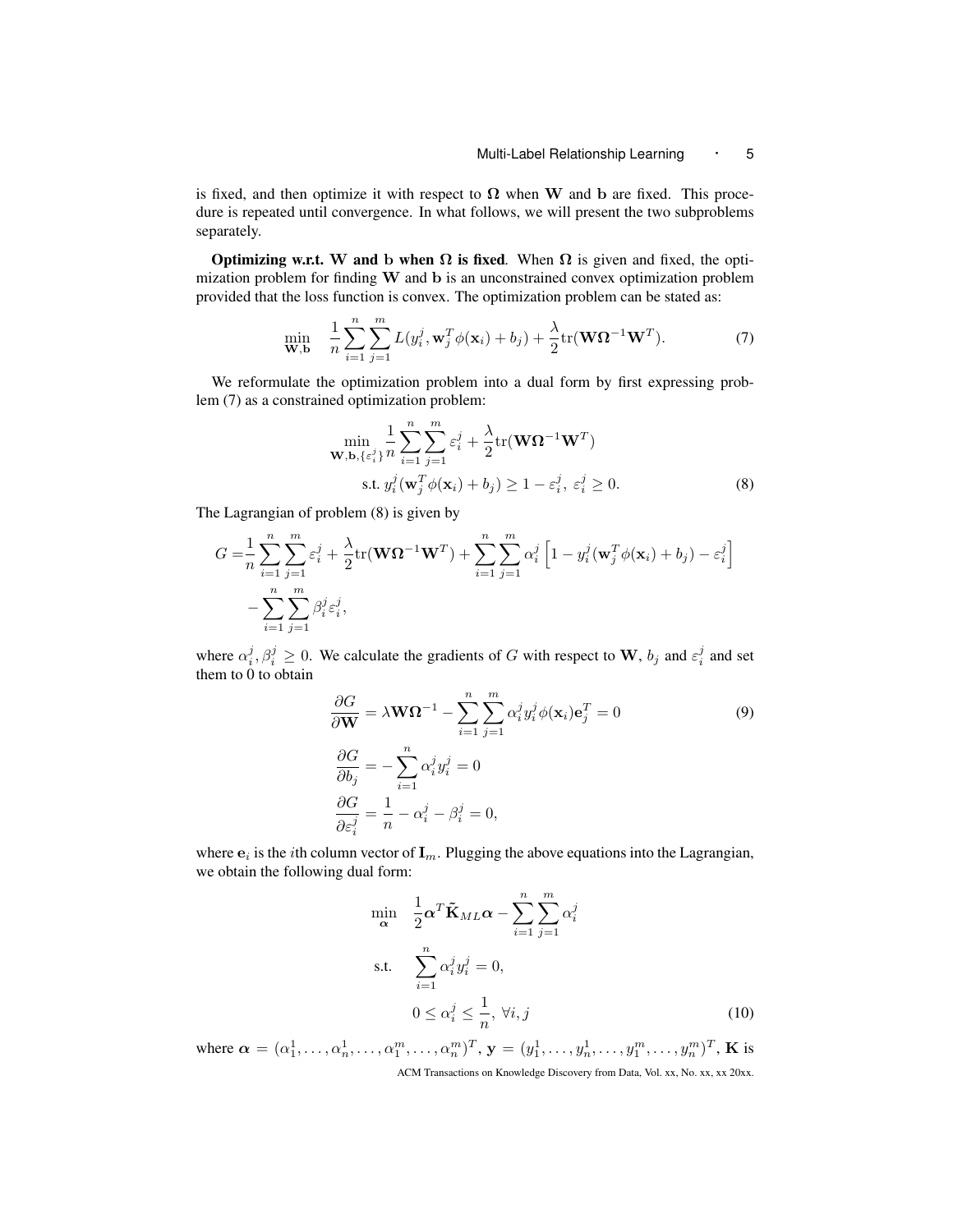is fixed, and then optimize it with respect to $\mathbf{\Omega}$ when $\mathbf{W}$ and $\mathbf{b}$ are fixed. This procedure is repeated until convergence. In what follows, we will present the two subproblems separately.

**Optimizing w.r.t. W and b when $\mathbf{\Omega}$ is fixed**. When $\mathbf{\Omega}$ is given and fixed, the optimization problem for finding $\mathbf{W}$ and $\mathbf{b}$ is an unconstrained convex optimization problem provided that the loss function is convex. The optimization problem can be stated as:

$$\min_{\mathbf{W},\mathbf{b}} \quad \frac{1}{n}\sum_{i=1}^{n}\sum_{j=1}^{m} L(y_i^j, \mathbf{w}_j^T\phi(\mathbf{x}_i)+b_j) + \frac{\lambda}{2}\mathrm{tr}(\mathbf{W}\mathbf{\Omega}^{-1}\mathbf{W}^T). \tag{7}$$

We reformulate the optimization problem into a dual form by first expressing problem (7) as a constrained optimization problem:

$$\begin{aligned}\min_{\mathbf{W},\mathbf{b},\{\varepsilon_i^j\}} & \frac{1}{n}\sum_{i=1}^{n}\sum_{j=1}^{m}\varepsilon_i^j + \frac{\lambda}{2}\mathrm{tr}(\mathbf{W}\mathbf{\Omega}^{-1}\mathbf{W}^T)\\ \text{s.t. } & y_i^j(\mathbf{w}_j^T\phi(\mathbf{x}_i)+b_j) \geq 1-\varepsilon_i^j,\ \varepsilon_i^j \geq 0.\end{aligned} \tag{8}$$

The Lagrangian of problem (8) is given by

$$\begin{aligned}G =& \frac{1}{n}\sum_{i=1}^{n}\sum_{j=1}^{m}\varepsilon_i^j + \frac{\lambda}{2}\mathrm{tr}(\mathbf{W}\mathbf{\Omega}^{-1}\mathbf{W}^T) + \sum_{i=1}^{n}\sum_{j=1}^{m}\alpha_i^j\left[1 - y_i^j(\mathbf{w}_j^T\phi(\mathbf{x}_i)+b_j) - \varepsilon_i^j\right]\\ & - \sum_{i=1}^{n}\sum_{j=1}^{m}\beta_i^j\varepsilon_i^j,\end{aligned}$$

where $\alpha_i^j, \beta_i^j \geq 0$. We calculate the gradients of $G$ with respect to $\mathbf{W}$, $b_j$ and $\varepsilon_i^j$ and set them to 0 to obtain

$$\frac{\partial G}{\partial \mathbf{W}} = \lambda\mathbf{W}\mathbf{\Omega}^{-1} - \sum_{i=1}^{n}\sum_{j=1}^{m}\alpha_i^j y_i^j\phi(\mathbf{x}_i)\mathbf{e}_j^T = 0 \tag{9}$$

$$\frac{\partial G}{\partial b_j} = -\sum_{i=1}^{n}\alpha_i^j y_i^j = 0$$

$$\frac{\partial G}{\partial \varepsilon_i^j} = \frac{1}{n} - \alpha_i^j - \beta_i^j = 0,$$

where $\mathbf{e}_i$ is the $i$th column vector of $\mathbf{I}_m$. Plugging the above equations into the Lagrangian, we obtain the following dual form:

$$\begin{aligned}\min_{\boldsymbol{\alpha}} \quad & \frac{1}{2}\boldsymbol{\alpha}^T\tilde{\mathbf{K}}_{ML}\boldsymbol{\alpha} - \sum_{i=1}^{n}\sum_{j=1}^{m}\alpha_i^j\\ \text{s.t.} \quad & \sum_{i=1}^{n}\alpha_i^j y_i^j = 0,\\ & 0 \leq \alpha_i^j \leq \frac{1}{n},\ \forall i,j\end{aligned} \tag{10}$$

where $\boldsymbol{\alpha} = (\alpha_1^1,\ldots,\alpha_n^1,\ldots,\alpha_1^m,\ldots,\alpha_n^m)^T$, $\mathbf{y} = (y_1^1,\ldots,y_n^1,\ldots,y_1^m,\ldots,y_n^m)^T$, $\mathbf{K}$ is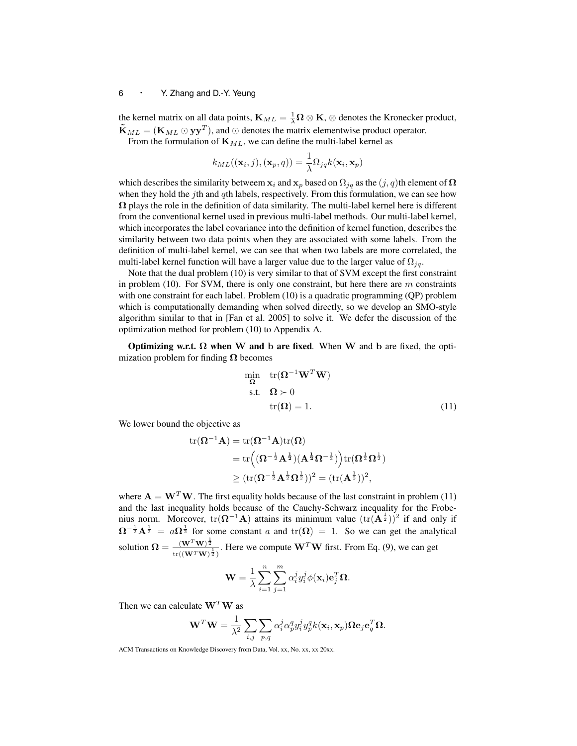the kernel matrix on all data points, $\mathbf{K}_{ML} = \frac{1}{\lambda}\mathbf{\Omega} \otimes \mathbf{K}$, $\otimes$ denotes the Kronecker product, $\tilde{\mathbf{K}}_{ML} = (\mathbf{K}_{ML} \odot \mathbf{y}\mathbf{y}^T)$, and $\odot$ denotes the matrix elementwise product operator.

From the formulation of $\mathbf{K}_{ML}$, we can define the multi-label kernel as

$$k_{ML}((\mathbf{x}_i, j), (\mathbf{x}_p, q)) = \frac{1}{\lambda}\Omega_{jq} k(\mathbf{x}_i, \mathbf{x}_p)$$

which describes the similarity betweem $\mathbf{x}_i$ and $\mathbf{x}_p$ based on $\Omega_{jq}$ as the $(j, q)$th element of $\mathbf{\Omega}$ when they hold the $j$th and $q$th labels, respectively. From this formulation, we can see how $\mathbf{\Omega}$ plays the role in the definition of data similarity. The multi-label kernel here is different from the conventional kernel used in previous multi-label methods. Our multi-label kernel, which incorporates the label covariance into the definition of kernel function, describes the similarity between two data points when they are associated with some labels. From the definition of multi-label kernel, we can see that when two labels are more correlated, the multi-label kernel function will have a larger value due to the larger value of $\Omega_{jq}$.

Note that the dual problem (10) is very similar to that of SVM except the first constraint in problem (10). For SVM, there is only one constraint, but here there are $m$ constraints with one constraint for each label. Problem (10) is a quadratic programming (QP) problem which is computationally demanding when solved directly, so we develop an SMO-style algorithm similar to that in [Fan et al. 2005] to solve it. We defer the discussion of the optimization method for problem (10) to Appendix A.

**Optimizing w.r.t. $\mathbf{\Omega}$ when $\mathbf{W}$ and $\mathbf{b}$ are fixed.** When $\mathbf{W}$ and $\mathbf{b}$ are fixed, the optimization problem for finding $\mathbf{\Omega}$ becomes

$$\begin{aligned} \min_{\mathbf{\Omega}} \quad & \mathrm{tr}(\mathbf{\Omega}^{-1}\mathbf{W}^T\mathbf{W}) \\ \text{s.t.} \quad & \mathbf{\Omega} \succ 0 \\ & \mathrm{tr}(\mathbf{\Omega}) = 1. \end{aligned} \tag{11}$$

We lower bound the objective as

$$\begin{aligned} \mathrm{tr}(\mathbf{\Omega}^{-1}\mathbf{A}) &= \mathrm{tr}(\mathbf{\Omega}^{-1}\mathbf{A})\mathrm{tr}(\mathbf{\Omega}) \\ &= \mathrm{tr}\Big((\mathbf{\Omega}^{-\frac{1}{2}}\mathbf{A}^{\frac{1}{2}})(\mathbf{A}^{\frac{1}{2}}\mathbf{\Omega}^{-\frac{1}{2}})\Big)\mathrm{tr}(\mathbf{\Omega}^{\frac{1}{2}}\mathbf{\Omega}^{\frac{1}{2}}) \\ &\geq (\mathrm{tr}(\mathbf{\Omega}^{-\frac{1}{2}}\mathbf{A}^{\frac{1}{2}}\mathbf{\Omega}^{\frac{1}{2}}))^2 = (\mathrm{tr}(\mathbf{A}^{\frac{1}{2}}))^2, \end{aligned}$$

where $\mathbf{A} = \mathbf{W}^T\mathbf{W}$. The first equality holds because of the last constraint in problem (11) and the last inequality holds because of the Cauchy-Schwarz inequality for the Frobenius norm. Moreover, $\mathrm{tr}(\mathbf{\Omega}^{-1}\mathbf{A})$ attains its minimum value $(\mathrm{tr}(\mathbf{A}^{\frac{1}{2}}))^2$ if and only if $\mathbf{\Omega}^{-\frac{1}{2}}\mathbf{A}^{\frac{1}{2}} = a\mathbf{\Omega}^{\frac{1}{2}}$ for some constant $a$ and $\mathrm{tr}(\mathbf{\Omega}) = 1$. So we can get the analytical solution $\mathbf{\Omega} = \frac{(\mathbf{W}^T\mathbf{W})^{\frac{1}{2}}}{\mathrm{tr}((\mathbf{W}^T\mathbf{W})^{\frac{1}{2}})}$. Here we compute $\mathbf{W}^T\mathbf{W}$ first. From Eq. (9), we can get

$$\mathbf{W} = \frac{1}{\lambda}\sum_{i=1}^{n}\sum_{j=1}^{m}\alpha_i^j y_i^j \phi(\mathbf{x}_i)\mathbf{e}_j^T\mathbf{\Omega}.$$

Then we can calculate $\mathbf{W}^T\mathbf{W}$ as

$$\mathbf{W}^T\mathbf{W} = \frac{1}{\lambda^2}\sum_{i,j}\sum_{p,q}\alpha_i^j\alpha_p^q y_i^j y_p^q k(\mathbf{x}_i, \mathbf{x}_p)\mathbf{\Omega}\mathbf{e}_j\mathbf{e}_q^T\mathbf{\Omega}.$$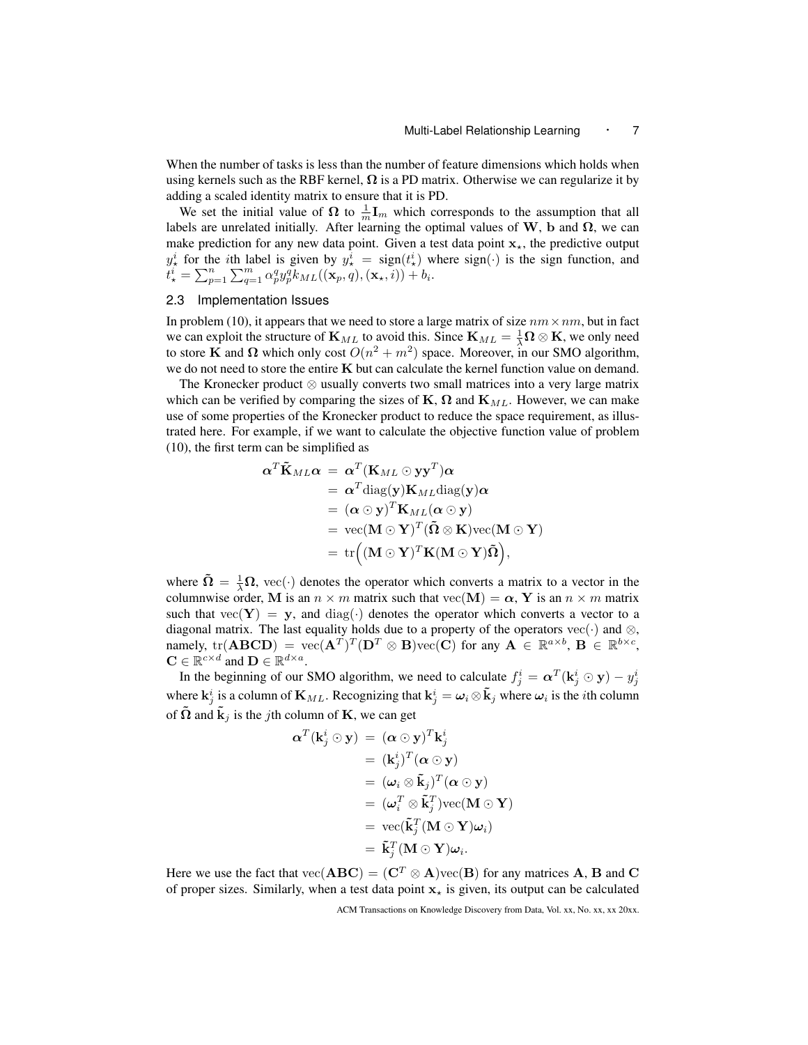When the number of tasks is less than the number of feature dimensions which holds when using kernels such as the RBF kernel, $\mathbf{\Omega}$ is a PD matrix. Otherwise we can regularize it by adding a scaled identity matrix to ensure that it is PD.

We set the initial value of $\mathbf{\Omega}$ to $\frac{1}{m}\mathbf{I}_m$ which corresponds to the assumption that all labels are unrelated initially. After learning the optimal values of $\mathbf{W}$, $\mathbf{b}$ and $\mathbf{\Omega}$, we can make prediction for any new data point. Given a test data point $\mathbf{x}_\star$, the predictive output $y^i_\star$ for the $i$th label is given by $y^i_\star = \text{sign}(t^i_\star)$ where $\text{sign}(\cdot)$ is the sign function, and $t^i_\star = \sum_{p=1}^{n}\sum_{q=1}^{m}\alpha_p^q y_p^q k_{ML}((\mathbf{x}_p, q), (\mathbf{x}_\star, i)) + b_i$.

### 2.3 Implementation Issues

In problem (10), it appears that we need to store a large matrix of size $nm \times nm$, but in fact we can exploit the structure of $\mathbf{K}_{ML}$ to avoid this. Since $\mathbf{K}_{ML} = \frac{1}{\lambda}\mathbf{\Omega} \otimes \mathbf{K}$, we only need to store $\mathbf{K}$ and $\mathbf{\Omega}$ which only cost $O(n^2 + m^2)$ space. Moreover, in our SMO algorithm, we do not need to store the entire $\mathbf{K}$ but can calculate the kernel function value on demand.

The Kronecker product $\otimes$ usually converts two small matrices into a very large matrix which can be verified by comparing the sizes of $\mathbf{K}$, $\mathbf{\Omega}$ and $\mathbf{K}_{ML}$. However, we can make use of some properties of the Kronecker product to reduce the space requirement, as illustrated here. For example, if we want to calculate the objective function value of problem (10), the first term can be simplified as

$$
\begin{aligned}
\boldsymbol{\alpha}^T \tilde{\mathbf{K}}_{ML} \boldsymbol{\alpha} &= \boldsymbol{\alpha}^T (\mathbf{K}_{ML} \odot \mathbf{y}\mathbf{y}^T)\boldsymbol{\alpha} \\
&= \boldsymbol{\alpha}^T \text{diag}(\mathbf{y}) \mathbf{K}_{ML} \text{diag}(\mathbf{y}) \boldsymbol{\alpha} \\
&= (\boldsymbol{\alpha} \odot \mathbf{y})^T \mathbf{K}_{ML} (\boldsymbol{\alpha} \odot \mathbf{y}) \\
&= \text{vec}(\mathbf{M} \odot \mathbf{Y})^T (\tilde{\mathbf{\Omega}} \otimes \mathbf{K}) \text{vec}(\mathbf{M} \odot \mathbf{Y}) \\
&= \text{tr}\Big( (\mathbf{M} \odot \mathbf{Y})^T \mathbf{K} (\mathbf{M} \odot \mathbf{Y}) \tilde{\mathbf{\Omega}} \Big),
\end{aligned}
$$

where $\tilde{\mathbf{\Omega}} = \frac{1}{\lambda}\mathbf{\Omega}$, $\text{vec}(\cdot)$ denotes the operator which converts a matrix to a vector in the columnwise order, $\mathbf{M}$ is an $n \times m$ matrix such that $\text{vec}(\mathbf{M}) = \boldsymbol{\alpha}$, $\mathbf{Y}$ is an $n \times m$ matrix such that $\text{vec}(\mathbf{Y}) = \mathbf{y}$, and $\text{diag}(\cdot)$ denotes the operator which converts a vector to a diagonal matrix. The last equality holds due to a property of the operators $\text{vec}(\cdot)$ and $\otimes$, namely, $\text{tr}(\mathbf{ABCD}) = \text{vec}(\mathbf{A}^T)^T(\mathbf{D}^T \otimes \mathbf{B})\text{vec}(\mathbf{C})$ for any $\mathbf{A} \in \mathbb{R}^{a \times b}$, $\mathbf{B} \in \mathbb{R}^{b \times c}$, $\mathbf{C} \in \mathbb{R}^{c \times d}$ and $\mathbf{D} \in \mathbb{R}^{d \times a}$.

In the beginning of our SMO algorithm, we need to calculate $f^i_j = \boldsymbol{\alpha}^T(\mathbf{k}^i_j \odot \mathbf{y}) - y^i_j$ where $\mathbf{k}^i_j$ is a column of $\mathbf{K}_{ML}$. Recognizing that $\mathbf{k}^i_j = \boldsymbol{\omega}_i \otimes \tilde{\mathbf{k}}_j$ where $\boldsymbol{\omega}_i$ is the $i$th column of $\tilde{\mathbf{\Omega}}$ and $\tilde{\mathbf{k}}_j$ is the $j$th column of $\mathbf{K}$, we can get

$$
\begin{aligned}
\boldsymbol{\alpha}^T(\mathbf{k}^i_j \odot \mathbf{y}) &= (\boldsymbol{\alpha} \odot \mathbf{y})^T \mathbf{k}^i_j \\
&= (\mathbf{k}^i_j)^T (\boldsymbol{\alpha} \odot \mathbf{y}) \\
&= (\boldsymbol{\omega}_i \otimes \tilde{\mathbf{k}}_j)^T (\boldsymbol{\alpha} \odot \mathbf{y}) \\
&= (\boldsymbol{\omega}_i^T \otimes \tilde{\mathbf{k}}_j^T) \text{vec}(\mathbf{M} \odot \mathbf{Y}) \\
&= \text{vec}(\tilde{\mathbf{k}}_j^T (\mathbf{M} \odot \mathbf{Y}) \boldsymbol{\omega}_i) \\
&= \tilde{\mathbf{k}}_j^T (\mathbf{M} \odot \mathbf{Y}) \boldsymbol{\omega}_i.
\end{aligned}
$$

Here we use the fact that $\text{vec}(\mathbf{ABC}) = (\mathbf{C}^T \otimes \mathbf{A})\text{vec}(\mathbf{B})$ for any matrices $\mathbf{A}$, $\mathbf{B}$ and $\mathbf{C}$ of proper sizes. Similarly, when a test data point $\mathbf{x}_\star$ is given, its output can be calculated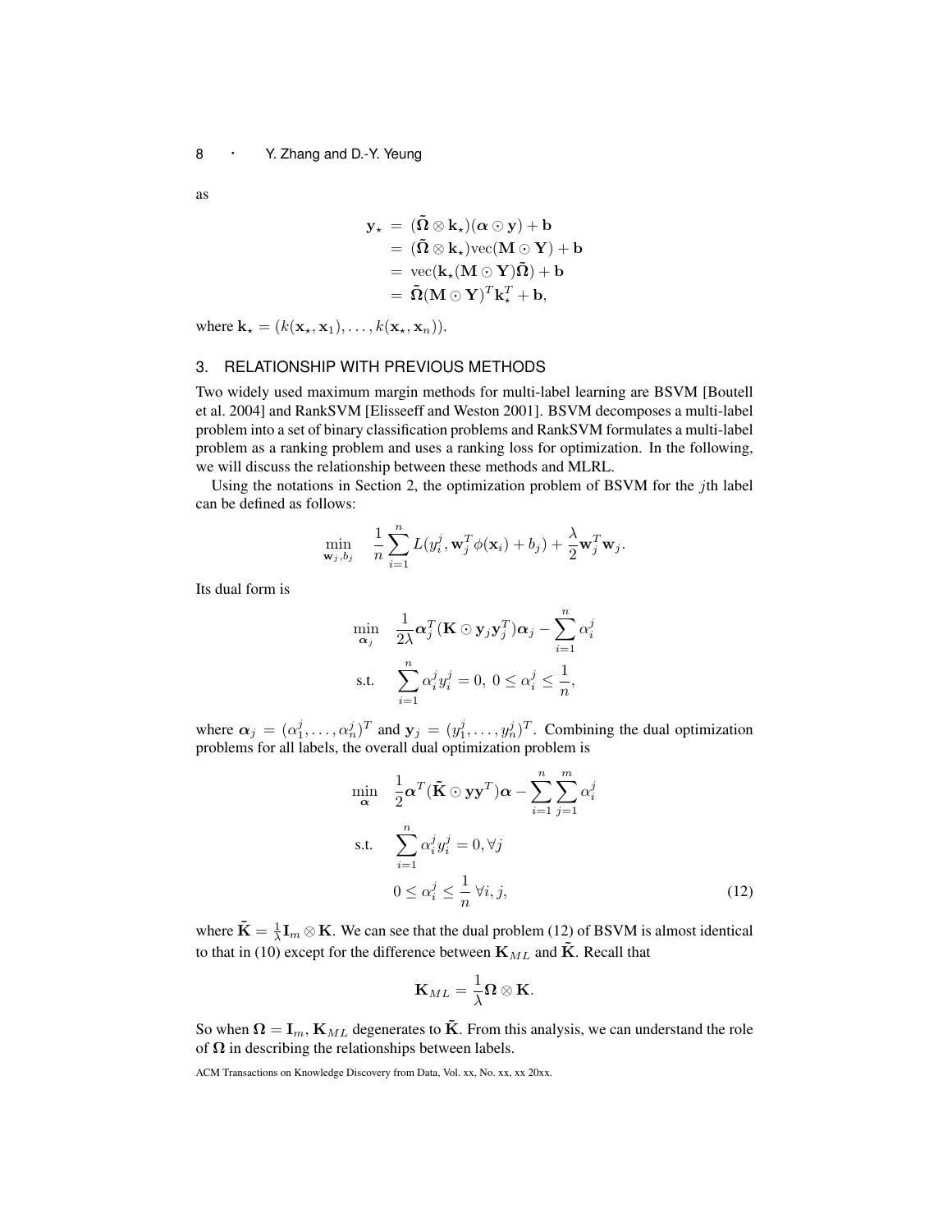as

$$
\begin{aligned}
\mathbf{y}_\star &= (\tilde{\boldsymbol{\Omega}} \otimes \mathbf{k}_\star)(\boldsymbol{\alpha} \odot \mathbf{y}) + \mathbf{b} \\
&= (\tilde{\boldsymbol{\Omega}} \otimes \mathbf{k}_\star)\mathrm{vec}(\mathbf{M} \odot \mathbf{Y}) + \mathbf{b} \\
&= \mathrm{vec}(\mathbf{k}_\star(\mathbf{M} \odot \mathbf{Y})\tilde{\boldsymbol{\Omega}}) + \mathbf{b} \\
&= \tilde{\boldsymbol{\Omega}}(\mathbf{M} \odot \mathbf{Y})^T \mathbf{k}_\star^T + \mathbf{b},
\end{aligned}
$$

where $\mathbf{k}_\star = (k(\mathbf{x}_\star, \mathbf{x}_1), \ldots, k(\mathbf{x}_\star, \mathbf{x}_n))$.

## 3. RELATIONSHIP WITH PREVIOUS METHODS

Two widely used maximum margin methods for multi-label learning are BSVM [Boutell et al. 2004] and RankSVM [Elisseeff and Weston 2001]. BSVM decomposes a multi-label problem into a set of binary classification problems and RankSVM formulates a multi-label problem as a ranking problem and uses a ranking loss for optimization. In the following, we will discuss the relationship between these methods and MLRL.

Using the notations in Section 2, the optimization problem of BSVM for the $j$th label can be defined as follows:

$$
\min_{\mathbf{w}_j, b_j} \quad \frac{1}{n}\sum_{i=1}^{n} L(y_i^j, \mathbf{w}_j^T \phi(\mathbf{x}_i) + b_j) + \frac{\lambda}{2}\mathbf{w}_j^T \mathbf{w}_j.
$$

Its dual form is

$$
\begin{aligned}
\min_{\boldsymbol{\alpha}_j} \quad & \frac{1}{2\lambda}\boldsymbol{\alpha}_j^T(\mathbf{K} \odot \mathbf{y}_j \mathbf{y}_j^T)\boldsymbol{\alpha}_j - \sum_{i=1}^{n} \alpha_i^j \\
\text{s.t.} \quad & \sum_{i=1}^{n} \alpha_i^j y_i^j = 0, \; 0 \le \alpha_i^j \le \frac{1}{n},
\end{aligned}
$$

where $\boldsymbol{\alpha}_j = (\alpha_1^j, \ldots, \alpha_n^j)^T$ and $\mathbf{y}_j = (y_1^j, \ldots, y_n^j)^T$. Combining the dual optimization problems for all labels, the overall dual optimization problem is

$$
\begin{aligned}
\min_{\boldsymbol{\alpha}} \quad & \frac{1}{2}\boldsymbol{\alpha}^T(\tilde{\mathbf{K}} \odot \mathbf{y}\mathbf{y}^T)\boldsymbol{\alpha} - \sum_{i=1}^{n}\sum_{j=1}^{m} \alpha_i^j \\
\text{s.t.} \quad & \sum_{i=1}^{n} \alpha_i^j y_i^j = 0, \forall j \\
& 0 \le \alpha_i^j \le \frac{1}{n} \; \forall i, j,
\end{aligned} \tag{12}
$$

where $\tilde{\mathbf{K}} = \frac{1}{\lambda}\mathbf{I}_m \otimes \mathbf{K}$. We can see that the dual problem (12) of BSVM is almost identical to that in (10) except for the difference between $\mathbf{K}_{ML}$ and $\tilde{\mathbf{K}}$. Recall that

$$
\mathbf{K}_{ML} = \frac{1}{\lambda}\boldsymbol{\Omega} \otimes \mathbf{K}.
$$

So when $\boldsymbol{\Omega} = \mathbf{I}_m$, $\mathbf{K}_{ML}$ degenerates to $\tilde{\mathbf{K}}$. From this analysis, we can understand the role of $\boldsymbol{\Omega}$ in describing the relationships between labels.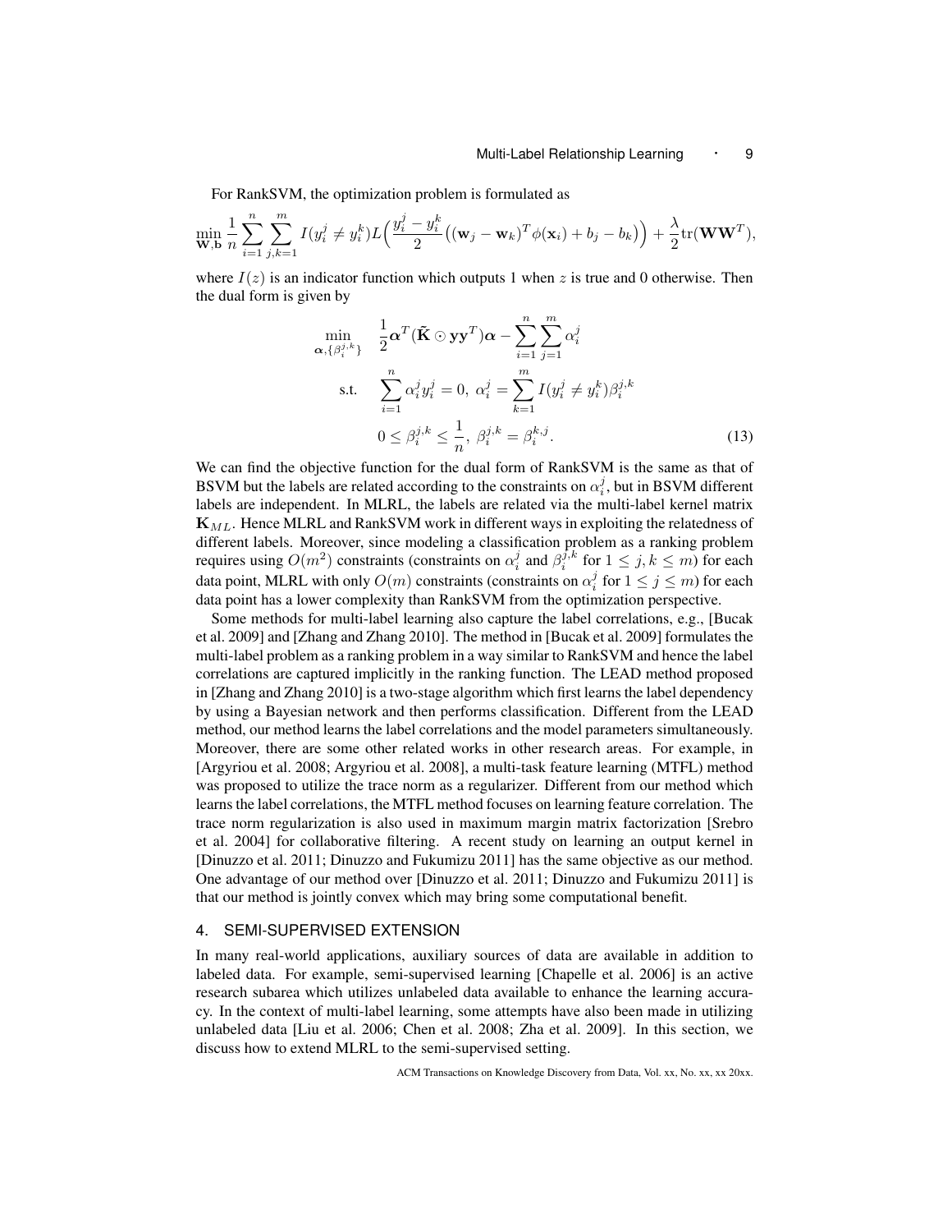For RankSVM, the optimization problem is formulated as

$$\min_{\mathbf{W},\mathbf{b}} \frac{1}{n}\sum_{i=1}^{n}\sum_{j,k=1}^{m} I(y_i^j \neq y_i^k) L\Big(\frac{y_i^j - y_i^k}{2}\big((\mathbf{w}_j - \mathbf{w}_k)^T\phi(\mathbf{x}_i) + b_j - b_k\big)\Big) + \frac{\lambda}{2}\mathrm{tr}(\mathbf{W}\mathbf{W}^T),$$

where $I(z)$ is an indicator function which outputs 1 when $z$ is true and 0 otherwise. Then the dual form is given by

$$\begin{aligned}
\min_{\boldsymbol{\alpha},\{\beta_i^{j,k}\}} \quad & \frac{1}{2}\boldsymbol{\alpha}^T(\tilde{\mathbf{K}} \odot \mathbf{y}\mathbf{y}^T)\boldsymbol{\alpha} - \sum_{i=1}^{n}\sum_{j=1}^{m}\alpha_i^j \\
\text{s.t.} \quad & \sum_{i=1}^{n}\alpha_i^j y_i^j = 0,\ \alpha_i^j = \sum_{k=1}^{m} I(y_i^j \neq y_i^k)\beta_i^{j,k} \\
& 0 \leq \beta_i^{j,k} \leq \frac{1}{n},\ \beta_i^{j,k} = \beta_i^{k,j}.
\end{aligned} \tag{13}$$

We can find the objective function for the dual form of RankSVM is the same as that of BSVM but the labels are related according to the constraints on $\alpha_i^j$, but in BSVM different labels are independent. In MLRL, the labels are related via the multi-label kernel matrix $\mathbf{K}_{ML}$. Hence MLRL and RankSVM work in different ways in exploiting the relatedness of different labels. Moreover, since modeling a classification problem as a ranking problem requires using $O(m^2)$ constraints (constraints on $\alpha_i^j$ and $\beta_i^{j,k}$ for $1 \leq j,k \leq m$) for each data point, MLRL with only $O(m)$ constraints (constraints on $\alpha_i^j$ for $1 \leq j \leq m$) for each data point has a lower complexity than RankSVM from the optimization perspective.

Some methods for multi-label learning also capture the label correlations, e.g., [Bucak et al. 2009] and [Zhang and Zhang 2010]. The method in [Bucak et al. 2009] formulates the multi-label problem as a ranking problem in a way similar to RankSVM and hence the label correlations are captured implicitly in the ranking function. The LEAD method proposed in [Zhang and Zhang 2010] is a two-stage algorithm which first learns the label dependency by using a Bayesian network and then performs classification. Different from the LEAD method, our method learns the label correlations and the model parameters simultaneously. Moreover, there are some other related works in other research areas. For example, in [Argyriou et al. 2008; Argyriou et al. 2008], a multi-task feature learning (MTFL) method was proposed to utilize the trace norm as a regularizer. Different from our method which learns the label correlations, the MTFL method focuses on learning feature correlation. The trace norm regularization is also used in maximum margin matrix factorization [Srebro et al. 2004] for collaborative filtering. A recent study on learning an output kernel in [Dinuzzo et al. 2011; Dinuzzo and Fukumizu 2011] has the same objective as our method. One advantage of our method over [Dinuzzo et al. 2011; Dinuzzo and Fukumizu 2011] is that our method is jointly convex which may bring some computational benefit.

## 4. SEMI-SUPERVISED EXTENSION

In many real-world applications, auxiliary sources of data are available in addition to labeled data. For example, semi-supervised learning [Chapelle et al. 2006] is an active research subarea which utilizes unlabeled data available to enhance the learning accuracy. In the context of multi-label learning, some attempts have also been made in utilizing unlabeled data [Liu et al. 2006; Chen et al. 2008; Zha et al. 2009]. In this section, we discuss how to extend MLRL to the semi-supervised setting.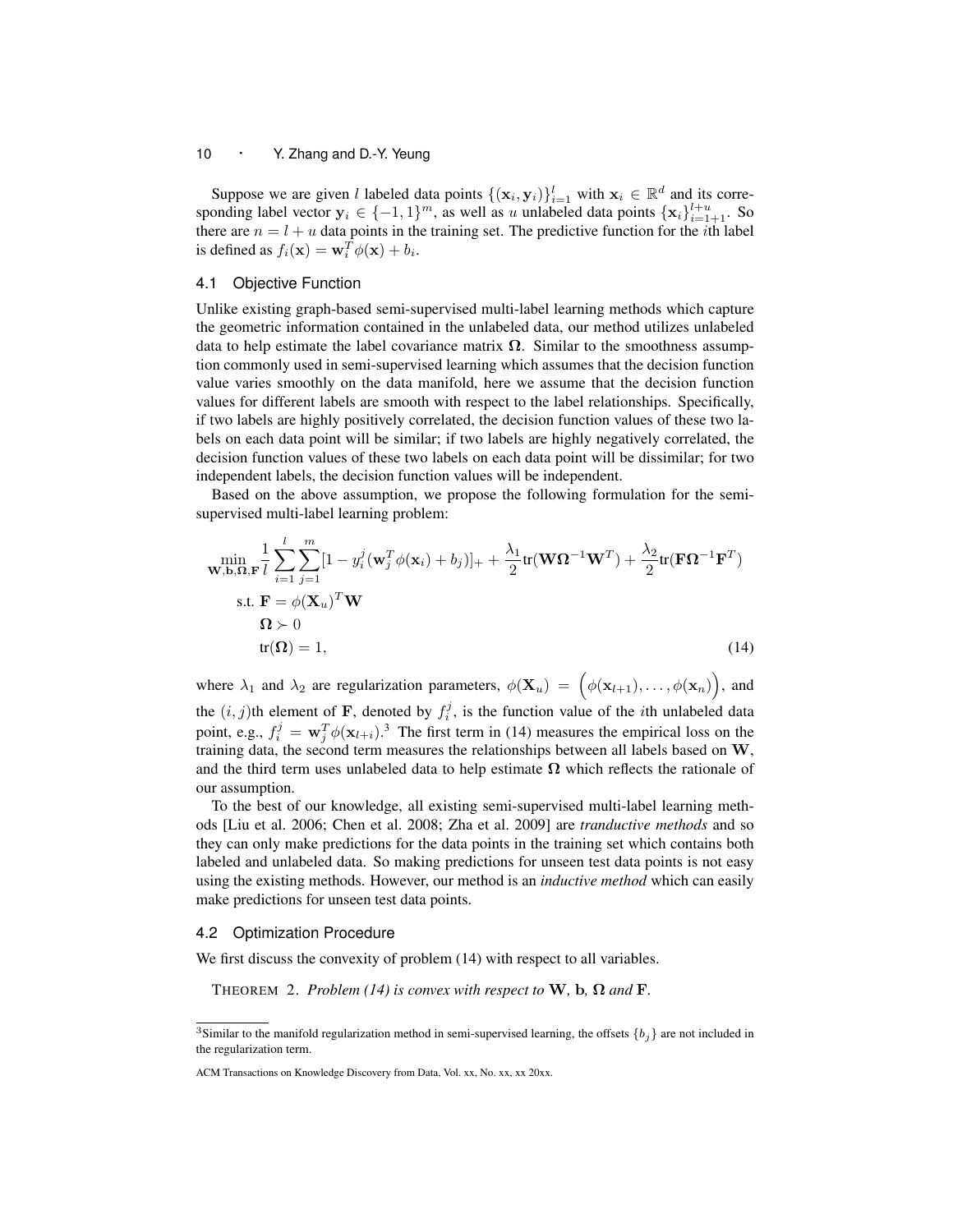Suppose we are given $l$ labeled data points $\{(\mathbf{x}_i, \mathbf{y}_i)\}_{i=1}^{l}$ with $\mathbf{x}_i \in \mathbb{R}^d$ and its corresponding label vector $\mathbf{y}_i \in \{-1, 1\}^m$, as well as $u$ unlabeled data points $\{\mathbf{x}_i\}_{i=1+1}^{l+u}$. So there are $n = l + u$ data points in the training set. The predictive function for the $i$th label is defined as $f_i(\mathbf{x}) = \mathbf{w}_i^T \phi(\mathbf{x}) + b_i$.

### 4.1 Objective Function

Unlike existing graph-based semi-supervised multi-label learning methods which capture the geometric information contained in the unlabeled data, our method utilizes unlabeled data to help estimate the label covariance matrix $\mathbf{\Omega}$. Similar to the smoothness assumption commonly used in semi-supervised learning which assumes that the decision function value varies smoothly on the data manifold, here we assume that the decision function values for different labels are smooth with respect to the label relationships. Specifically, if two labels are highly positively correlated, the decision function values of these two labels on each data point will be similar; if two labels are highly negatively correlated, the decision function values of these two labels on each data point will be dissimilar; for two independent labels, the decision function values will be independent.

Based on the above assumption, we propose the following formulation for the semi-supervised multi-label learning problem:

$$
\begin{aligned}
\min_{\mathbf{W}, \mathbf{b}, \mathbf{\Omega}, \mathbf{F}} \ & \frac{1}{l} \sum_{i=1}^{l} \sum_{j=1}^{m} [1 - y_i^j (\mathbf{w}_j^T \phi(\mathbf{x}_i) + b_j)]_+ + \frac{\lambda_1}{2} \mathrm{tr}(\mathbf{W} \mathbf{\Omega}^{-1} \mathbf{W}^T) + \frac{\lambda_2}{2} \mathrm{tr}(\mathbf{F} \mathbf{\Omega}^{-1} \mathbf{F}^T) \\
\text{s.t.} \ & \mathbf{F} = \phi(\mathbf{X}_u)^T \mathbf{W} \\
& \mathbf{\Omega} \succ 0 \\
& \mathrm{tr}(\mathbf{\Omega}) = 1, \qquad (14)
\end{aligned}
$$

where $\lambda_1$ and $\lambda_2$ are regularization parameters, $\phi(\mathbf{X}_u) = \Big(\phi(\mathbf{x}_{l+1}), \ldots, \phi(\mathbf{x}_n)\Big)$, and the $(i, j)$th element of $\mathbf{F}$, denoted by $f_i^j$, is the function value of the $i$th unlabeled data point, e.g., $f_i^j = \mathbf{w}_j^T \phi(\mathbf{x}_{l+i})$.[3] The first term in (14) measures the empirical loss on the training data, the second term measures the relationships between all labels based on $\mathbf{W}$, and the third term uses unlabeled data to help estimate $\mathbf{\Omega}$ which reflects the rationale of our assumption.

To the best of our knowledge, all existing semi-supervised multi-label learning methods [Liu et al. 2006; Chen et al. 2008; Zha et al. 2009] are *tranductive methods* and so they can only make predictions for the data points in the training set which contains both labeled and unlabeled data. So making predictions for unseen test data points is not easy using the existing methods. However, our method is an *inductive method* which can easily make predictions for unseen test data points.

### 4.2 Optimization Procedure

We first discuss the convexity of problem (14) with respect to all variables.

THEOREM 2. *Problem (14) is convex with respect to* $\mathbf{W}$*,* $\mathbf{b}$*,* $\mathbf{\Omega}$ *and* $\mathbf{F}$*.*

[3] Similar to the manifold regularization method in semi-supervised learning, the offsets $\{b_j\}$ are not included in the regularization term.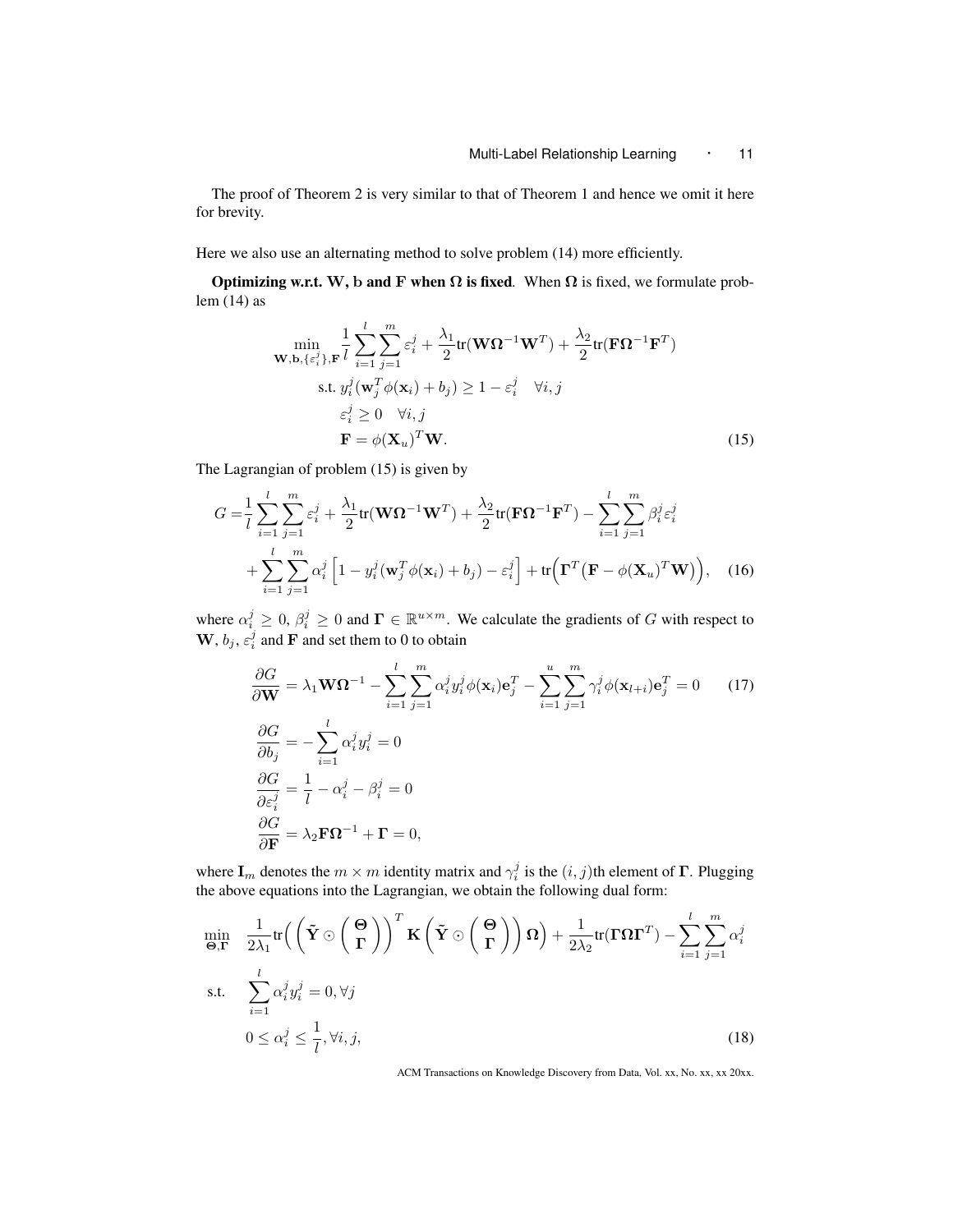The proof of Theorem 2 is very similar to that of Theorem 1 and hence we omit it here for brevity.

Here we also use an alternating method to solve problem (14) more efficiently.

**Optimizing w.r.t. W, b and F when $\mathbf{\Omega}$ is fixed**. When $\mathbf{\Omega}$ is fixed, we formulate problem (14) as

$$
\begin{aligned}
\min_{\mathbf{W},\mathbf{b},\{\varepsilon_i^j\},\mathbf{F}} \ & \frac{1}{l}\sum_{i=1}^{l}\sum_{j=1}^{m}\varepsilon_i^j + \frac{\lambda_1}{2}\mathrm{tr}(\mathbf{W}\mathbf{\Omega}^{-1}\mathbf{W}^T) + \frac{\lambda_2}{2}\mathrm{tr}(\mathbf{F}\mathbf{\Omega}^{-1}\mathbf{F}^T) \\
\text{s.t. } & y_i^j(\mathbf{w}_j^T\phi(\mathbf{x}_i) + b_j) \geq 1 - \varepsilon_i^j \quad \forall i,j \\
& \varepsilon_i^j \geq 0 \quad \forall i,j \\
& \mathbf{F} = \phi(\mathbf{X}_u)^T\mathbf{W}.
\end{aligned}
\tag{15}
$$

The Lagrangian of problem (15) is given by

$$
\begin{aligned}
G = & \frac{1}{l}\sum_{i=1}^{l}\sum_{j=1}^{m}\varepsilon_i^j + \frac{\lambda_1}{2}\mathrm{tr}(\mathbf{W}\mathbf{\Omega}^{-1}\mathbf{W}^T) + \frac{\lambda_2}{2}\mathrm{tr}(\mathbf{F}\mathbf{\Omega}^{-1}\mathbf{F}^T) - \sum_{i=1}^{l}\sum_{j=1}^{m}\beta_i^j\varepsilon_i^j \\
& + \sum_{i=1}^{l}\sum_{j=1}^{m}\alpha_i^j\left[1 - y_i^j(\mathbf{w}_j^T\phi(\mathbf{x}_i) + b_j) - \varepsilon_i^j\right] + \mathrm{tr}\Big(\mathbf{\Gamma}^T\big(\mathbf{F} - \phi(\mathbf{X}_u)^T\mathbf{W}\big)\Big),
\end{aligned}
\tag{16}
$$

where $\alpha_i^j \geq 0$, $\beta_i^j \geq 0$ and $\mathbf{\Gamma} \in \mathbb{R}^{u\times m}$. We calculate the gradients of $G$ with respect to $\mathbf{W}$, $b_j$, $\varepsilon_i^j$ and $\mathbf{F}$ and set them to 0 to obtain

$$
\begin{aligned}
& \frac{\partial G}{\partial \mathbf{W}} = \lambda_1\mathbf{W}\mathbf{\Omega}^{-1} - \sum_{i=1}^{l}\sum_{j=1}^{m}\alpha_i^j y_i^j\phi(\mathbf{x}_i)\mathbf{e}_j^T - \sum_{i=1}^{u}\sum_{j=1}^{m}\gamma_i^j\phi(\mathbf{x}_{l+i})\mathbf{e}_j^T = 0 \qquad (17) \\
& \frac{\partial G}{\partial b_j} = -\sum_{i=1}^{l}\alpha_i^j y_i^j = 0 \\
& \frac{\partial G}{\partial \varepsilon_i^j} = \frac{1}{l} - \alpha_i^j - \beta_i^j = 0 \\
& \frac{\partial G}{\partial \mathbf{F}} = \lambda_2\mathbf{F}\mathbf{\Omega}^{-1} + \mathbf{\Gamma} = 0,
\end{aligned}
$$

where $\mathbf{I}_m$ denotes the $m\times m$ identity matrix and $\gamma_i^j$ is the $(i,j)$th element of $\mathbf{\Gamma}$. Plugging the above equations into the Lagrangian, we obtain the following dual form:

$$
\begin{aligned}
\min_{\mathbf{\Theta},\mathbf{\Gamma}} \quad & \frac{1}{2\lambda_1}\mathrm{tr}\Big(\left(\tilde{\mathbf{Y}}\odot\begin{pmatrix}\mathbf{\Theta}\\ \mathbf{\Gamma}\end{pmatrix}\right)^T\mathbf{K}\left(\tilde{\mathbf{Y}}\odot\begin{pmatrix}\mathbf{\Theta}\\ \mathbf{\Gamma}\end{pmatrix}\right)\mathbf{\Omega}\Big) + \frac{1}{2\lambda_2}\mathrm{tr}(\mathbf{\Gamma}\mathbf{\Omega}\mathbf{\Gamma}^T) - \sum_{i=1}^{l}\sum_{j=1}^{m}\alpha_i^j \\
\text{s.t.} \quad & \sum_{i=1}^{l}\alpha_i^j y_i^j = 0, \forall j \\
& 0 \leq \alpha_i^j \leq \frac{1}{l}, \forall i,j,
\end{aligned}
\tag{18}
$$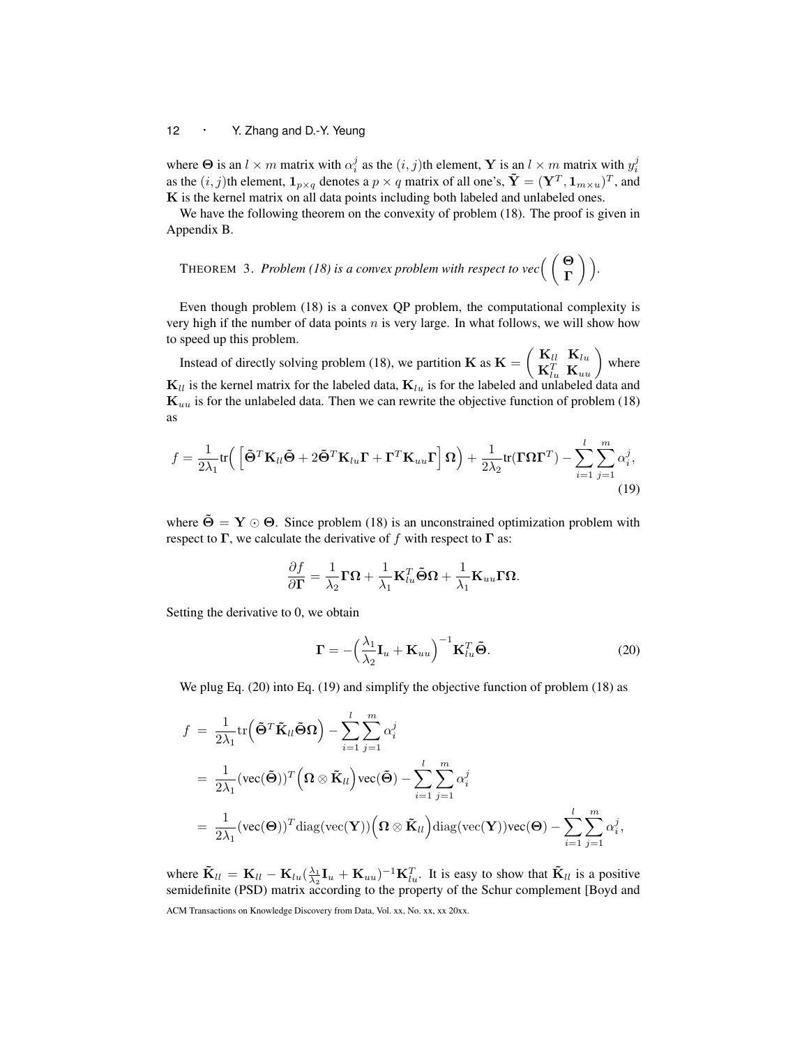where $\mathbf{\Theta}$ is an $l \times m$ matrix with $\alpha_i^j$ as the $(i,j)$th element, $\mathbf{Y}$ is an $l \times m$ matrix with $y_i^j$ as the $(i,j)$th element, $\mathbf{1}_{p \times q}$ denotes a $p \times q$ matrix of all one's, $\tilde{\mathbf{Y}} = (\mathbf{Y}^T, \mathbf{1}_{m \times u})^T$, and $\mathbf{K}$ is the kernel matrix on all data points including both labeled and unlabeled ones.

We have the following theorem on the convexity of problem (18). The proof is given in Appendix B.

THEOREM 3. *Problem (18) is a convex problem with respect to vec*$\Big( \begin{pmatrix} \mathbf{\Theta} \\ \mathbf{\Gamma} \end{pmatrix} \Big)$.

Even though problem (18) is a convex QP problem, the computational complexity is very high if the number of data points $n$ is very large. In what follows, we will show how to speed up this problem.

Instead of directly solving problem (18), we partition $\mathbf{K}$ as $\mathbf{K} = \begin{pmatrix} \mathbf{K}_{ll} & \mathbf{K}_{lu} \\ \mathbf{K}_{lu}^T & \mathbf{K}_{uu} \end{pmatrix}$ where $\mathbf{K}_{ll}$ is the kernel matrix for the labeled data, $\mathbf{K}_{lu}$ is for the labeled and unlabeled data and $\mathbf{K}_{uu}$ is for the unlabeled data. Then we can rewrite the objective function of problem (18) as

$$f = \frac{1}{2\lambda_1}\mathrm{tr}\Big( \Big[\tilde{\mathbf{\Theta}}^T \mathbf{K}_{ll} \tilde{\mathbf{\Theta}} + 2\tilde{\mathbf{\Theta}}^T \mathbf{K}_{lu} \mathbf{\Gamma} + \mathbf{\Gamma}^T \mathbf{K}_{uu} \mathbf{\Gamma}\Big] \mathbf{\Omega} \Big) + \frac{1}{2\lambda_2}\mathrm{tr}(\mathbf{\Gamma}\mathbf{\Omega}\mathbf{\Gamma}^T) - \sum_{i=1}^{l}\sum_{j=1}^{m} \alpha_i^j, \tag{19}$$

where $\tilde{\mathbf{\Theta}} = \mathbf{Y} \odot \mathbf{\Theta}$. Since problem (18) is an unconstrained optimization problem with respect to $\mathbf{\Gamma}$, we calculate the derivative of $f$ with respect to $\mathbf{\Gamma}$ as:

$$\frac{\partial f}{\partial \mathbf{\Gamma}} = \frac{1}{\lambda_2}\mathbf{\Gamma}\mathbf{\Omega} + \frac{1}{\lambda_1}\mathbf{K}_{lu}^T \tilde{\mathbf{\Theta}} \mathbf{\Omega} + \frac{1}{\lambda_1}\mathbf{K}_{uu}\mathbf{\Gamma}\mathbf{\Omega}.$$

Setting the derivative to 0, we obtain

$$\mathbf{\Gamma} = -\Big(\frac{\lambda_1}{\lambda_2}\mathbf{I}_u + \mathbf{K}_{uu}\Big)^{-1} \mathbf{K}_{lu}^T \tilde{\mathbf{\Theta}}. \tag{20}$$

We plug Eq. (20) into Eq. (19) and simplify the objective function of problem (18) as

$$\begin{aligned} f &= \frac{1}{2\lambda_1}\mathrm{tr}\Big(\tilde{\mathbf{\Theta}}^T \tilde{\mathbf{K}}_{ll} \tilde{\mathbf{\Theta}} \mathbf{\Omega}\Big) - \sum_{i=1}^{l}\sum_{j=1}^{m} \alpha_i^j \\ &= \frac{1}{2\lambda_1}(\mathrm{vec}(\tilde{\mathbf{\Theta}}))^T \Big(\mathbf{\Omega} \otimes \tilde{\mathbf{K}}_{ll}\Big) \mathrm{vec}(\tilde{\mathbf{\Theta}}) - \sum_{i=1}^{l}\sum_{j=1}^{m} \alpha_i^j \\ &= \frac{1}{2\lambda_1}(\mathrm{vec}(\mathbf{\Theta}))^T \mathrm{diag}(\mathrm{vec}(\mathbf{Y}))\Big(\mathbf{\Omega} \otimes \tilde{\mathbf{K}}_{ll}\Big)\mathrm{diag}(\mathrm{vec}(\mathbf{Y}))\mathrm{vec}(\mathbf{\Theta}) - \sum_{i=1}^{l}\sum_{j=1}^{m} \alpha_i^j, \end{aligned}$$

where $\tilde{\mathbf{K}}_{ll} = \mathbf{K}_{ll} - \mathbf{K}_{lu}(\frac{\lambda_1}{\lambda_2}\mathbf{I}_u + \mathbf{K}_{uu})^{-1}\mathbf{K}_{lu}^T$. It is easy to show that $\tilde{\mathbf{K}}_{ll}$ is a positive semidefinite (PSD) matrix according to the property of the Schur complement [Boyd and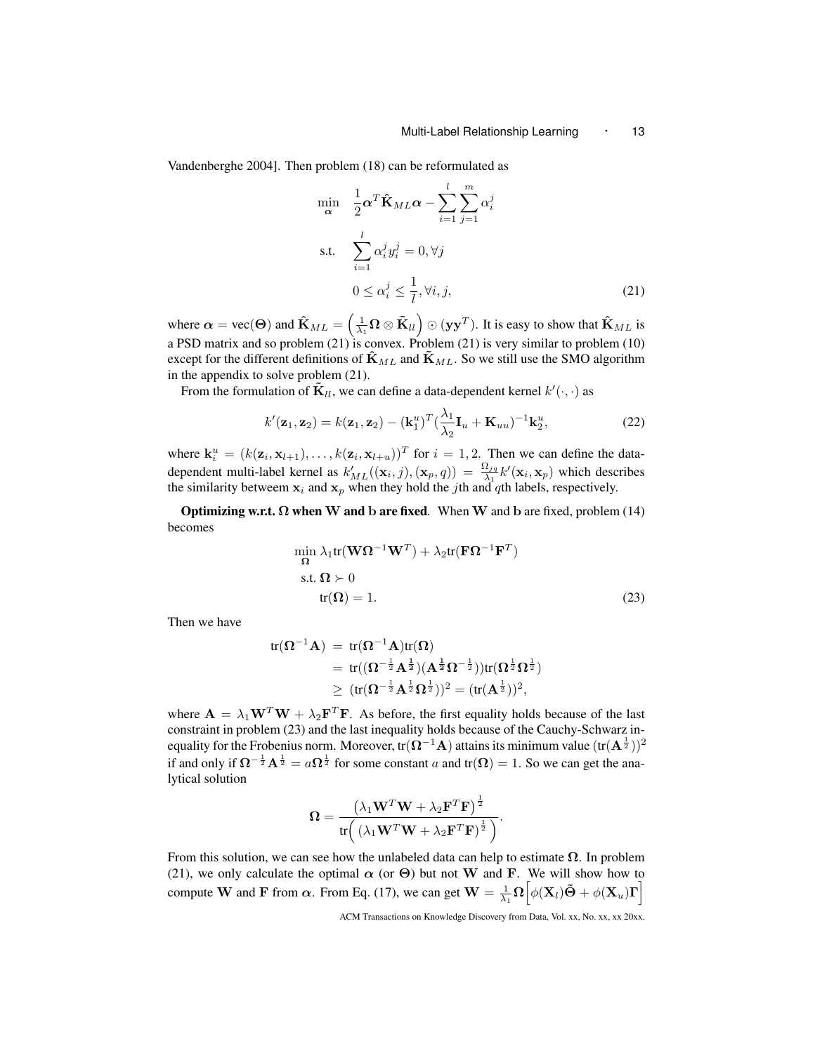Vandenberghe 2004]. Then problem (18) can be reformulated as

$$
\begin{aligned}
\min_{\boldsymbol{\alpha}} \quad & \frac{1}{2}\boldsymbol{\alpha}^T \hat{\mathbf{K}}_{ML} \boldsymbol{\alpha} - \sum_{i=1}^{l}\sum_{j=1}^{m} \alpha_i^j \\
\text{s.t.} \quad & \sum_{i=1}^{l} \alpha_i^j y_i^j = 0, \forall j \\
& 0 \le \alpha_i^j \le \frac{1}{l}, \forall i, j,
\end{aligned} \tag{21}
$$

where $\boldsymbol{\alpha} = \text{vec}(\boldsymbol{\Theta})$ and $\hat{\mathbf{K}}_{ML} = \left(\frac{1}{\lambda_1}\boldsymbol{\Omega} \otimes \tilde{\mathbf{K}}_{ll}\right) \odot (\mathbf{y}\mathbf{y}^T)$. It is easy to show that $\hat{\mathbf{K}}_{ML}$ is a PSD matrix and so problem (21) is convex. Problem (21) is very similar to problem (10) except for the different definitions of $\hat{\mathbf{K}}_{ML}$ and $\tilde{\mathbf{K}}_{ML}$. So we still use the SMO algorithm in the appendix to solve problem (21).

From the formulation of $\tilde{\mathbf{K}}_{ll}$, we can define a data-dependent kernel $k'(\cdot, \cdot)$ as

$$
k'(\mathbf{z}_1, \mathbf{z}_2) = k(\mathbf{z}_1, \mathbf{z}_2) - (\mathbf{k}_1^u)^T (\frac{\lambda_1}{\lambda_2}\mathbf{I}_u + \mathbf{K}_{uu})^{-1}\mathbf{k}_2^u, \tag{22}
$$

where $\mathbf{k}_i^u = (k(\mathbf{z}_i, \mathbf{x}_{l+1}), \ldots, k(\mathbf{z}_i, \mathbf{x}_{l+u}))^T$ for $i = 1, 2$. Then we can define the data-dependent multi-label kernel as $k'_{ML}((\mathbf{x}_i, j), (\mathbf{x}_p, q)) = \frac{\Omega_{jq}}{\lambda_1} k'(\mathbf{x}_i, \mathbf{x}_p)$ which describes the similarity betweem $\mathbf{x}_i$ and $\mathbf{x}_p$ when they hold the $j$th and $q$th labels, respectively.

**Optimizing w.r.t. $\boldsymbol{\Omega}$ when $\mathbf{W}$ and $\mathbf{b}$ are fixed**. When $\mathbf{W}$ and $\mathbf{b}$ are fixed, problem (14) becomes

$$
\begin{aligned}
& \min_{\boldsymbol{\Omega}} \lambda_1 \text{tr}(\mathbf{W}\boldsymbol{\Omega}^{-1}\mathbf{W}^T) + \lambda_2 \text{tr}(\mathbf{F}\boldsymbol{\Omega}^{-1}\mathbf{F}^T) \\
& \text{s.t. } \boldsymbol{\Omega} \succ 0 \\
& \quad\ \ \text{tr}(\boldsymbol{\Omega}) = 1.
\end{aligned} \tag{23}
$$

Then we have

$$
\begin{aligned}
\text{tr}(\boldsymbol{\Omega}^{-1}\mathbf{A}) &= \text{tr}(\boldsymbol{\Omega}^{-1}\mathbf{A})\text{tr}(\boldsymbol{\Omega}) \\
&= \text{tr}((\boldsymbol{\Omega}^{-\frac{1}{2}}\mathbf{A}^{\frac{1}{2}})(\mathbf{A}^{\frac{1}{2}}\boldsymbol{\Omega}^{-\frac{1}{2}}))\text{tr}(\boldsymbol{\Omega}^{\frac{1}{2}}\boldsymbol{\Omega}^{\frac{1}{2}}) \\
&\ge (\text{tr}(\boldsymbol{\Omega}^{-\frac{1}{2}}\mathbf{A}^{\frac{1}{2}}\boldsymbol{\Omega}^{\frac{1}{2}}))^2 = (\text{tr}(\mathbf{A}^{\frac{1}{2}}))^2,
\end{aligned}
$$

where $\mathbf{A} = \lambda_1 \mathbf{W}^T\mathbf{W} + \lambda_2 \mathbf{F}^T\mathbf{F}$. As before, the first equality holds because of the last constraint in problem (23) and the last inequality holds because of the Cauchy-Schwarz inequality for the Frobenius norm. Moreover, $\text{tr}(\boldsymbol{\Omega}^{-1}\mathbf{A})$ attains its minimum value $(\text{tr}(\mathbf{A}^{\frac{1}{2}}))^2$ if and only if $\boldsymbol{\Omega}^{-\frac{1}{2}}\mathbf{A}^{\frac{1}{2}} = a\boldsymbol{\Omega}^{\frac{1}{2}}$ for some constant $a$ and $\text{tr}(\boldsymbol{\Omega}) = 1$. So we can get the analytical solution

$$
\boldsymbol{\Omega} = \frac{\left(\lambda_1 \mathbf{W}^T\mathbf{W} + \lambda_2 \mathbf{F}^T\mathbf{F}\right)^{\frac{1}{2}}}{\text{tr}\Big(\left(\lambda_1 \mathbf{W}^T\mathbf{W} + \lambda_2 \mathbf{F}^T\mathbf{F}\right)^{\frac{1}{2}}\Big)}.
$$

From this solution, we can see how the unlabeled data can help to estimate $\boldsymbol{\Omega}$. In problem (21), we only calculate the optimal $\boldsymbol{\alpha}$ (or $\boldsymbol{\Theta}$) but not $\mathbf{W}$ and $\mathbf{F}$. We will show how to compute $\mathbf{W}$ and $\mathbf{F}$ from $\boldsymbol{\alpha}$. From Eq. (17), we can get $\mathbf{W} = \frac{1}{\lambda_1}\boldsymbol{\Omega}\Big[\phi(\mathbf{X}_l)\tilde{\boldsymbol{\Theta}} + \phi(\mathbf{X}_u)\boldsymbol{\Gamma}\Big]$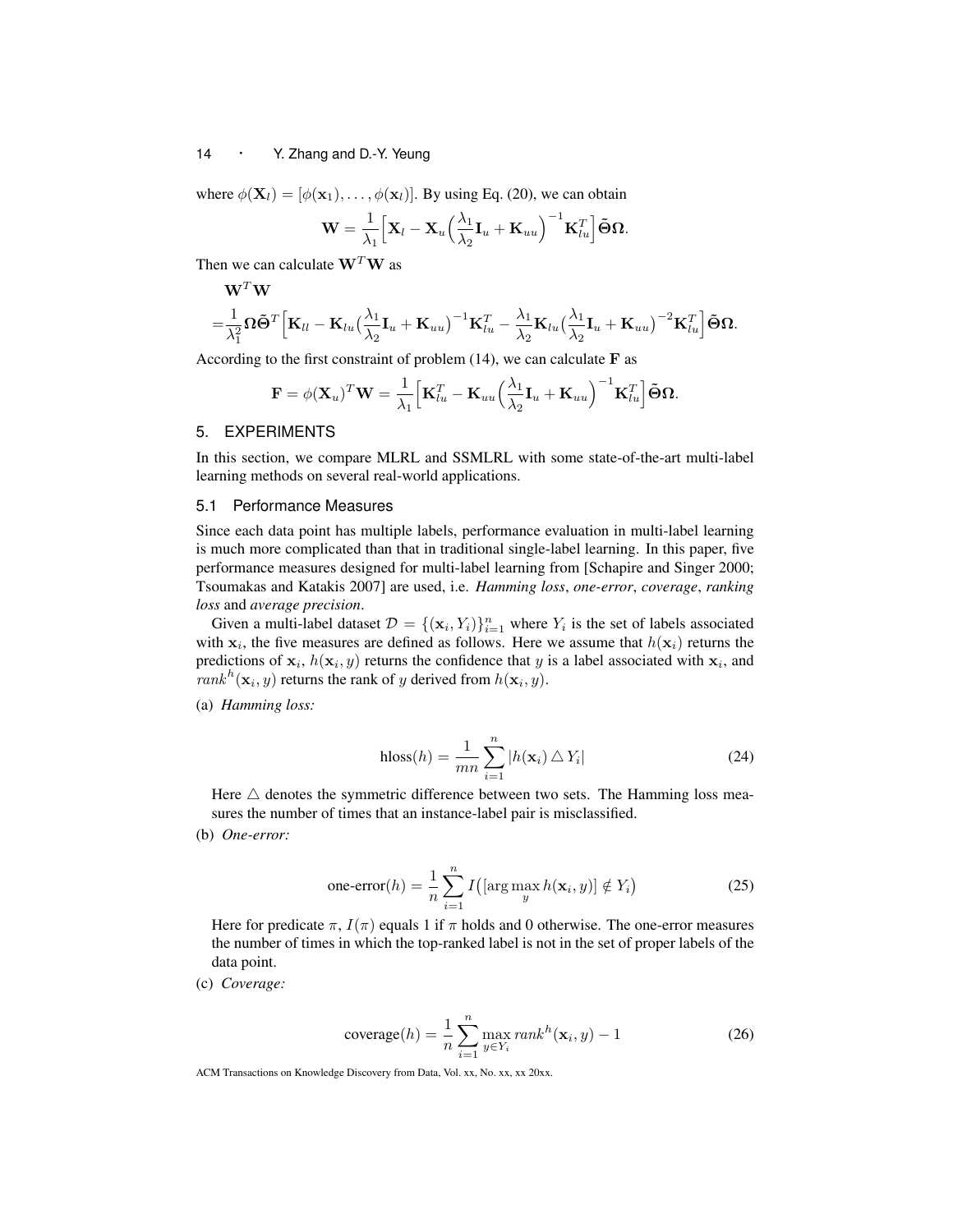where $\phi(\mathbf{X}_l) = [\phi(\mathbf{x}_1), \ldots, \phi(\mathbf{x}_l)]$. By using Eq. (20), we can obtain

$$\mathbf{W} = \frac{1}{\lambda_1}\Big[\mathbf{X}_l - \mathbf{X}_u\Big(\frac{\lambda_1}{\lambda_2}\mathbf{I}_u + \mathbf{K}_{uu}\Big)^{-1}\mathbf{K}_{lu}^T\Big]\tilde{\mathbf{\Theta}}\mathbf{\Omega}.$$

Then we can calculate $\mathbf{W}^T\mathbf{W}$ as

$$\begin{aligned}&\mathbf{W}^T\mathbf{W}\\ =&\frac{1}{\lambda_1^2}\mathbf{\Omega}\tilde{\mathbf{\Theta}}^T\Big[\mathbf{K}_{ll} - \mathbf{K}_{lu}\big(\frac{\lambda_1}{\lambda_2}\mathbf{I}_u + \mathbf{K}_{uu}\big)^{-1}\mathbf{K}_{lu}^T - \frac{\lambda_1}{\lambda_2}\mathbf{K}_{lu}\big(\frac{\lambda_1}{\lambda_2}\mathbf{I}_u + \mathbf{K}_{uu}\big)^{-2}\mathbf{K}_{lu}^T\Big]\tilde{\mathbf{\Theta}}\mathbf{\Omega}.\end{aligned}$$

According to the first constraint of problem (14), we can calculate $\mathbf{F}$ as

$$\mathbf{F} = \phi(\mathbf{X}_u)^T\mathbf{W} = \frac{1}{\lambda_1}\Big[\mathbf{K}_{lu}^T - \mathbf{K}_{uu}\Big(\frac{\lambda_1}{\lambda_2}\mathbf{I}_u + \mathbf{K}_{uu}\Big)^{-1}\mathbf{K}_{lu}^T\Big]\tilde{\mathbf{\Theta}}\mathbf{\Omega}.$$

## 5. EXPERIMENTS

In this section, we compare MLRL and SSMLRL with some state-of-the-art multi-label learning methods on several real-world applications.

### 5.1 Performance Measures

Since each data point has multiple labels, performance evaluation in multi-label learning is much more complicated than that in traditional single-label learning. In this paper, five performance measures designed for multi-label learning from [Schapire and Singer 2000; Tsoumakas and Katakis 2007] are used, i.e. *Hamming loss*, *one-error*, *coverage*, *ranking loss* and *average precision*.

Given a multi-label dataset $\mathcal{D} = \{(\mathbf{x}_i, Y_i)\}_{i=1}^n$ where $Y_i$ is the set of labels associated with $\mathbf{x}_i$, the five measures are defined as follows. Here we assume that $h(\mathbf{x}_i)$ returns the predictions of $\mathbf{x}_i$, $h(\mathbf{x}_i, y)$ returns the confidence that $y$ is a label associated with $\mathbf{x}_i$, and $rank^h(\mathbf{x}_i, y)$ returns the rank of $y$ derived from $h(\mathbf{x}_i, y)$.

(a) *Hamming loss:*

$$\text{hloss}(h) = \frac{1}{mn}\sum_{i=1}^n |h(\mathbf{x}_i) \triangle Y_i| \tag{24}$$

Here $\triangle$ denotes the symmetric difference between two sets. The Hamming loss measures the number of times that an instance-label pair is misclassified.

(b) *One-error:*

$$\text{one-error}(h) = \frac{1}{n}\sum_{i=1}^n I\big([\arg\max_y h(\mathbf{x}_i, y)] \notin Y_i\big) \tag{25}$$

Here for predicate $\pi$, $I(\pi)$ equals 1 if $\pi$ holds and 0 otherwise. The one-error measures the number of times in which the top-ranked label is not in the set of proper labels of the data point.

(c) *Coverage:*

$$\text{coverage}(h) = \frac{1}{n}\sum_{i=1}^n \max_{y \in Y_i} rank^h(\mathbf{x}_i, y) - 1 \tag{26}$$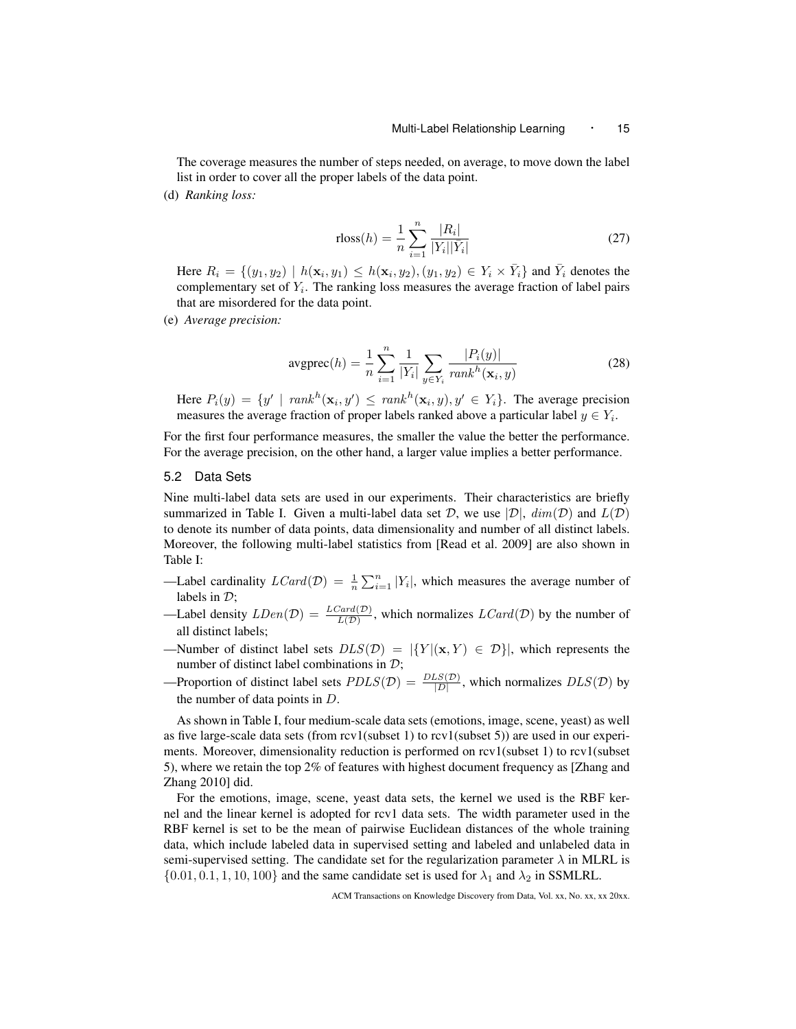The coverage measures the number of steps needed, on average, to move down the label list in order to cover all the proper labels of the data point.

(d) *Ranking loss:*

$$\text{rloss}(h) = \frac{1}{n}\sum_{i=1}^{n}\frac{|R_i|}{|Y_i||\bar{Y}_i|} \tag{27}$$

Here $R_i = \{(y_1, y_2) \mid h(\mathbf{x}_i, y_1) \leq h(\mathbf{x}_i, y_2), (y_1, y_2) \in Y_i \times \bar{Y}_i\}$ and $\bar{Y}_i$ denotes the complementary set of $Y_i$. The ranking loss measures the average fraction of label pairs that are misordered for the data point.

(e) *Average precision:*

$$\text{avgprec}(h) = \frac{1}{n}\sum_{i=1}^{n}\frac{1}{|Y_i|}\sum_{y\in Y_i}\frac{|P_i(y)|}{rank^h(\mathbf{x}_i, y)} \tag{28}$$

Here $P_i(y) = \{y' \mid rank^h(\mathbf{x}_i, y') \leq rank^h(\mathbf{x}_i, y), y' \in Y_i\}$. The average precision measures the average fraction of proper labels ranked above a particular label $y \in Y_i$.

For the first four performance measures, the smaller the value the better the performance. For the average precision, on the other hand, a larger value implies a better performance.

### 5.2 Data Sets

Nine multi-label data sets are used in our experiments. Their characteristics are briefly summarized in Table I. Given a multi-label data set $\mathcal{D}$, we use $|\mathcal{D}|$, $dim(\mathcal{D})$ and $L(\mathcal{D})$ to denote its number of data points, data dimensionality and number of all distinct labels. Moreover, the following multi-label statistics from [Read et al. 2009] are also shown in Table I:

—Label cardinality $LCard(\mathcal{D}) = \frac{1}{n}\sum_{i=1}^{n}|Y_i|$, which measures the average number of labels in $\mathcal{D}$;

—Label density $LDen(\mathcal{D}) = \frac{LCard(\mathcal{D})}{L(\mathcal{D})}$, which normalizes $LCard(\mathcal{D})$ by the number of all distinct labels;

—Number of distinct label sets $DLS(\mathcal{D}) = |\{Y|(\mathbf{x}, Y) \in \mathcal{D}\}|$, which represents the number of distinct label combinations in $\mathcal{D}$;

—Proportion of distinct label sets $PDLS(\mathcal{D}) = \frac{DLS(\mathcal{D})}{|\mathcal{D}|}$, which normalizes $DLS(\mathcal{D})$ by the number of data points in $D$.

As shown in Table I, four medium-scale data sets (emotions, image, scene, yeast) as well as five large-scale data sets (from rcv1(subset 1) to rcv1(subset 5)) are used in our experiments. Moreover, dimensionality reduction is performed on rcv1(subset 1) to rcv1(subset 5), where we retain the top 2% of features with highest document frequency as [Zhang and Zhang 2010] did.

For the emotions, image, scene, yeast data sets, the kernel we used is the RBF kernel and the linear kernel is adopted for rcv1 data sets. The width parameter used in the RBF kernel is set to be the mean of pairwise Euclidean distances of the whole training data, which include labeled data in supervised setting and labeled and unlabeled data in semi-supervised setting. The candidate set for the regularization parameter $\lambda$ in MLRL is $\{0.01, 0.1, 1, 10, 100\}$ and the same candidate set is used for $\lambda_1$ and $\lambda_2$ in SSMLRL.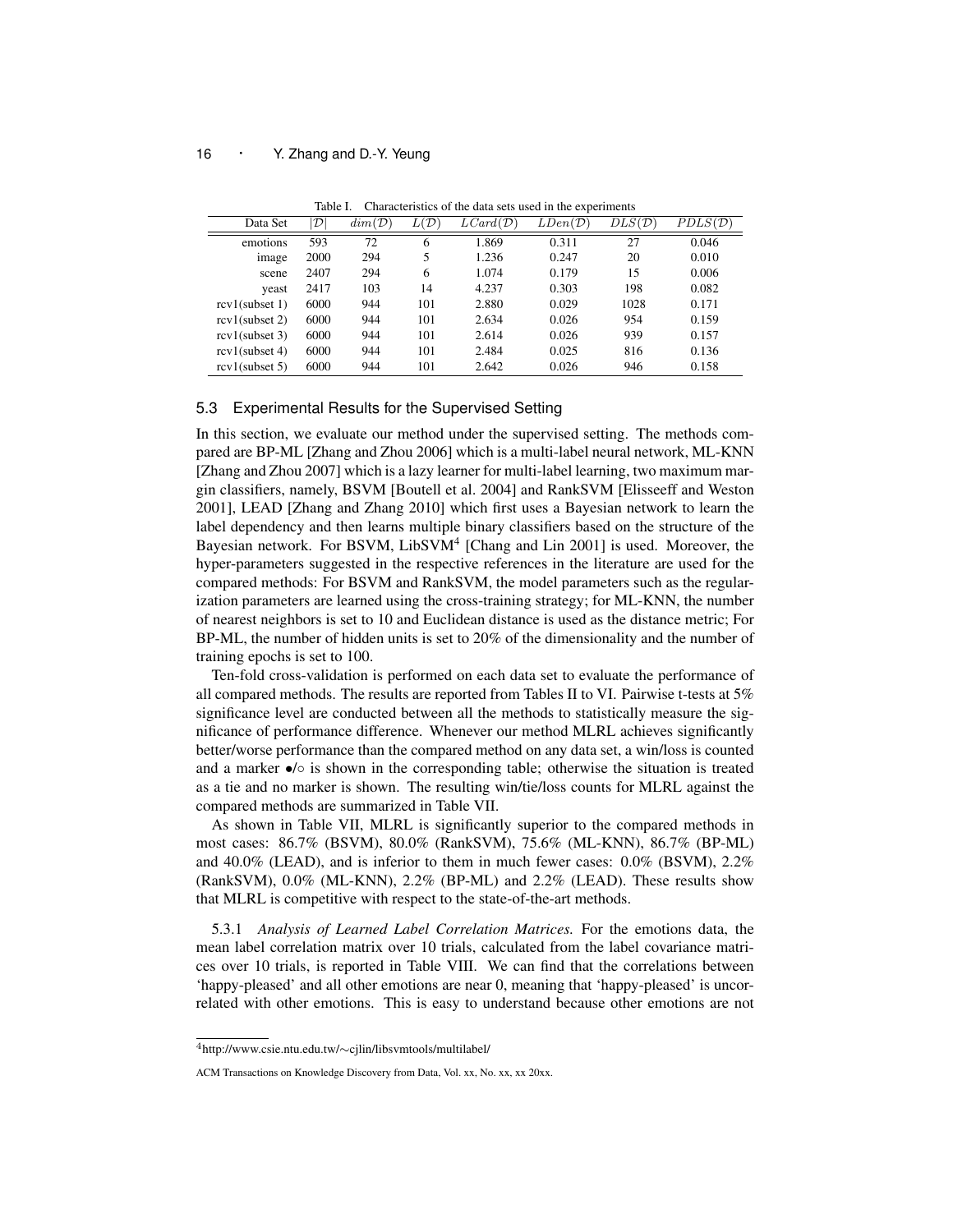Table I. Characteristics of the data sets used in the experiments

| Data Set | $\|\mathcal{D}\|$ | $dim(\mathcal{D})$ | $L(\mathcal{D})$ | $LCard(\mathcal{D})$ | $LDen(\mathcal{D})$ | $DLS(\mathcal{D})$ | $PDLS(\mathcal{D})$ |
|---|---|---|---|---|---|---|---|
| emotions | 593 | 72 | 6 | 1.869 | 0.311 | 27 | 0.046 |
| image | 2000 | 294 | 5 | 1.236 | 0.247 | 20 | 0.010 |
| scene | 2407 | 294 | 6 | 1.074 | 0.179 | 15 | 0.006 |
| yeast | 2417 | 103 | 14 | 4.237 | 0.303 | 198 | 0.082 |
| rcv1(subset 1) | 6000 | 944 | 101 | 2.880 | 0.029 | 1028 | 0.171 |
| rcv1(subset 2) | 6000 | 944 | 101 | 2.634 | 0.026 | 954 | 0.159 |
| rcv1(subset 3) | 6000 | 944 | 101 | 2.614 | 0.026 | 939 | 0.157 |
| rcv1(subset 4) | 6000 | 944 | 101 | 2.484 | 0.025 | 816 | 0.136 |
| rcv1(subset 5) | 6000 | 944 | 101 | 2.642 | 0.026 | 946 | 0.158 |

## 5.3 Experimental Results for the Supervised Setting

In this section, we evaluate our method under the supervised setting. The methods compared are BP-ML [Zhang and Zhou 2006] which is a multi-label neural network, ML-KNN [Zhang and Zhou 2007] which is a lazy learner for multi-label learning, two maximum margin classifiers, namely, BSVM [Boutell et al. 2004] and RankSVM [Elisseeff and Weston 2001], LEAD [Zhang and Zhang 2010] which first uses a Bayesian network to learn the label dependency and then learns multiple binary classifiers based on the structure of the Bayesian network. For BSVM, LibSVM[4] [Chang and Lin 2001] is used. Moreover, the hyper-parameters suggested in the respective references in the literature are used for the compared methods: For BSVM and RankSVM, the model parameters such as the regularization parameters are learned using the cross-training strategy; for ML-KNN, the number of nearest neighbors is set to 10 and Euclidean distance is used as the distance metric; For BP-ML, the number of hidden units is set to 20% of the dimensionality and the number of training epochs is set to 100.

Ten-fold cross-validation is performed on each data set to evaluate the performance of all compared methods. The results are reported from Tables II to VI. Pairwise t-tests at 5% significance level are conducted between all the methods to statistically measure the significance of performance difference. Whenever our method MLRL achieves significantly better/worse performance than the compared method on any data set, a win/loss is counted and a marker •/◦ is shown in the corresponding table; otherwise the situation is treated as a tie and no marker is shown. The resulting win/tie/loss counts for MLRL against the compared methods are summarized in Table VII.

As shown in Table VII, MLRL is significantly superior to the compared methods in most cases: 86.7% (BSVM), 80.0% (RankSVM), 75.6% (ML-KNN), 86.7% (BP-ML) and 40.0% (LEAD), and is inferior to them in much fewer cases: 0.0% (BSVM), 2.2% (RankSVM), 0.0% (ML-KNN), 2.2% (BP-ML) and 2.2% (LEAD). These results show that MLRL is competitive with respect to the state-of-the-art methods.

5.3.1 *Analysis of Learned Label Correlation Matrices.* For the emotions data, the mean label correlation matrix over 10 trials, calculated from the label covariance matrices over 10 trials, is reported in Table VIII. We can find that the correlations between 'happy-pleased' and all other emotions are near 0, meaning that 'happy-pleased' is uncorrelated with other emotions. This is easy to understand because other emotions are not

[4] http://www.csie.ntu.edu.tw/∼cjlin/libsvmtools/multilabel/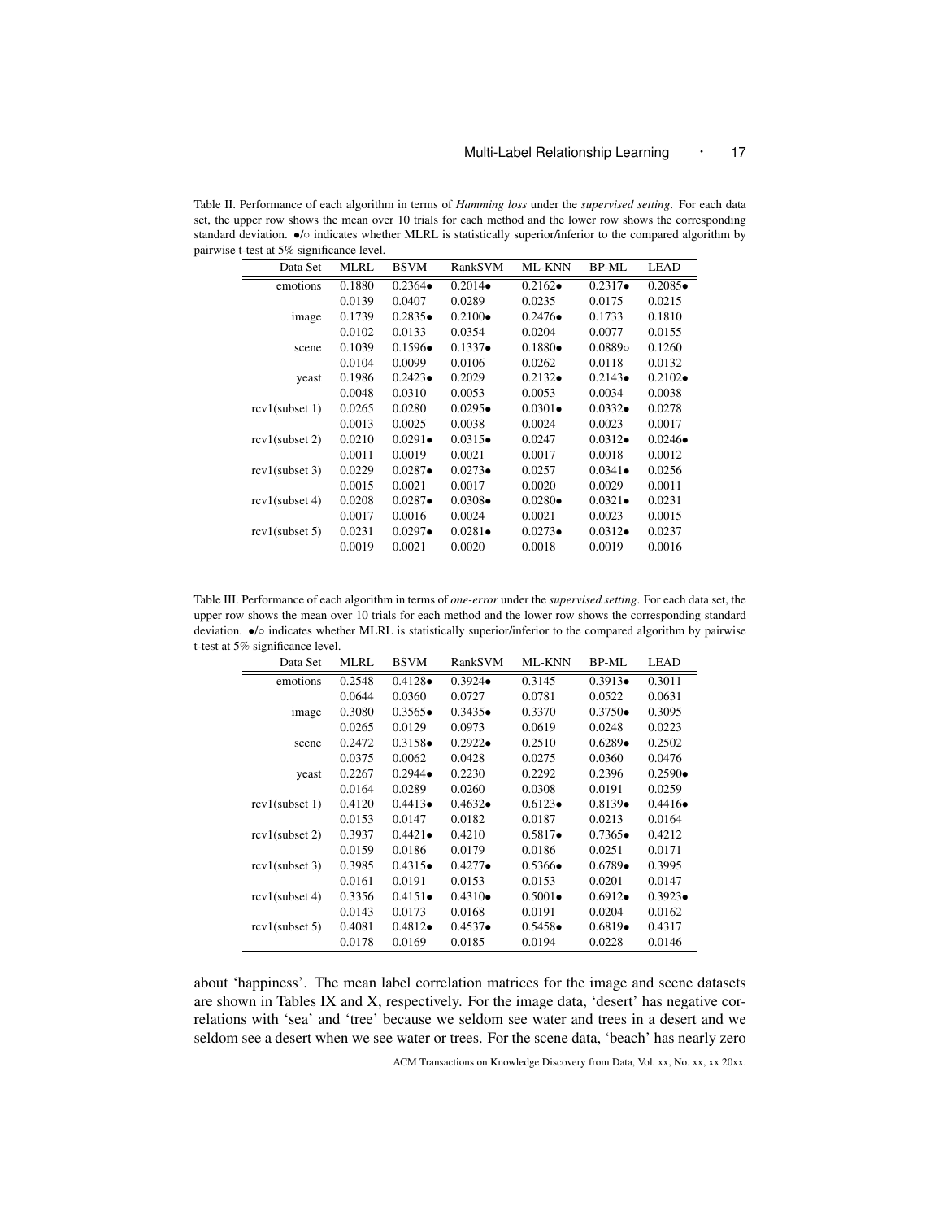Table II. Performance of each algorithm in terms of *Hamming loss* under the *supervised setting*. For each data set, the upper row shows the mean over 10 trials for each method and the lower row shows the corresponding standard deviation. •/◦ indicates whether MLRL is statistically superior/inferior to the compared algorithm by pairwise t-test at 5% significance level.

| Data Set | MLRL | BSVM | RankSVM | ML-KNN | BP-ML | LEAD |
|---|---|---|---|---|---|---|
| emotions | 0.1880 | 0.2364• | 0.2014• | 0.2162• | 0.2317• | 0.2085• |
| | 0.0139 | 0.0407 | 0.0289 | 0.0235 | 0.0175 | 0.0215 |
| image | 0.1739 | 0.2835• | 0.2100• | 0.2476• | 0.1733 | 0.1810 |
| | 0.0102 | 0.0133 | 0.0354 | 0.0204 | 0.0077 | 0.0155 |
| scene | 0.1039 | 0.1596• | 0.1337• | 0.1880• | 0.0889◦ | 0.1260 |
| | 0.0104 | 0.0099 | 0.0106 | 0.0262 | 0.0118 | 0.0132 |
| yeast | 0.1986 | 0.2423• | 0.2029 | 0.2132• | 0.2143• | 0.2102• |
| | 0.0048 | 0.0310 | 0.0053 | 0.0053 | 0.0034 | 0.0038 |
| rcv1(subset 1) | 0.0265 | 0.0280 | 0.0295• | 0.0301• | 0.0332• | 0.0278 |
| | 0.0013 | 0.0025 | 0.0038 | 0.0024 | 0.0023 | 0.0017 |
| rcv1(subset 2) | 0.0210 | 0.0291• | 0.0315• | 0.0247 | 0.0312• | 0.0246• |
| | 0.0011 | 0.0019 | 0.0021 | 0.0017 | 0.0018 | 0.0012 |
| rcv1(subset 3) | 0.0229 | 0.0287• | 0.0273• | 0.0257 | 0.0341• | 0.0256 |
| | 0.0015 | 0.0021 | 0.0017 | 0.0020 | 0.0029 | 0.0011 |
| rcv1(subset 4) | 0.0208 | 0.0287• | 0.0308• | 0.0280• | 0.0321• | 0.0231 |
| | 0.0017 | 0.0016 | 0.0024 | 0.0021 | 0.0023 | 0.0015 |
| rcv1(subset 5) | 0.0231 | 0.0297• | 0.0281• | 0.0273• | 0.0312• | 0.0237 |
| | 0.0019 | 0.0021 | 0.0020 | 0.0018 | 0.0019 | 0.0016 |

Table III. Performance of each algorithm in terms of *one-error* under the *supervised setting*. For each data set, the upper row shows the mean over 10 trials for each method and the lower row shows the corresponding standard deviation. •/◦ indicates whether MLRL is statistically superior/inferior to the compared algorithm by pairwise t-test at 5% significance level.

| Data Set | MLRL | BSVM | RankSVM | ML-KNN | BP-ML | LEAD |
|---|---|---|---|---|---|---|
| emotions | 0.2548 | 0.4128• | 0.3924• | 0.3145 | 0.3913• | 0.3011 |
| | 0.0644 | 0.0360 | 0.0727 | 0.0781 | 0.0522 | 0.0631 |
| image | 0.3080 | 0.3565• | 0.3435• | 0.3370 | 0.3750• | 0.3095 |
| | 0.0265 | 0.0129 | 0.0973 | 0.0619 | 0.0248 | 0.0223 |
| scene | 0.2472 | 0.3158• | 0.2922• | 0.2510 | 0.6289• | 0.2502 |
| | 0.0375 | 0.0062 | 0.0428 | 0.0275 | 0.0360 | 0.0476 |
| yeast | 0.2267 | 0.2944• | 0.2230 | 0.2292 | 0.2396 | 0.2590• |
| | 0.0164 | 0.0289 | 0.0260 | 0.0308 | 0.0191 | 0.0259 |
| rcv1(subset 1) | 0.4120 | 0.4413• | 0.4632• | 0.6123• | 0.8139• | 0.4416• |
| | 0.0153 | 0.0147 | 0.0182 | 0.0187 | 0.0213 | 0.0164 |
| rcv1(subset 2) | 0.3937 | 0.4421• | 0.4210 | 0.5817• | 0.7365• | 0.4212 |
| | 0.0159 | 0.0186 | 0.0179 | 0.0186 | 0.0251 | 0.0171 |
| rcv1(subset 3) | 0.3985 | 0.4315• | 0.4277• | 0.5366• | 0.6789• | 0.3995 |
| | 0.0161 | 0.0191 | 0.0153 | 0.0153 | 0.0201 | 0.0147 |
| rcv1(subset 4) | 0.3356 | 0.4151• | 0.4310• | 0.5001• | 0.6912• | 0.3923• |
| | 0.0143 | 0.0173 | 0.0168 | 0.0191 | 0.0204 | 0.0162 |
| rcv1(subset 5) | 0.4081 | 0.4812• | 0.4537• | 0.5458• | 0.6819• | 0.4317 |
| | 0.0178 | 0.0169 | 0.0185 | 0.0194 | 0.0228 | 0.0146 |

about 'happiness'. The mean label correlation matrices for the image and scene datasets are shown in Tables IX and X, respectively. For the image data, 'desert' has negative correlations with 'sea' and 'tree' because we seldom see water and trees in a desert and we seldom see a desert when we see water or trees. For the scene data, 'beach' has nearly zero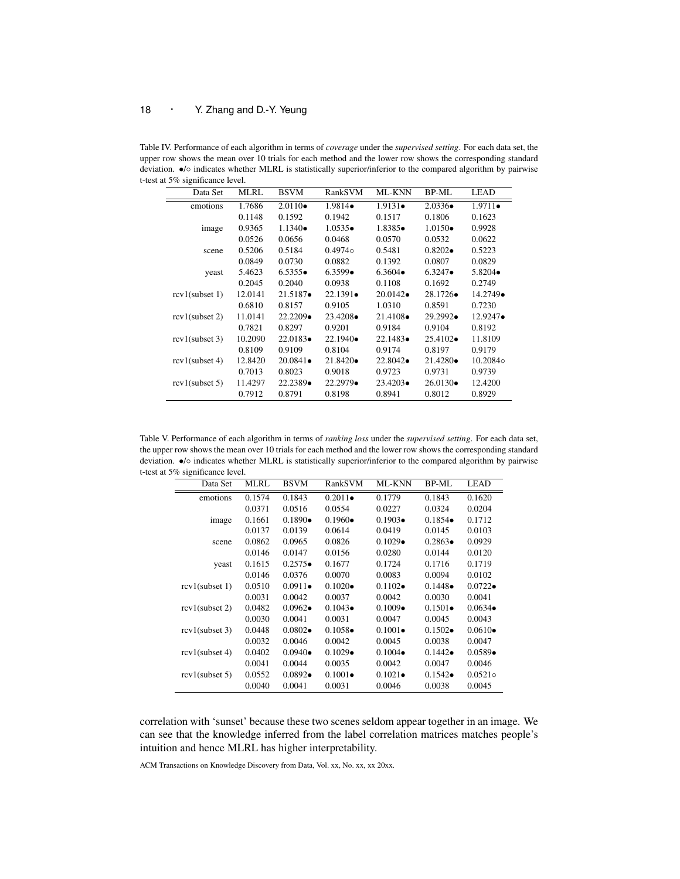Table IV. Performance of each algorithm in terms of *coverage* under the *supervised setting*. For each data set, the upper row shows the mean over 10 trials for each method and the lower row shows the corresponding standard deviation. •/◦ indicates whether MLRL is statistically superior/inferior to the compared algorithm by pairwise t-test at 5% significance level.

| Data Set | MLRL | BSVM | RankSVM | ML-KNN | BP-ML | LEAD |
|---|---|---|---|---|---|---|
| emotions | 1.7686 | 2.0110• | 1.9814• | 1.9131• | 2.0336• | 1.9711• |
| | 0.1148 | 0.1592 | 0.1942 | 0.1517 | 0.1806 | 0.1623 |
| image | 0.9365 | 1.1340• | 1.0535• | 1.8385• | 1.0150• | 0.9928 |
| | 0.0526 | 0.0656 | 0.0468 | 0.0570 | 0.0532 | 0.0622 |
| scene | 0.5206 | 0.5184 | 0.4974◦ | 0.5481 | 0.8202• | 0.5223 |
| | 0.0849 | 0.0730 | 0.0882 | 0.1392 | 0.0807 | 0.0829 |
| yeast | 5.4623 | 6.5355• | 6.3599• | 6.3604• | 6.3247• | 5.8204• |
| | 0.2045 | 0.2040 | 0.0938 | 0.1108 | 0.1692 | 0.2749 |
| rcv1(subset 1) | 12.0141 | 21.5187• | 22.1391• | 20.0142• | 28.1726• | 14.2749• |
| | 0.6810 | 0.8157 | 0.9105 | 1.0310 | 0.8591 | 0.7230 |
| rcv1(subset 2) | 11.0141 | 22.2209• | 23.4208• | 21.4108• | 29.2992• | 12.9247• |
| | 0.7821 | 0.8297 | 0.9201 | 0.9184 | 0.9104 | 0.8192 |
| rcv1(subset 3) | 10.2090 | 22.0183• | 22.1940• | 22.1483• | 25.4102• | 11.8109 |
| | 0.8109 | 0.9109 | 0.8104 | 0.9174 | 0.8197 | 0.9179 |
| rcv1(subset 4) | 12.8420 | 20.0841• | 21.8420• | 22.8042• | 21.4280• | 10.2084◦ |
| | 0.7013 | 0.8023 | 0.9018 | 0.9723 | 0.9731 | 0.9739 |
| rcv1(subset 5) | 11.4297 | 22.2389• | 22.2979• | 23.4203• | 26.0130• | 12.4200 |
| | 0.7912 | 0.8791 | 0.8198 | 0.8941 | 0.8012 | 0.8929 |

Table V. Performance of each algorithm in terms of *ranking loss* under the *supervised setting*. For each data set, the upper row shows the mean over 10 trials for each method and the lower row shows the corresponding standard deviation. •/◦ indicates whether MLRL is statistically superior/inferior to the compared algorithm by pairwise t-test at 5% significance level.

| Data Set | MLRL | BSVM | RankSVM | ML-KNN | BP-ML | LEAD |
|---|---|---|---|---|---|---|
| emotions | 0.1574 | 0.1843 | 0.2011• | 0.1779 | 0.1843 | 0.1620 |
| | 0.0371 | 0.0516 | 0.0554 | 0.0227 | 0.0324 | 0.0204 |
| image | 0.1661 | 0.1890• | 0.1960• | 0.1903• | 0.1854• | 0.1712 |
| | 0.0137 | 0.0139 | 0.0614 | 0.0419 | 0.0145 | 0.0103 |
| scene | 0.0862 | 0.0965 | 0.0826 | 0.1029• | 0.2863• | 0.0929 |
| | 0.0146 | 0.0147 | 0.0156 | 0.0280 | 0.0144 | 0.0120 |
| yeast | 0.1615 | 0.2575• | 0.1677 | 0.1724 | 0.1716 | 0.1719 |
| | 0.0146 | 0.0376 | 0.0070 | 0.0083 | 0.0094 | 0.0102 |
| rcv1(subset 1) | 0.0510 | 0.0911• | 0.1020• | 0.1102• | 0.1448• | 0.0722• |
| | 0.0031 | 0.0042 | 0.0037 | 0.0042 | 0.0030 | 0.0041 |
| rcv1(subset 2) | 0.0482 | 0.0962• | 0.1043• | 0.1009• | 0.1501• | 0.0634• |
| | 0.0030 | 0.0041 | 0.0031 | 0.0047 | 0.0045 | 0.0043 |
| rcv1(subset 3) | 0.0448 | 0.0802• | 0.1058• | 0.1001• | 0.1502• | 0.0610• |
| | 0.0032 | 0.0046 | 0.0042 | 0.0045 | 0.0038 | 0.0047 |
| rcv1(subset 4) | 0.0402 | 0.0940• | 0.1029• | 0.1004• | 0.1442• | 0.0589• |
| | 0.0041 | 0.0044 | 0.0035 | 0.0042 | 0.0047 | 0.0046 |
| rcv1(subset 5) | 0.0552 | 0.0892• | 0.1001• | 0.1021• | 0.1542• | 0.0521◦ |
| | 0.0040 | 0.0041 | 0.0031 | 0.0046 | 0.0038 | 0.0045 |

correlation with 'sunset' because these two scenes seldom appear together in an image. We can see that the knowledge inferred from the label correlation matrices matches people's intuition and hence MLRL has higher interpretability.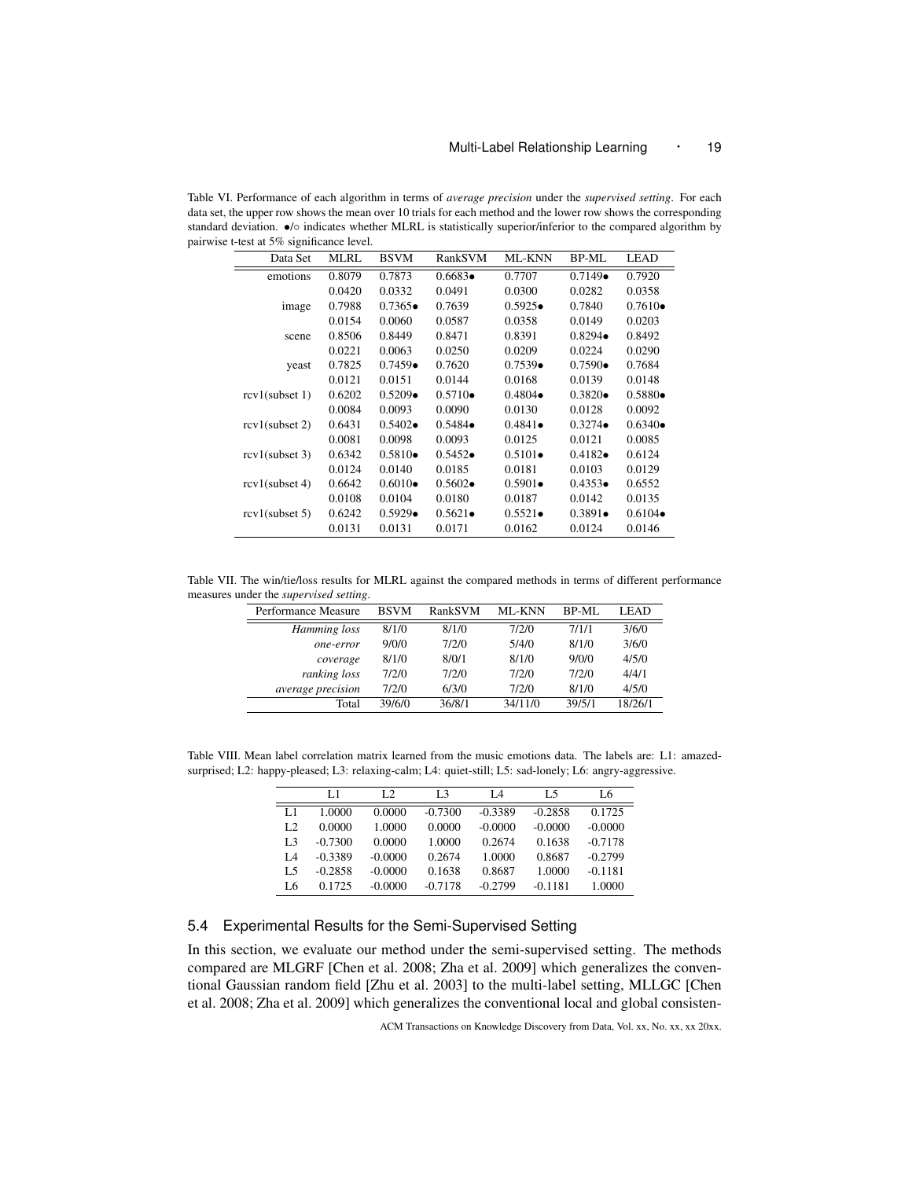Table VI. Performance of each algorithm in terms of *average precision* under the *supervised setting*. For each data set, the upper row shows the mean over 10 trials for each method and the lower row shows the corresponding standard deviation. •/◦ indicates whether MLRL is statistically superior/inferior to the compared algorithm by pairwise t-test at 5% significance level.

| Data Set | MLRL | BSVM | RankSVM | ML-KNN | BP-ML | LEAD |
|---|---|---|---|---|---|---|
| emotions | 0.8079 | 0.7873 | 0.6683• | 0.7707 | 0.7149• | 0.7920 |
| | 0.0420 | 0.0332 | 0.0491 | 0.0300 | 0.0282 | 0.0358 |
| image | 0.7988 | 0.7365• | 0.7639 | 0.5925• | 0.7840 | 0.7610• |
| | 0.0154 | 0.0060 | 0.0587 | 0.0358 | 0.0149 | 0.0203 |
| scene | 0.8506 | 0.8449 | 0.8471 | 0.8391 | 0.8294• | 0.8492 |
| | 0.0221 | 0.0063 | 0.0250 | 0.0209 | 0.0224 | 0.0290 |
| yeast | 0.7825 | 0.7459• | 0.7620 | 0.7539• | 0.7590• | 0.7684 |
| | 0.0121 | 0.0151 | 0.0144 | 0.0168 | 0.0139 | 0.0148 |
| rcv1(subset 1) | 0.6202 | 0.5209• | 0.5710• | 0.4804• | 0.3820• | 0.5880• |
| | 0.0084 | 0.0093 | 0.0090 | 0.0130 | 0.0128 | 0.0092 |
| rcv1(subset 2) | 0.6431 | 0.5402• | 0.5484• | 0.4841• | 0.3274• | 0.6340• |
| | 0.0081 | 0.0098 | 0.0093 | 0.0125 | 0.0121 | 0.0085 |
| rcv1(subset 3) | 0.6342 | 0.5810• | 0.5452• | 0.5101• | 0.4182• | 0.6124 |
| | 0.0124 | 0.0140 | 0.0185 | 0.0181 | 0.0103 | 0.0129 |
| rcv1(subset 4) | 0.6642 | 0.6010• | 0.5602• | 0.5901• | 0.4353• | 0.6552 |
| | 0.0108 | 0.0104 | 0.0180 | 0.0187 | 0.0142 | 0.0135 |
| rcv1(subset 5) | 0.6242 | 0.5929• | 0.5621• | 0.5521• | 0.3891• | 0.6104• |
| | 0.0131 | 0.0131 | 0.0171 | 0.0162 | 0.0124 | 0.0146 |

Table VII. The win/tie/loss results for MLRL against the compared methods in terms of different performance measures under the *supervised setting*.

| Performance Measure | BSVM | RankSVM | ML-KNN | BP-ML | LEAD |
|---|---|---|---|---|---|
| *Hamming loss* | 8/1/0 | 8/1/0 | 7/2/0 | 7/1/1 | 3/6/0 |
| *one-error* | 9/0/0 | 7/2/0 | 5/4/0 | 8/1/0 | 3/6/0 |
| *coverage* | 8/1/0 | 8/0/1 | 8/1/0 | 9/0/0 | 4/5/0 |
| *ranking loss* | 7/2/0 | 7/2/0 | 7/2/0 | 7/2/0 | 4/4/1 |
| *average precision* | 7/2/0 | 6/3/0 | 7/2/0 | 8/1/0 | 4/5/0 |
| Total | 39/6/0 | 36/8/1 | 34/11/0 | 39/5/1 | 18/26/1 |

Table VIII. Mean label correlation matrix learned from the music emotions data. The labels are: L1: amazed-surprised; L2: happy-pleased; L3: relaxing-calm; L4: quiet-still; L5: sad-lonely; L6: angry-aggressive.

| | L1 | L2 | L3 | L4 | L5 | L6 |
|---|---|---|---|---|---|---|
| L1 | 1.0000 | 0.0000 | -0.7300 | -0.3389 | -0.2858 | 0.1725 |
| L2 | 0.0000 | 1.0000 | 0.0000 | -0.0000 | -0.0000 | -0.0000 |
| L3 | -0.7300 | 0.0000 | 1.0000 | 0.2674 | 0.1638 | -0.7178 |
| L4 | -0.3389 | -0.0000 | 0.2674 | 1.0000 | 0.8687 | -0.2799 |
| L5 | -0.2858 | -0.0000 | 0.1638 | 0.8687 | 1.0000 | -0.1181 |
| L6 | 0.1725 | -0.0000 | -0.7178 | -0.2799 | -0.1181 | 1.0000 |

## 5.4 Experimental Results for the Semi-Supervised Setting

In this section, we evaluate our method under the semi-supervised setting. The methods compared are MLGRF [Chen et al. 2008; Zha et al. 2009] which generalizes the conventional Gaussian random field [Zhu et al. 2003] to the multi-label setting, MLLGC [Chen et al. 2008; Zha et al. 2009] which generalizes the conventional local and global consisten-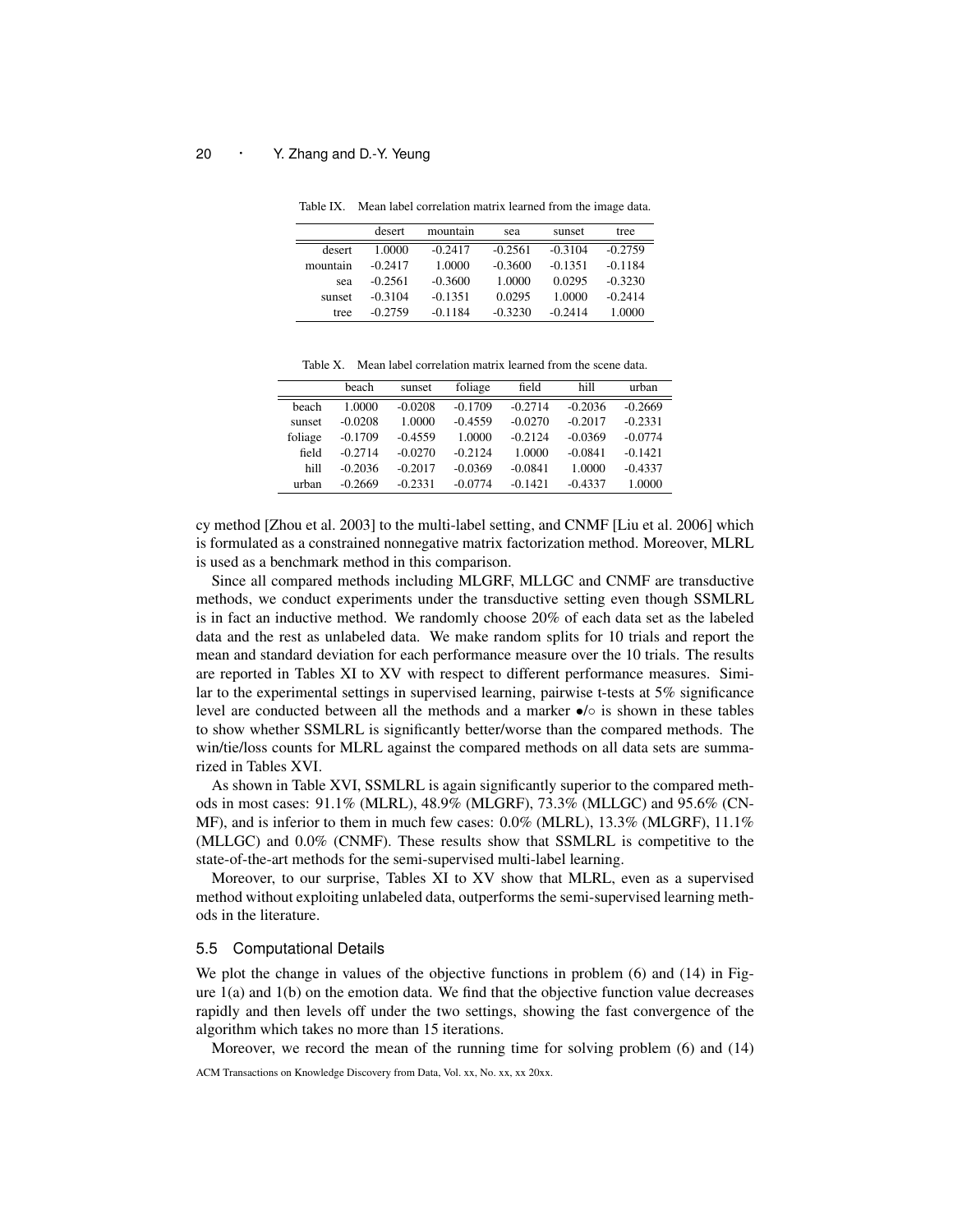Table IX. Mean label correlation matrix learned from the image data.

| | desert | mountain | sea | sunset | tree |
|---|---|---|---|---|---|
| desert | 1.0000 | -0.2417 | -0.2561 | -0.3104 | -0.2759 |
| mountain | -0.2417 | 1.0000 | -0.3600 | -0.1351 | -0.1184 |
| sea | -0.2561 | -0.3600 | 1.0000 | 0.0295 | -0.3230 |
| sunset | -0.3104 | -0.1351 | 0.0295 | 1.0000 | -0.2414 |
| tree | -0.2759 | -0.1184 | -0.3230 | -0.2414 | 1.0000 |

Table X. Mean label correlation matrix learned from the scene data.

| | beach | sunset | foliage | field | hill | urban |
|---|---|---|---|---|---|---|
| beach | 1.0000 | -0.0208 | -0.1709 | -0.2714 | -0.2036 | -0.2669 |
| sunset | -0.0208 | 1.0000 | -0.4559 | -0.0270 | -0.2017 | -0.2331 |
| foliage | -0.1709 | -0.4559 | 1.0000 | -0.2124 | -0.0369 | -0.0774 |
| field | -0.2714 | -0.0270 | -0.2124 | 1.0000 | -0.0841 | -0.1421 |
| hill | -0.2036 | -0.2017 | -0.0369 | -0.0841 | 1.0000 | -0.4337 |
| urban | -0.2669 | -0.2331 | -0.0774 | -0.1421 | -0.4337 | 1.0000 |

cy method [Zhou et al. 2003] to the multi-label setting, and CNMF [Liu et al. 2006] which is formulated as a constrained nonnegative matrix factorization method. Moreover, MLRL is used as a benchmark method in this comparison.

Since all compared methods including MLGRF, MLLGC and CNMF are transductive methods, we conduct experiments under the transductive setting even though SSMLRL is in fact an inductive method. We randomly choose 20% of each data set as the labeled data and the rest as unlabeled data. We make random splits for 10 trials and report the mean and standard deviation for each performance measure over the 10 trials. The results are reported in Tables XI to XV with respect to different performance measures. Similar to the experimental settings in supervised learning, pairwise t-tests at 5% significance level are conducted between all the methods and a marker •/◦ is shown in these tables to show whether SSMLRL is significantly better/worse than the compared methods. The win/tie/loss counts for MLRL against the compared methods on all data sets are summarized in Tables XVI.

As shown in Table XVI, SSMLRL is again significantly superior to the compared methods in most cases: 91.1% (MLRL), 48.9% (MLGRF), 73.3% (MLLGC) and 95.6% (CNMF), and is inferior to them in much few cases: 0.0% (MLRL), 13.3% (MLGRF), 11.1% (MLLGC) and 0.0% (CNMF). These results show that SSMLRL is competitive to the state-of-the-art methods for the semi-supervised multi-label learning.

Moreover, to our surprise, Tables XI to XV show that MLRL, even as a supervised method without exploiting unlabeled data, outperforms the semi-supervised learning methods in the literature.

### 5.5 Computational Details

We plot the change in values of the objective functions in problem (6) and (14) in Figure 1(a) and 1(b) on the emotion data. We find that the objective function value decreases rapidly and then levels off under the two settings, showing the fast convergence of the algorithm which takes no more than 15 iterations.

Moreover, we record the mean of the running time for solving problem (6) and (14)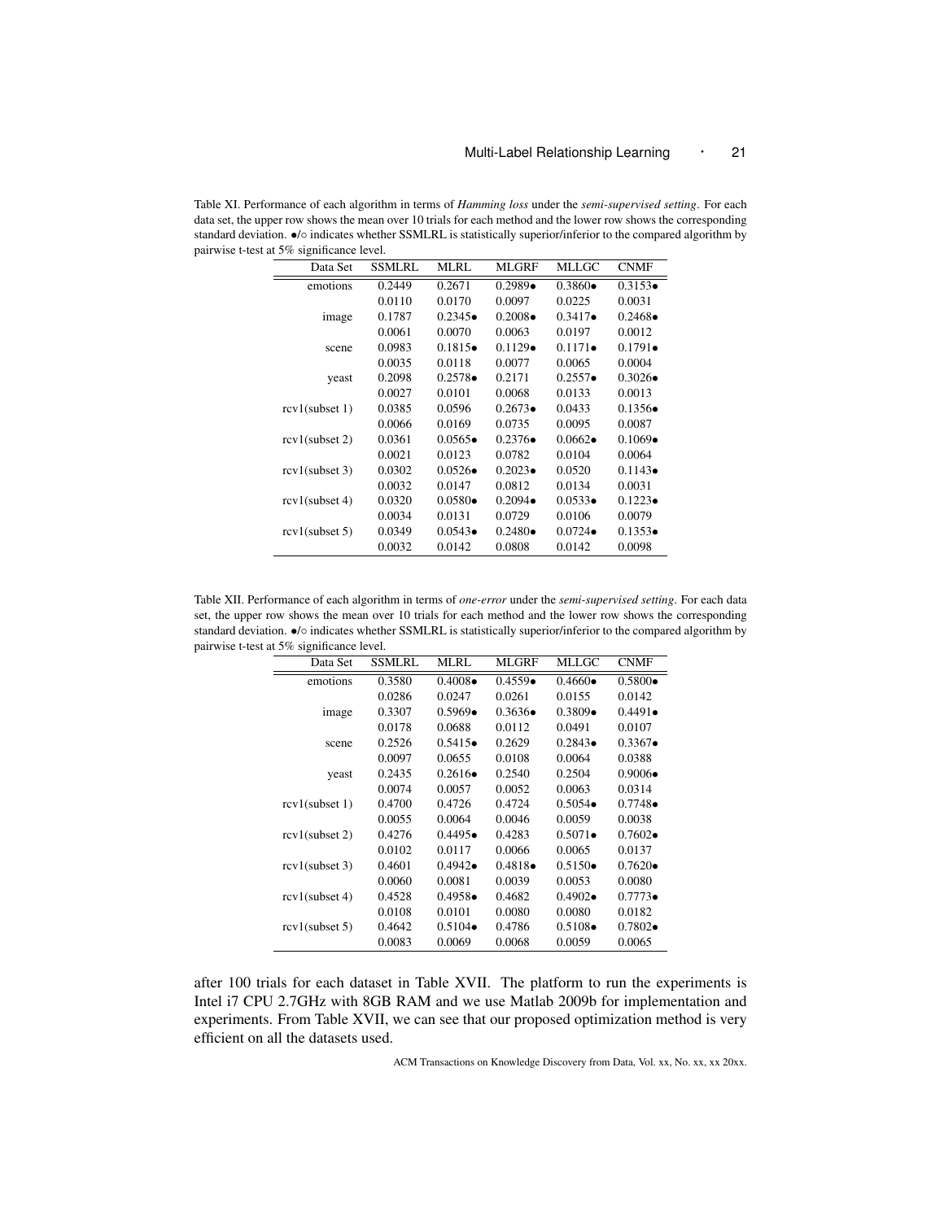Table XI. Performance of each algorithm in terms of *Hamming loss* under the *semi-supervised setting*. For each data set, the upper row shows the mean over 10 trials for each method and the lower row shows the corresponding standard deviation. •/◦ indicates whether SSMLRL is statistically superior/inferior to the compared algorithm by pairwise t-test at 5% significance level.

| Data Set | SSMLRL | MLRL | MLGRF | MLLGC | CNMF |
|---|---|---|---|---|---|
| emotions | 0.2449 | 0.2671 | 0.2989• | 0.3860• | 0.3153• |
| | 0.0110 | 0.0170 | 0.0097 | 0.0225 | 0.0031 |
| image | 0.1787 | 0.2345• | 0.2008• | 0.3417• | 0.2468• |
| | 0.0061 | 0.0070 | 0.0063 | 0.0197 | 0.0012 |
| scene | 0.0983 | 0.1815• | 0.1129• | 0.1171• | 0.1791• |
| | 0.0035 | 0.0118 | 0.0077 | 0.0065 | 0.0004 |
| yeast | 0.2098 | 0.2578• | 0.2171 | 0.2557• | 0.3026• |
| | 0.0027 | 0.0101 | 0.0068 | 0.0133 | 0.0013 |
| rcv1(subset 1) | 0.0385 | 0.0596 | 0.2673• | 0.0433 | 0.1356• |
| | 0.0066 | 0.0169 | 0.0735 | 0.0095 | 0.0087 |
| rcv1(subset 2) | 0.0361 | 0.0565• | 0.2376• | 0.0662• | 0.1069• |
| | 0.0021 | 0.0123 | 0.0782 | 0.0104 | 0.0064 |
| rcv1(subset 3) | 0.0302 | 0.0526• | 0.2023• | 0.0520 | 0.1143• |
| | 0.0032 | 0.0147 | 0.0812 | 0.0134 | 0.0031 |
| rcv1(subset 4) | 0.0320 | 0.0580• | 0.2094• | 0.0533• | 0.1223• |
| | 0.0034 | 0.0131 | 0.0729 | 0.0106 | 0.0079 |
| rcv1(subset 5) | 0.0349 | 0.0543• | 0.2480• | 0.0724• | 0.1353• |
| | 0.0032 | 0.0142 | 0.0808 | 0.0142 | 0.0098 |

Table XII. Performance of each algorithm in terms of *one-error* under the *semi-supervised setting*. For each data set, the upper row shows the mean over 10 trials for each method and the lower row shows the corresponding standard deviation. •/◦ indicates whether SSMLRL is statistically superior/inferior to the compared algorithm by pairwise t-test at 5% significance level.

| Data Set | SSMLRL | MLRL | MLGRF | MLLGC | CNMF |
|---|---|---|---|---|---|
| emotions | 0.3580 | 0.4008• | 0.4559• | 0.4660• | 0.5800• |
| | 0.0286 | 0.0247 | 0.0261 | 0.0155 | 0.0142 |
| image | 0.3307 | 0.5969• | 0.3636• | 0.3809• | 0.4491• |
| | 0.0178 | 0.0688 | 0.0112 | 0.0491 | 0.0107 |
| scene | 0.2526 | 0.5415• | 0.2629 | 0.2843• | 0.3367• |
| | 0.0097 | 0.0655 | 0.0108 | 0.0064 | 0.0388 |
| yeast | 0.2435 | 0.2616• | 0.2540 | 0.2504 | 0.9006• |
| | 0.0074 | 0.0057 | 0.0052 | 0.0063 | 0.0314 |
| rcv1(subset 1) | 0.4700 | 0.4726 | 0.4724 | 0.5054• | 0.7748• |
| | 0.0055 | 0.0064 | 0.0046 | 0.0059 | 0.0038 |
| rcv1(subset 2) | 0.4276 | 0.4495• | 0.4283 | 0.5071• | 0.7602• |
| | 0.0102 | 0.0117 | 0.0066 | 0.0065 | 0.0137 |
| rcv1(subset 3) | 0.4601 | 0.4942• | 0.4818• | 0.5150• | 0.7620• |
| | 0.0060 | 0.0081 | 0.0039 | 0.0053 | 0.0080 |
| rcv1(subset 4) | 0.4528 | 0.4958• | 0.4682 | 0.4902• | 0.7773• |
| | 0.0108 | 0.0101 | 0.0080 | 0.0080 | 0.0182 |
| rcv1(subset 5) | 0.4642 | 0.5104• | 0.4786 | 0.5108• | 0.7802• |
| | 0.0083 | 0.0069 | 0.0068 | 0.0059 | 0.0065 |

after 100 trials for each dataset in Table XVII. The platform to run the experiments is Intel i7 CPU 2.7GHz with 8GB RAM and we use Matlab 2009b for implementation and experiments. From Table XVII, we can see that our proposed optimization method is very efficient on all the datasets used.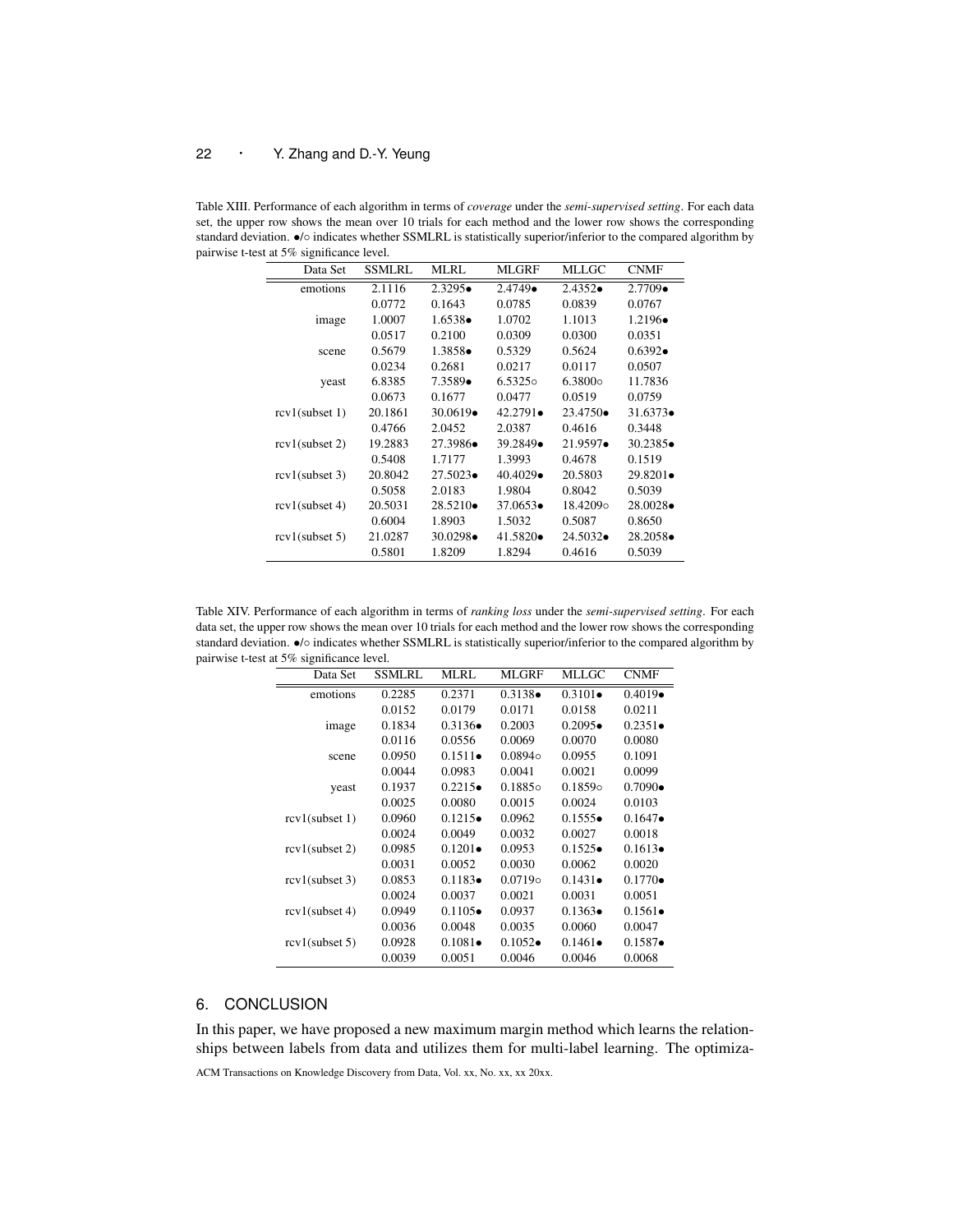Table XIII. Performance of each algorithm in terms of *coverage* under the *semi-supervised setting*. For each data set, the upper row shows the mean over 10 trials for each method and the lower row shows the corresponding standard deviation. •/◦ indicates whether SSMLRL is statistically superior/inferior to the compared algorithm by pairwise t-test at 5% significance level.

| Data Set | SSMLRL | MLRL | MLGRF | MLLGC | CNMF |
|---|---|---|---|---|---|
| emotions | 2.1116 | 2.3295• | 2.4749• | 2.4352• | 2.7709• |
| | 0.0772 | 0.1643 | 0.0785 | 0.0839 | 0.0767 |
| image | 1.0007 | 1.6538• | 1.0702 | 1.1013 | 1.2196• |
| | 0.0517 | 0.2100 | 0.0309 | 0.0300 | 0.0351 |
| scene | 0.5679 | 1.3858• | 0.5329 | 0.5624 | 0.6392• |
| | 0.0234 | 0.2681 | 0.0217 | 0.0117 | 0.0507 |
| yeast | 6.8385 | 7.3589• | 6.5325◦ | 6.3800◦ | 11.7836 |
| | 0.0673 | 0.1677 | 0.0477 | 0.0519 | 0.0759 |
| rcv1(subset 1) | 20.1861 | 30.0619• | 42.2791• | 23.4750• | 31.6373• |
| | 0.4766 | 2.0452 | 2.0387 | 0.4616 | 0.3448 |
| rcv1(subset 2) | 19.2883 | 27.3986• | 39.2849• | 21.9597• | 30.2385• |
| | 0.5408 | 1.7177 | 1.3993 | 0.4678 | 0.1519 |
| rcv1(subset 3) | 20.8042 | 27.5023• | 40.4029• | 20.5803 | 29.8201• |
| | 0.5058 | 2.0183 | 1.9804 | 0.8042 | 0.5039 |
| rcv1(subset 4) | 20.5031 | 28.5210• | 37.0653• | 18.4209◦ | 28.0028• |
| | 0.6004 | 1.8903 | 1.5032 | 0.5087 | 0.8650 |
| rcv1(subset 5) | 21.0287 | 30.0298• | 41.5820• | 24.5032• | 28.2058• |
| | 0.5801 | 1.8209 | 1.8294 | 0.4616 | 0.5039 |

Table XIV. Performance of each algorithm in terms of *ranking loss* under the *semi-supervised setting*. For each data set, the upper row shows the mean over 10 trials for each method and the lower row shows the corresponding standard deviation. •/◦ indicates whether SSMLRL is statistically superior/inferior to the compared algorithm by pairwise t-test at 5% significance level.

| Data Set | SSMLRL | MLRL | MLGRF | MLLGC | CNMF |
|---|---|---|---|---|---|
| emotions | 0.2285 | 0.2371 | 0.3138• | 0.3101• | 0.4019• |
| | 0.0152 | 0.0179 | 0.0171 | 0.0158 | 0.0211 |
| image | 0.1834 | 0.3136• | 0.2003 | 0.2095• | 0.2351• |
| | 0.0116 | 0.0556 | 0.0069 | 0.0070 | 0.0080 |
| scene | 0.0950 | 0.1511• | 0.0894◦ | 0.0955 | 0.1091 |
| | 0.0044 | 0.0983 | 0.0041 | 0.0021 | 0.0099 |
| yeast | 0.1937 | 0.2215• | 0.1885◦ | 0.1859◦ | 0.7090• |
| | 0.0025 | 0.0080 | 0.0015 | 0.0024 | 0.0103 |
| rcv1(subset 1) | 0.0960 | 0.1215• | 0.0962 | 0.1555• | 0.1647• |
| | 0.0024 | 0.0049 | 0.0032 | 0.0027 | 0.0018 |
| rcv1(subset 2) | 0.0985 | 0.1201• | 0.0953 | 0.1525• | 0.1613• |
| | 0.0031 | 0.0052 | 0.0030 | 0.0062 | 0.0020 |
| rcv1(subset 3) | 0.0853 | 0.1183• | 0.0719◦ | 0.1431• | 0.1770• |
| | 0.0024 | 0.0037 | 0.0021 | 0.0031 | 0.0051 |
| rcv1(subset 4) | 0.0949 | 0.1105• | 0.0937 | 0.1363• | 0.1561• |
| | 0.0036 | 0.0048 | 0.0035 | 0.0060 | 0.0047 |
| rcv1(subset 5) | 0.0928 | 0.1081• | 0.1052• | 0.1461• | 0.1587• |
| | 0.0039 | 0.0051 | 0.0046 | 0.0046 | 0.0068 |

## 6. CONCLUSION

In this paper, we have proposed a new maximum margin method which learns the relationships between labels from data and utilizes them for multi-label learning. The optimiza-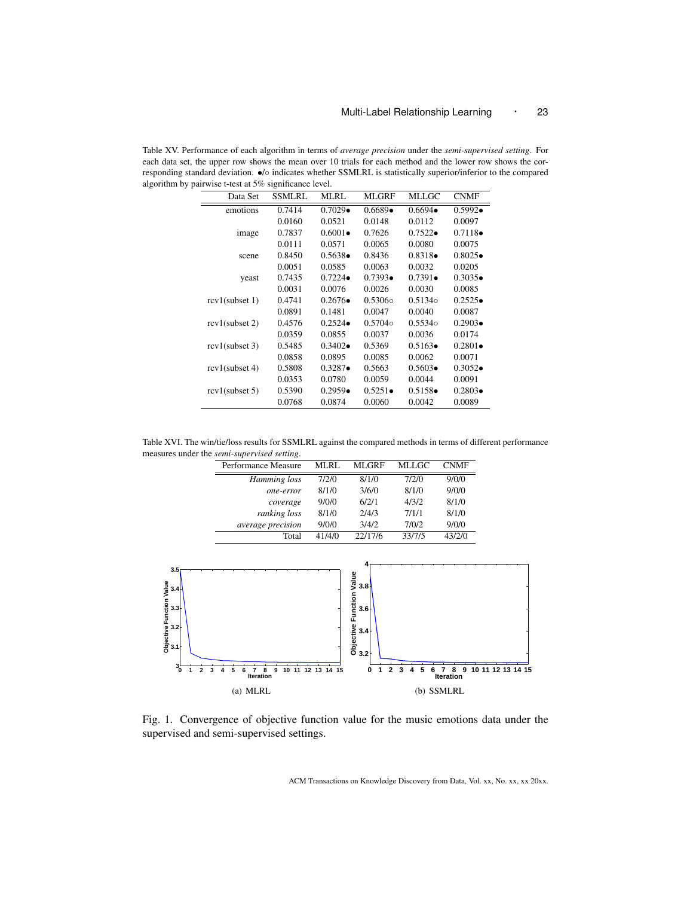Table XV. Performance of each algorithm in terms of *average precision* under the *semi-supervised setting*. For each data set, the upper row shows the mean over 10 trials for each method and the lower row shows the corresponding standard deviation. •/◦ indicates whether SSMLRL is statistically superior/inferior to the compared algorithm by pairwise t-test at 5% significance level.

| Data Set | SSMLRL | MLRL | MLGRF | MLLGC | CNMF |
|---|---|---|---|---|---|
| emotions | 0.7414 | 0.7029• | 0.6689• | 0.6694• | 0.5992• |
| | 0.0160 | 0.0521 | 0.0148 | 0.0112 | 0.0097 |
| image | 0.7837 | 0.6001• | 0.7626 | 0.7522• | 0.7118• |
| | 0.0111 | 0.0571 | 0.0065 | 0.0080 | 0.0075 |
| scene | 0.8450 | 0.5638• | 0.8436 | 0.8318• | 0.8025• |
| | 0.0051 | 0.0585 | 0.0063 | 0.0032 | 0.0205 |
| yeast | 0.7435 | 0.7224• | 0.7393• | 0.7391• | 0.3035• |
| | 0.0031 | 0.0076 | 0.0026 | 0.0030 | 0.0085 |
| rcv1(subset 1) | 0.4741 | 0.2676• | 0.5306◦ | 0.5134◦ | 0.2525• |
| | 0.0891 | 0.1481 | 0.0047 | 0.0040 | 0.0087 |
| rcv1(subset 2) | 0.4576 | 0.2524• | 0.5704◦ | 0.5534◦ | 0.2903• |
| | 0.0359 | 0.0855 | 0.0037 | 0.0036 | 0.0174 |
| rcv1(subset 3) | 0.5485 | 0.3402• | 0.5369 | 0.5163• | 0.2801• |
| | 0.0858 | 0.0895 | 0.0085 | 0.0062 | 0.0071 |
| rcv1(subset 4) | 0.5808 | 0.3287• | 0.5663 | 0.5603• | 0.3052• |
| | 0.0353 | 0.0780 | 0.0059 | 0.0044 | 0.0091 |
| rcv1(subset 5) | 0.5390 | 0.2959• | 0.5251• | 0.5158• | 0.2803• |
| | 0.0768 | 0.0874 | 0.0060 | 0.0042 | 0.0089 |

Table XVI. The win/tie/loss results for SSMLRL against the compared methods in terms of different performance measures under the *semi-supervised setting*.

| Performance Measure | MLRL | MLGRF | MLLGC | CNMF |
|---|---|---|---|---|
| *Hamming loss* | 7/2/0 | 8/1/0 | 7/2/0 | 9/0/0 |
| *one-error* | 8/1/0 | 3/6/0 | 8/1/0 | 9/0/0 |
| *coverage* | 9/0/0 | 6/2/1 | 4/3/2 | 8/1/0 |
| *ranking loss* | 8/1/0 | 2/4/3 | 7/1/1 | 8/1/0 |
| *average precision* | 9/0/0 | 3/4/2 | 7/0/2 | 9/0/0 |
| Total | 41/4/0 | 22/17/6 | 33/7/5 | 43/2/0 |

(a) MLRL

(b) SSMLRL

Fig. 1. Convergence of objective function value for the music emotions data under the supervised and semi-supervised settings.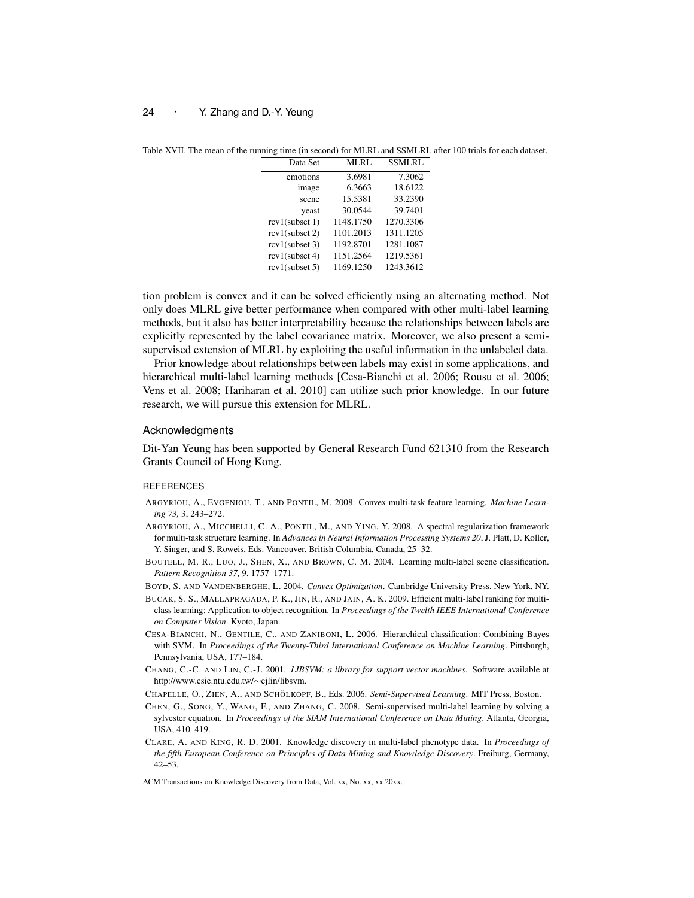Table XVII. The mean of the running time (in second) for MLRL and SSMLRL after 100 trials for each dataset.

| Data Set | MLRL | SSMLRL |
|---|---|---|
| emotions | 3.6981 | 7.3062 |
| image | 6.3663 | 18.6122 |
| scene | 15.5381 | 33.2390 |
| yeast | 30.0544 | 39.7401 |
| rcv1(subset 1) | 1148.1750 | 1270.3306 |
| rcv1(subset 2) | 1101.2013 | 1311.1205 |
| rcv1(subset 3) | 1192.8701 | 1281.1087 |
| rcv1(subset 4) | 1151.2564 | 1219.5361 |
| rcv1(subset 5) | 1169.1250 | 1243.3612 |

tion problem is convex and it can be solved efficiently using an alternating method. Not only does MLRL give better performance when compared with other multi-label learning methods, but it also has better interpretability because the relationships between labels are explicitly represented by the label covariance matrix. Moreover, we also present a semi-supervised extension of MLRL by exploiting the useful information in the unlabeled data.

Prior knowledge about relationships between labels may exist in some applications, and hierarchical multi-label learning methods [Cesa-Bianchi et al. 2006; Rousu et al. 2006; Vens et al. 2008; Hariharan et al. 2010] can utilize such prior knowledge. In our future research, we will pursue this extension for MLRL.

## Acknowledgments

Dit-Yan Yeung has been supported by General Research Fund 621310 from the Research Grants Council of Hong Kong.

## REFERENCES

ARGYRIOU, A., EVGENIOU, T., AND PONTIL, M. 2008. Convex multi-task feature learning. *Machine Learning 73,* 3, 243–272.

ARGYRIOU, A., MICCHELLI, C. A., PONTIL, M., AND YING, Y. 2008. A spectral regularization framework for multi-task structure learning. In *Advances in Neural Information Processing Systems 20*, J. Platt, D. Koller, Y. Singer, and S. Roweis, Eds. Vancouver, British Columbia, Canada, 25–32.

BOUTELL, M. R., LUO, J., SHEN, X., AND BROWN, C. M. 2004. Learning multi-label scene classification. *Pattern Recognition 37,* 9, 1757–1771.

BOYD, S. AND VANDENBERGHE, L. 2004. *Convex Optimization*. Cambridge University Press, New York, NY.

BUCAK, S. S., MALLAPRAGADA, P. K., JIN, R., AND JAIN, A. K. 2009. Efficient multi-label ranking for multi-class learning: Application to object recognition. In *Proceedings of the Twelfth IEEE International Conference on Computer Vision*. Kyoto, Japan.

CESA-BIANCHI, N., GENTILE, C., AND ZANIBONI, L. 2006. Hierarchical classification: Combining Bayes with SVM. In *Proceedings of the Twenty-Third International Conference on Machine Learning*. Pittsburgh, Pennsylvania, USA, 177–184.

CHANG, C.-C. AND LIN, C.-J. 2001. *LIBSVM: a library for support vector machines*. Software available at http://www.csie.ntu.edu.tw/∼cjlin/libsvm.

CHAPELLE, O., ZIEN, A., AND SCHÖLKOPF, B., Eds. 2006. *Semi-Supervised Learning*. MIT Press, Boston.

CHEN, G., SONG, Y., WANG, F., AND ZHANG, C. 2008. Semi-supervised multi-label learning by solving a sylvester equation. In *Proceedings of the SIAM International Conference on Data Mining*. Atlanta, Georgia, USA, 410–419.

CLARE, A. AND KING, R. D. 2001. Knowledge discovery in multi-label phenotype data. In *Proceedings of the fifth European Conference on Principles of Data Mining and Knowledge Discovery*. Freiburg, Germany, 42–53.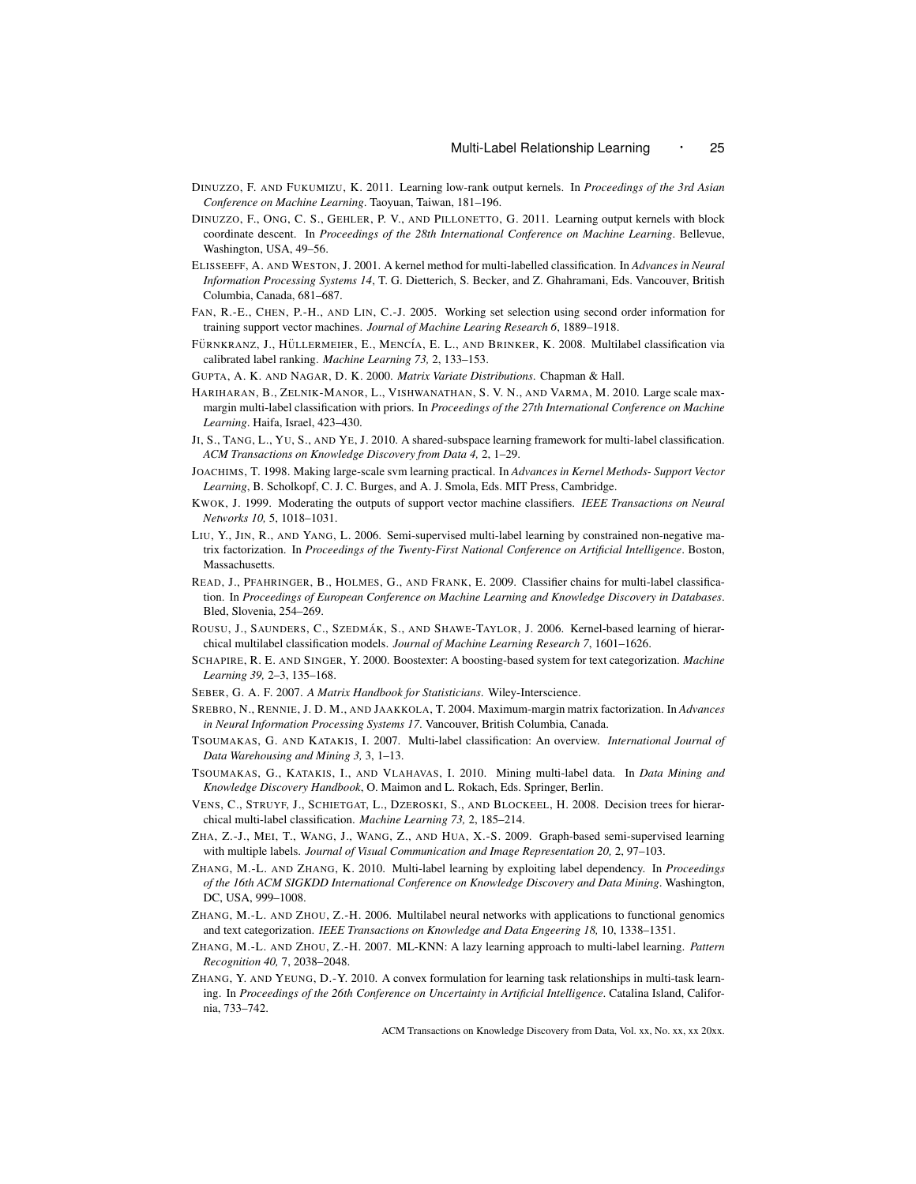DINUZZO, F. AND FUKUMIZU, K. 2011. Learning low-rank output kernels. In *Proceedings of the 3rd Asian Conference on Machine Learning*. Taoyuan, Taiwan, 181–196.

DINUZZO, F., ONG, C. S., GEHLER, P. V., AND PILLONETTO, G. 2011. Learning output kernels with block coordinate descent. In *Proceedings of the 28th International Conference on Machine Learning*. Bellevue, Washington, USA, 49–56.

ELISSEEFF, A. AND WESTON, J. 2001. A kernel method for multi-labelled classification. In *Advances in Neural Information Processing Systems 14*, T. G. Dietterich, S. Becker, and Z. Ghahramani, Eds. Vancouver, British Columbia, Canada, 681–687.

FAN, R.-E., CHEN, P.-H., AND LIN, C.-J. 2005. Working set selection using second order information for training support vector machines. *Journal of Machine Learing Research 6*, 1889–1918.

FÜRNKRANZ, J., HÜLLERMEIER, E., MENCÍA, E. L., AND BRINKER, K. 2008. Multilabel classification via calibrated label ranking. *Machine Learning 73,* 2, 133–153.

GUPTA, A. K. AND NAGAR, D. K. 2000. *Matrix Variate Distributions*. Chapman & Hall.

HARIHARAN, B., ZELNIK-MANOR, L., VISHWANATHAN, S. V. N., AND VARMA, M. 2010. Large scale max-margin multi-label classification with priors. In *Proceedings of the 27th International Conference on Machine Learning*. Haifa, Israel, 423–430.

JI, S., TANG, L., YU, S., AND YE, J. 2010. A shared-subspace learning framework for multi-label classification. *ACM Transactions on Knowledge Discovery from Data 4,* 2, 1–29.

JOACHIMS, T. 1998. Making large-scale svm learning practical. In *Advances in Kernel Methods- Support Vector Learning*, B. Scholkopf, C. J. C. Burges, and A. J. Smola, Eds. MIT Press, Cambridge.

KWOK, J. 1999. Moderating the outputs of support vector machine classifiers. *IEEE Transactions on Neural Networks 10,* 5, 1018–1031.

LIU, Y., JIN, R., AND YANG, L. 2006. Semi-supervised multi-label learning by constrained non-negative matrix factorization. In *Proceedings of the Twenty-First National Conference on Artificial Intelligence*. Boston, Massachusetts.

READ, J., PFAHRINGER, B., HOLMES, G., AND FRANK, E. 2009. Classifier chains for multi-label classification. In *Proceedings of European Conference on Machine Learning and Knowledge Discovery in Databases*. Bled, Slovenia, 254–269.

ROUSU, J., SAUNDERS, C., SZEDMÁK, S., AND SHAWE-TAYLOR, J. 2006. Kernel-based learning of hierarchical multilabel classification models. *Journal of Machine Learning Research 7*, 1601–1626.

SCHAPIRE, R. E. AND SINGER, Y. 2000. Boostexter: A boosting-based system for text categorization. *Machine Learning 39,* 2–3, 135–168.

SEBER, G. A. F. 2007. *A Matrix Handbook for Statisticians*. Wiley-Interscience.

SREBRO, N., RENNIE, J. D. M., AND JAAKKOLA, T. 2004. Maximum-margin matrix factorization. In *Advances in Neural Information Processing Systems 17*. Vancouver, British Columbia, Canada.

TSOUMAKAS, G. AND KATAKIS, I. 2007. Multi-label classification: An overview. *International Journal of Data Warehousing and Mining 3,* 3, 1–13.

TSOUMAKAS, G., KATAKIS, I., AND VLAHAVAS, I. 2010. Mining multi-label data. In *Data Mining and Knowledge Discovery Handbook*, O. Maimon and L. Rokach, Eds. Springer, Berlin.

VENS, C., STRUYF, J., SCHIETGAT, L., DZEROSKI, S., AND BLOCKEEL, H. 2008. Decision trees for hierarchical multi-label classification. *Machine Learning 73,* 2, 185–214.

ZHA, Z.-J., MEI, T., WANG, J., WANG, Z., AND HUA, X.-S. 2009. Graph-based semi-supervised learning with multiple labels. *Journal of Visual Communication and Image Representation 20,* 2, 97–103.

ZHANG, M.-L. AND ZHANG, K. 2010. Multi-label learning by exploiting label dependency. In *Proceedings of the 16th ACM SIGKDD International Conference on Knowledge Discovery and Data Mining*. Washington, DC, USA, 999–1008.

ZHANG, M.-L. AND ZHOU, Z.-H. 2006. Multilabel neural networks with applications to functional genomics and text categorization. *IEEE Transactions on Knowledge and Data Engeering 18,* 10, 1338–1351.

ZHANG, M.-L. AND ZHOU, Z.-H. 2007. ML-KNN: A lazy learning approach to multi-label learning. *Pattern Recognition 40,* 7, 2038–2048.

ZHANG, Y. AND YEUNG, D.-Y. 2010. A convex formulation for learning task relationships in multi-task learning. In *Proceedings of the 26th Conference on Uncertainty in Artificial Intelligence*. Catalina Island, California, 733–742.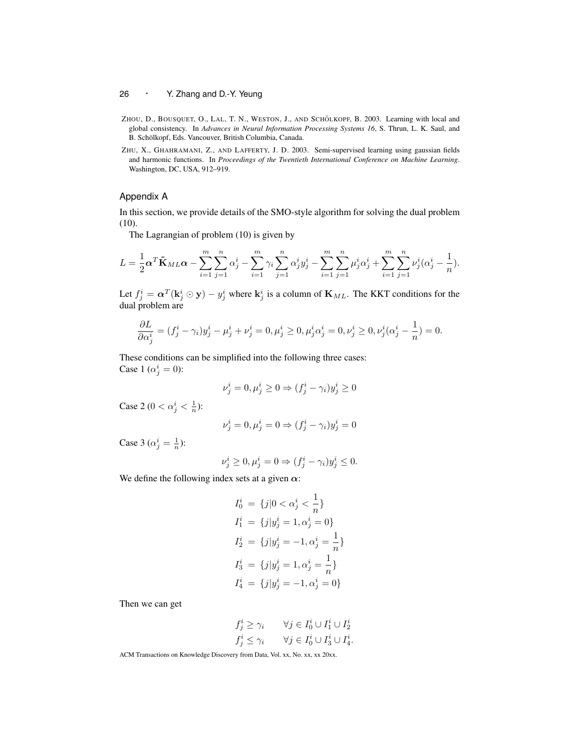ZHOU, D., BOUSQUET, O., LAL, T. N., WESTON, J., AND SCHÖLKOPF, B. 2003. Learning with local and global consistency. In *Advances in Neural Information Processing Systems 16*, S. Thrun, L. K. Saul, and B. Schölkopf, Eds. Vancouver, British Columbia, Canada.

ZHU, X., GHAHRAMANI, Z., AND LAFFERTY, J. D. 2003. Semi-supervised learning using gaussian fields and harmonic functions. In *Proceedings of the Twentieth International Conference on Machine Learning*. Washington, DC, USA, 912–919.

## Appendix A

In this section, we provide details of the SMO-style algorithm for solving the dual problem (10).

The Lagrangian of problem (10) is given by

$$L = \frac{1}{2}\boldsymbol{\alpha}^T \tilde{\mathbf{K}}_{ML}\boldsymbol{\alpha} - \sum_{i=1}^{m}\sum_{j=1}^{n}\alpha_j^i - \sum_{i=1}^{m}\gamma_i \sum_{j=1}^{n}\alpha_j^i y_j^i - \sum_{i=1}^{m}\sum_{j=1}^{n}\mu_j^i \alpha_j^i + \sum_{i=1}^{m}\sum_{j=1}^{n}\nu_j^i(\alpha_j^i - \frac{1}{n}).$$

Let $f_j^i = \boldsymbol{\alpha}^T(\mathbf{k}_j^i \odot \mathbf{y}) - y_j^i$ where $\mathbf{k}_j^i$ is a column of $\mathbf{K}_{ML}$. The KKT conditions for the dual problem are

$$\frac{\partial L}{\partial \alpha_j^i} = (f_j^i - \gamma_i)y_j^i - \mu_j^i + \nu_j^i = 0, \mu_j^i \geq 0, \mu_j^i \alpha_j^i = 0, \nu_j^i \geq 0, \nu_j^i(\alpha_j^i - \frac{1}{n}) = 0.$$

These conditions can be simplified into the following three cases:
Case 1 ($\alpha_j^i = 0$):

$$\nu_j^i = 0, \mu_j^i \geq 0 \Rightarrow (f_j^i - \gamma_i)y_j^i \geq 0$$

Case 2 ($0 < \alpha_j^i < \frac{1}{n}$):

$$\nu_j^i = 0, \mu_j^i = 0 \Rightarrow (f_j^i - \gamma_i)y_j^i = 0$$

Case 3 ($\alpha_j^i = \frac{1}{n}$):

$$\nu_j^i \geq 0, \mu_j^i = 0 \Rightarrow (f_j^i - \gamma_i)y_j^i \leq 0.$$

We define the following index sets at a given $\boldsymbol{\alpha}$:

$$\begin{aligned}
I_0^i &= \{j \mid 0 < \alpha_j^i < \frac{1}{n}\} \\
I_1^i &= \{j \mid y_j^i = 1, \alpha_j^i = 0\} \\
I_2^i &= \{j \mid y_j^i = -1, \alpha_j^i = \frac{1}{n}\} \\
I_3^i &= \{j \mid y_j^i = 1, \alpha_j^i = \frac{1}{n}\} \\
I_4^i &= \{j \mid y_j^i = -1, \alpha_j^i = 0\}
\end{aligned}$$

Then we can get

$$\begin{aligned}
f_j^i \geq \gamma_i \qquad & \forall j \in I_0^i \cup I_1^i \cup I_2^i \\
f_j^i \leq \gamma_i \qquad & \forall j \in I_0^i \cup I_3^i \cup I_4^i.
\end{aligned}$$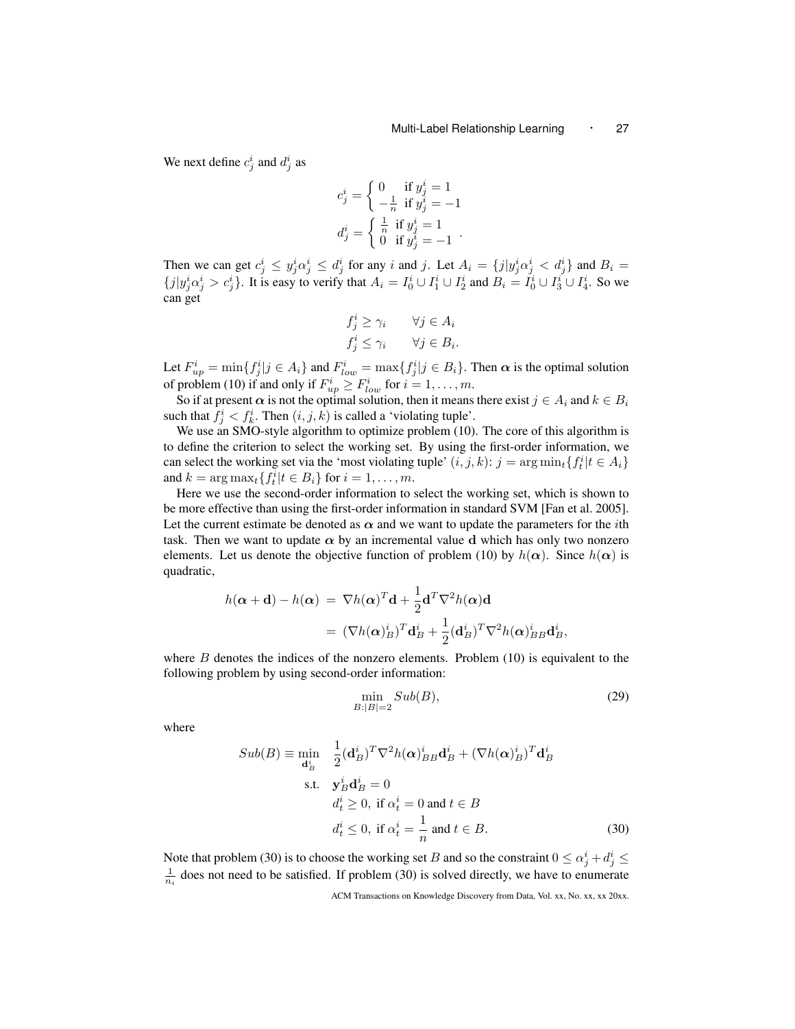We next define $c_j^i$ and $d_j^i$ as

$$
c_j^i = \begin{cases} 0 & \text{if } y_j^i = 1 \\ -\frac{1}{n} & \text{if } y_j^i = -1 \end{cases}
$$

$$
d_j^i = \begin{cases} \frac{1}{n} & \text{if } y_j^i = 1 \\ 0 & \text{if } y_j^i = -1 \end{cases}.
$$

Then we can get $c_j^i \leq y_j^i \alpha_j^i \leq d_j^i$ for any $i$ and $j$. Let $A_i = \{j | y_j^i \alpha_j^i < d_j^i\}$ and $B_i = \{j | y_j^i \alpha_j^i > c_j^i\}$. It is easy to verify that $A_i = I_0^i \cup I_1^i \cup I_2^i$ and $B_i = I_0^i \cup I_3^i \cup I_4^i$. So we can get

$$
\begin{aligned}
f_j^i &\geq \gamma_i \qquad \forall j \in A_i \\
f_j^i &\leq \gamma_i \qquad \forall j \in B_i.
\end{aligned}
$$

Let $F_{up}^i = \min\{f_j^i | j \in A_i\}$ and $F_{low}^i = \max\{f_j^i | j \in B_i\}$. Then $\boldsymbol{\alpha}$ is the optimal solution of problem (10) if and only if $F_{up}^i \geq F_{low}^i$ for $i = 1, \ldots, m$.

So if at present $\boldsymbol{\alpha}$ is not the optimal solution, then it means there exist $j \in A_i$ and $k \in B_i$ such that $f_j^i < f_k^i$. Then $(i, j, k)$ is called a 'violating tuple'.

We use an SMO-style algorithm to optimize problem (10). The core of this algorithm is to define the criterion to select the working set. By using the first-order information, we can select the working set via the 'most violating tuple' $(i, j, k)$: $j = \arg\min_t \{f_t^i | t \in A_i\}$ and $k = \arg\max_t \{f_t^i | t \in B_i\}$ for $i = 1, \ldots, m$.

Here we use the second-order information to select the working set, which is shown to be more effective than using the first-order information in standard SVM [Fan et al. 2005]. Let the current estimate be denoted as $\boldsymbol{\alpha}$ and we want to update the parameters for the $i$th task. Then we want to update $\boldsymbol{\alpha}$ by an incremental value $\mathbf{d}$ which has only two nonzero elements. Let us denote the objective function of problem (10) by $h(\boldsymbol{\alpha})$. Since $h(\boldsymbol{\alpha})$ is quadratic,

$$
\begin{aligned}
h(\boldsymbol{\alpha} + \mathbf{d}) - h(\boldsymbol{\alpha}) &= \nabla h(\boldsymbol{\alpha})^T \mathbf{d} + \frac{1}{2} \mathbf{d}^T \nabla^2 h(\boldsymbol{\alpha}) \mathbf{d} \\
&= (\nabla h(\boldsymbol{\alpha})_B^i)^T \mathbf{d}_B^i + \frac{1}{2} (\mathbf{d}_B^i)^T \nabla^2 h(\boldsymbol{\alpha})_{BB}^i \mathbf{d}_B^i,
\end{aligned}
$$

where $B$ denotes the indices of the nonzero elements. Problem (10) is equivalent to the following problem by using second-order information:

$$
\min_{B : |B| = 2} Sub(B), \tag{29}
$$

where

$$
\begin{aligned}
Sub(B) \equiv \min_{\mathbf{d}_B^i} \quad & \frac{1}{2} (\mathbf{d}_B^i)^T \nabla^2 h(\boldsymbol{\alpha})_{BB}^i \mathbf{d}_B^i + (\nabla h(\boldsymbol{\alpha})_B^i)^T \mathbf{d}_B^i \\
\text{s.t.} \quad & \mathbf{y}_B^i \mathbf{d}_B^i = 0 \\
& d_t^i \geq 0, \text{ if } \alpha_t^i = 0 \text{ and } t \in B \\
& d_t^i \leq 0, \text{ if } \alpha_t^i = \frac{1}{n} \text{ and } t \in B.
\end{aligned} \tag{30}
$$

Note that problem (30) is to choose the working set $B$ and so the constraint $0 \leq \alpha_j^i + d_j^i \leq \frac{1}{n_i}$ does not need to be satisfied. If problem (30) is solved directly, we have to enumerate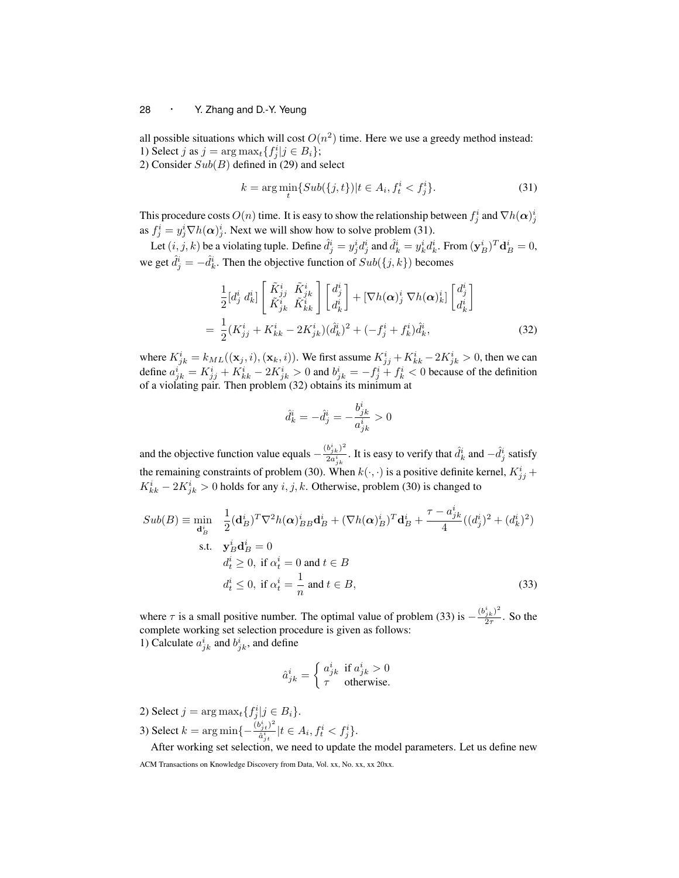all possible situations which will cost $O(n^2)$ time. Here we use a greedy method instead:
1) Select $j$ as $j = \arg\max_t \{f_j^i | j \in B_i\}$;
2) Consider $Sub(B)$ defined in (29) and select

$$k = \arg\min_t \{Sub(\{j,t\}) | t \in A_i, f_t^i < f_j^i\}. \tag{31}$$

This procedure costs $O(n)$ time. It is easy to show the relationship between $f_j^i$ and $\nabla h(\boldsymbol{\alpha})_j^i$ as $f_j^i = y_j^i \nabla h(\boldsymbol{\alpha})_j^i$. Next we will show how to solve problem (31).

Let $(i,j,k)$ be a violating tuple. Define $\hat{d}_j^i = y_j^i d_j^i$ and $\hat{d}_k^i = y_k^i d_k^i$. From $(\mathbf{y}_B^i)^T \mathbf{d}_B^i = 0$, we get $\hat{d}_j^i = -\hat{d}_k^i$. Then the objective function of $Sub(\{j,k\})$ becomes

$$\begin{aligned}
&\frac{1}{2}[d_j^i \ d_k^i] \begin{bmatrix} \tilde{K}_{jj}^i & \tilde{K}_{jk}^i \\ \tilde{K}_{jk}^i & \tilde{K}_{kk}^i \end{bmatrix} \begin{bmatrix} d_j^i \\ d_k^i \end{bmatrix} + [\nabla h(\boldsymbol{\alpha})_j^i \ \nabla h(\boldsymbol{\alpha})_k^i] \begin{bmatrix} d_j^i \\ d_k^i \end{bmatrix} \\
=\ &\frac{1}{2}(K_{jj}^i + K_{kk}^i - 2K_{jk}^i)(\hat{d}_k^i)^2 + (-f_j^i + f_k^i)\hat{d}_k^i,
\end{aligned} \tag{32}$$

where $K_{jk}^i = k_{ML}((\mathbf{x}_j, i), (\mathbf{x}_k, i))$. We first assume $K_{jj}^i + K_{kk}^i - 2K_{jk}^i > 0$, then we can define $a_{jk}^i = K_{jj}^i + K_{kk}^i - 2K_{jk}^i > 0$ and $b_{jk}^i = -f_j^i + f_k^i < 0$ because of the definition of a violating pair. Then problem (32) obtains its minimum at

$$\hat{d}_k^i = -\hat{d}_j^i = -\frac{b_{jk}^i}{a_{jk}^i} > 0$$

and the objective function value equals $-\frac{(b_{jk}^i)^2}{2a_{jk}^i}$. It is easy to verify that $\hat{d}_k^i$ and $-\hat{d}_j^i$ satisfy the remaining constraints of problem (30). When $k(\cdot,\cdot)$ is a positive definite kernel, $K_{jj}^i + K_{kk}^i - 2K_{jk}^i > 0$ holds for any $i, j, k$. Otherwise, problem (30) is changed to

$$\begin{aligned}
Sub(B) \equiv \min_{\mathbf{d}_B^i} \quad & \frac{1}{2}(\mathbf{d}_B^i)^T \nabla^2 h(\boldsymbol{\alpha})_{BB}^i \mathbf{d}_B^i + (\nabla h(\boldsymbol{\alpha})_B^i)^T \mathbf{d}_B^i + \frac{\tau - a_{jk}^i}{4}((d_j^i)^2 + (d_k^i)^2) \\
\text{s.t.} \quad & \mathbf{y}_B^i \mathbf{d}_B^i = 0 \\
& d_t^i \geq 0, \text{ if } \alpha_t^i = 0 \text{ and } t \in B \\
& d_t^i \leq 0, \text{ if } \alpha_t^i = \frac{1}{n} \text{ and } t \in B,
\end{aligned} \tag{33}$$

where $\tau$ is a small positive number. The optimal value of problem (33) is $-\frac{(b_{jk}^i)^2}{2\tau}$. So the complete working set selection procedure is given as follows:
1) Calculate $a_{jk}^i$ and $b_{jk}^i$, and define

$$\hat{a}_{jk}^i = \begin{cases} a_{jk}^i & \text{if } a_{jk}^i > 0 \\ \tau & \text{otherwise.} \end{cases}$$

2) Select $j = \arg\max_t \{f_j^i | j \in B_i\}$.
3) Select $k = \arg\min\{-\frac{(b_{jt}^i)^2}{\hat{a}_{jt}^i} | t \in A_i, f_t^i < f_j^i\}$.

After working set selection, we need to update the model parameters. Let us define new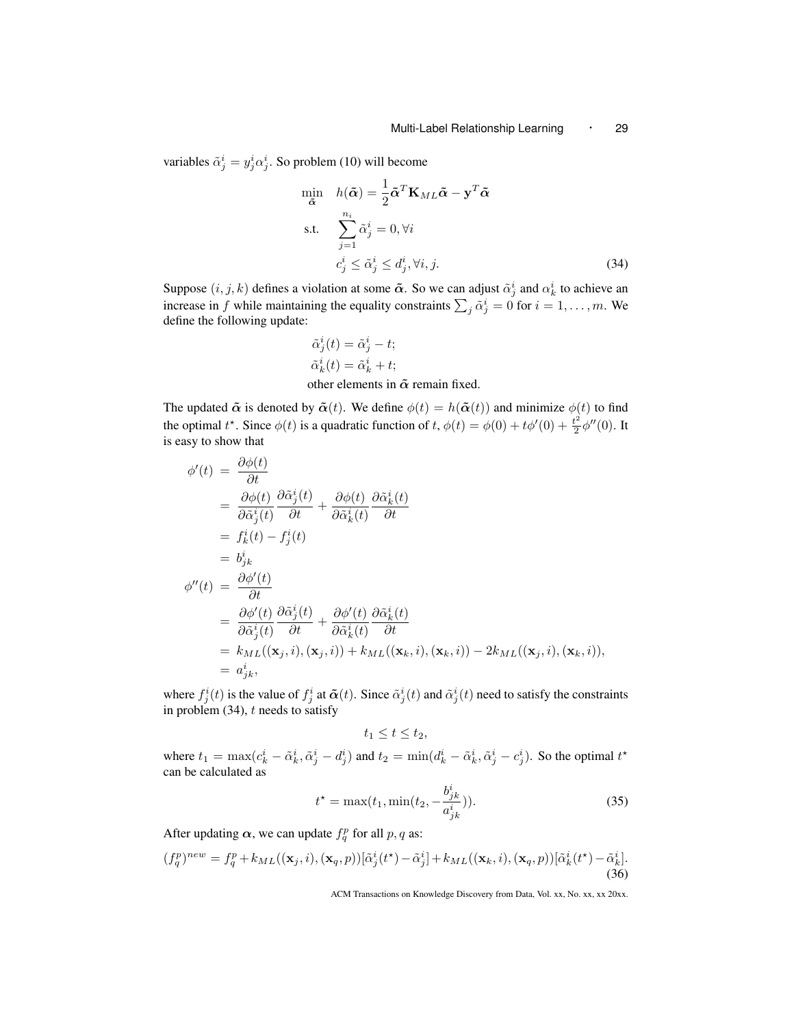variables $\tilde{\alpha}_j^i = y_j^i \alpha_j^i$. So problem (10) will become

$$
\begin{aligned}
\min_{\tilde{\boldsymbol{\alpha}}} \quad & h(\tilde{\boldsymbol{\alpha}}) = \frac{1}{2}\tilde{\boldsymbol{\alpha}}^T \mathbf{K}_{ML} \tilde{\boldsymbol{\alpha}} - \mathbf{y}^T \tilde{\boldsymbol{\alpha}} \\
\text{s.t.} \quad & \sum_{j=1}^{n_i} \tilde{\alpha}_j^i = 0, \forall i \\
& c_j^i \leq \tilde{\alpha}_j^i \leq d_j^i, \forall i, j.
\end{aligned} \tag{34}
$$

Suppose $(i, j, k)$ defines a violation at some $\tilde{\boldsymbol{\alpha}}$. So we can adjust $\tilde{\alpha}_j^i$ and $\alpha_k^i$ to achieve an increase in $f$ while maintaining the equality constraints $\sum_j \tilde{\alpha}_j^i = 0$ for $i = 1, \ldots, m$. We define the following update:

$$
\begin{aligned}
&\tilde{\alpha}_j^i(t) = \tilde{\alpha}_j^i - t; \\
&\tilde{\alpha}_k^i(t) = \tilde{\alpha}_k^i + t; \\
&\text{other elements in } \tilde{\boldsymbol{\alpha}} \text{ remain fixed.}
\end{aligned}
$$

The updated $\tilde{\boldsymbol{\alpha}}$ is denoted by $\tilde{\boldsymbol{\alpha}}(t)$. We define $\phi(t) = h(\tilde{\boldsymbol{\alpha}}(t))$ and minimize $\phi(t)$ to find the optimal $t^\star$. Since $\phi(t)$ is a quadratic function of $t$, $\phi(t) = \phi(0) + t\phi'(0) + \frac{t^2}{2}\phi''(0)$. It is easy to show that

$$
\begin{aligned}
\phi'(t) &= \frac{\partial \phi(t)}{\partial t} \\
&= \frac{\partial \phi(t)}{\partial \tilde{\alpha}_j^i(t)} \frac{\partial \tilde{\alpha}_j^i(t)}{\partial t} + \frac{\partial \phi(t)}{\partial \tilde{\alpha}_k^i(t)} \frac{\partial \tilde{\alpha}_k^i(t)}{\partial t} \\
&= f_k^i(t) - f_j^i(t) \\
&= b_{jk}^i \\
\phi''(t) &= \frac{\partial \phi'(t)}{\partial t} \\
&= \frac{\partial \phi'(t)}{\partial \tilde{\alpha}_j^i(t)} \frac{\partial \tilde{\alpha}_j^i(t)}{\partial t} + \frac{\partial \phi'(t)}{\partial \tilde{\alpha}_k^i(t)} \frac{\partial \tilde{\alpha}_k^i(t)}{\partial t} \\
&= k_{ML}((\mathbf{x}_j, i), (\mathbf{x}_j, i)) + k_{ML}((\mathbf{x}_k, i), (\mathbf{x}_k, i)) - 2k_{ML}((\mathbf{x}_j, i), (\mathbf{x}_k, i)), \\
&= a_{jk}^i,
\end{aligned}
$$

where $f_j^i(t)$ is the value of $f_j^i$ at $\tilde{\boldsymbol{\alpha}}(t)$. Since $\tilde{\alpha}_j^i(t)$ and $\tilde{\alpha}_j^i(t)$ need to satisfy the constraints in problem (34), $t$ needs to satisfy

$$
t_1 \leq t \leq t_2,
$$

where $t_1 = \max(c_k^i - \tilde{\alpha}_k^i, \tilde{\alpha}_j^i - d_j^i)$ and $t_2 = \min(d_k^i - \tilde{\alpha}_k^i, \tilde{\alpha}_j^i - c_j^i)$. So the optimal $t^\star$ can be calculated as

$$
t^\star = \max(t_1, \min(t_2, -\frac{b_{jk}^i}{a_{jk}^i})). \tag{35}
$$

After updating $\boldsymbol{\alpha}$, we can update $f_q^p$ for all $p, q$ as:

$$
(f_q^p)^{new} = f_q^p + k_{ML}((\mathbf{x}_j, i), (\mathbf{x}_q, p))[\tilde{\alpha}_j^i(t^\star) - \tilde{\alpha}_j^i] + k_{ML}((\mathbf{x}_k, i), (\mathbf{x}_q, p))[\tilde{\alpha}_k^i(t^\star) - \tilde{\alpha}_k^i]. \tag{36}
$$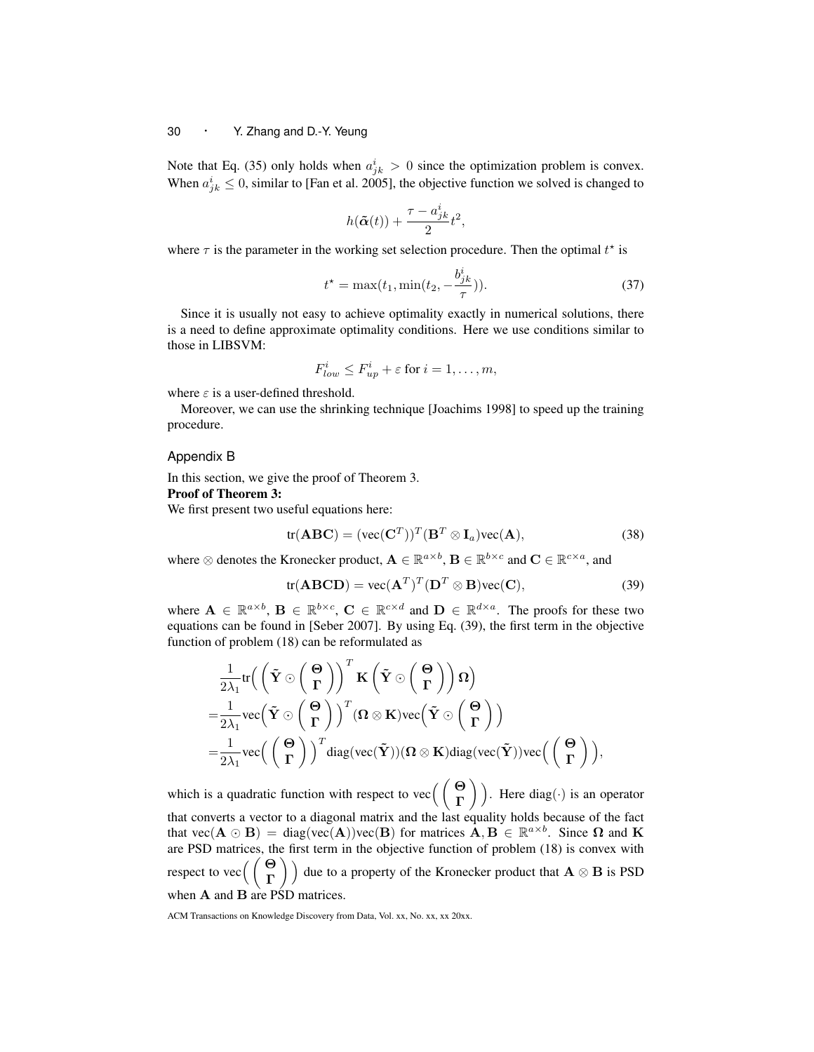Note that Eq. (35) only holds when $a^i_{jk} > 0$ since the optimization problem is convex. When $a^i_{jk} \leq 0$, similar to [Fan et al. 2005], the objective function we solved is changed to

$$h(\tilde{\boldsymbol{\alpha}}(t)) + \frac{\tau - a^i_{jk}}{2} t^2,$$

where $\tau$ is the parameter in the working set selection procedure. Then the optimal $t^\star$ is

$$t^\star = \max(t_1, \min(t_2, -\frac{b^i_{jk}}{\tau})). \tag{37}$$

Since it is usually not easy to achieve optimality exactly in numerical solutions, there is a need to define approximate optimality conditions. Here we use conditions similar to those in LIBSVM:

$$F^i_{low} \leq F^i_{up} + \varepsilon \text{ for } i = 1, \ldots, m,$$

where $\varepsilon$ is a user-defined threshold.

Moreover, we can use the shrinking technique [Joachims 1998] to speed up the training procedure.

## Appendix B

In this section, we give the proof of Theorem 3.

**Proof of Theorem 3:**

We first present two useful equations here:

$$\text{tr}(\mathbf{ABC}) = (\text{vec}(\mathbf{C}^T))^T(\mathbf{B}^T \otimes \mathbf{I}_a)\text{vec}(\mathbf{A}), \tag{38}$$

where $\otimes$ denotes the Kronecker product, $\mathbf{A} \in \mathbb{R}^{a \times b}$, $\mathbf{B} \in \mathbb{R}^{b \times c}$ and $\mathbf{C} \in \mathbb{R}^{c \times a}$, and

$$\text{tr}(\mathbf{ABCD}) = \text{vec}(\mathbf{A}^T)^T(\mathbf{D}^T \otimes \mathbf{B})\text{vec}(\mathbf{C}), \tag{39}$$

where $\mathbf{A} \in \mathbb{R}^{a \times b}$, $\mathbf{B} \in \mathbb{R}^{b \times c}$, $\mathbf{C} \in \mathbb{R}^{c \times d}$ and $\mathbf{D} \in \mathbb{R}^{d \times a}$. The proofs for these two equations can be found in [Seber 2007]. By using Eq. (39), the first term in the objective function of problem (18) can be reformulated as

$$\begin{aligned}
&\frac{1}{2\lambda_1}\text{tr}\Big(\Big(\tilde{\mathbf{Y}} \odot \begin{pmatrix} \boldsymbol{\Theta} \\ \boldsymbol{\Gamma} \end{pmatrix}\Big)^T \mathbf{K} \Big(\tilde{\mathbf{Y}} \odot \begin{pmatrix} \boldsymbol{\Theta} \\ \boldsymbol{\Gamma} \end{pmatrix}\Big) \boldsymbol{\Omega}\Big) \\
=&\frac{1}{2\lambda_1}\text{vec}\Big(\tilde{\mathbf{Y}} \odot \begin{pmatrix} \boldsymbol{\Theta} \\ \boldsymbol{\Gamma} \end{pmatrix}\Big)^T (\boldsymbol{\Omega} \otimes \mathbf{K})\text{vec}\Big(\tilde{\mathbf{Y}} \odot \begin{pmatrix} \boldsymbol{\Theta} \\ \boldsymbol{\Gamma} \end{pmatrix}\Big) \\
=&\frac{1}{2\lambda_1}\text{vec}\Big(\begin{pmatrix} \boldsymbol{\Theta} \\ \boldsymbol{\Gamma} \end{pmatrix}\Big)^T \text{diag}(\text{vec}(\tilde{\mathbf{Y}}))(\boldsymbol{\Omega} \otimes \mathbf{K})\text{diag}(\text{vec}(\tilde{\mathbf{Y}}))\text{vec}\Big(\begin{pmatrix} \boldsymbol{\Theta} \\ \boldsymbol{\Gamma} \end{pmatrix}\Big),
\end{aligned}$$

which is a quadratic function with respect to $\text{vec}\Big(\begin{pmatrix} \boldsymbol{\Theta} \\ \boldsymbol{\Gamma} \end{pmatrix}\Big)$. Here $\text{diag}(\cdot)$ is an operator that converts a vector to a diagonal matrix and the last equality holds because of the fact that $\text{vec}(\mathbf{A} \odot \mathbf{B}) = \text{diag}(\text{vec}(\mathbf{A}))\text{vec}(\mathbf{B})$ for matrices $\mathbf{A}, \mathbf{B} \in \mathbb{R}^{a \times b}$. Since $\boldsymbol{\Omega}$ and $\mathbf{K}$ are PSD matrices, the first term in the objective function of problem (18) is convex with respect to $\text{vec}\Big(\begin{pmatrix} \boldsymbol{\Theta} \\ \boldsymbol{\Gamma} \end{pmatrix}\Big)$ due to a property of the Kronecker product that $\mathbf{A} \otimes \mathbf{B}$ is PSD when $\mathbf{A}$ and $\mathbf{B}$ are PSD matrices.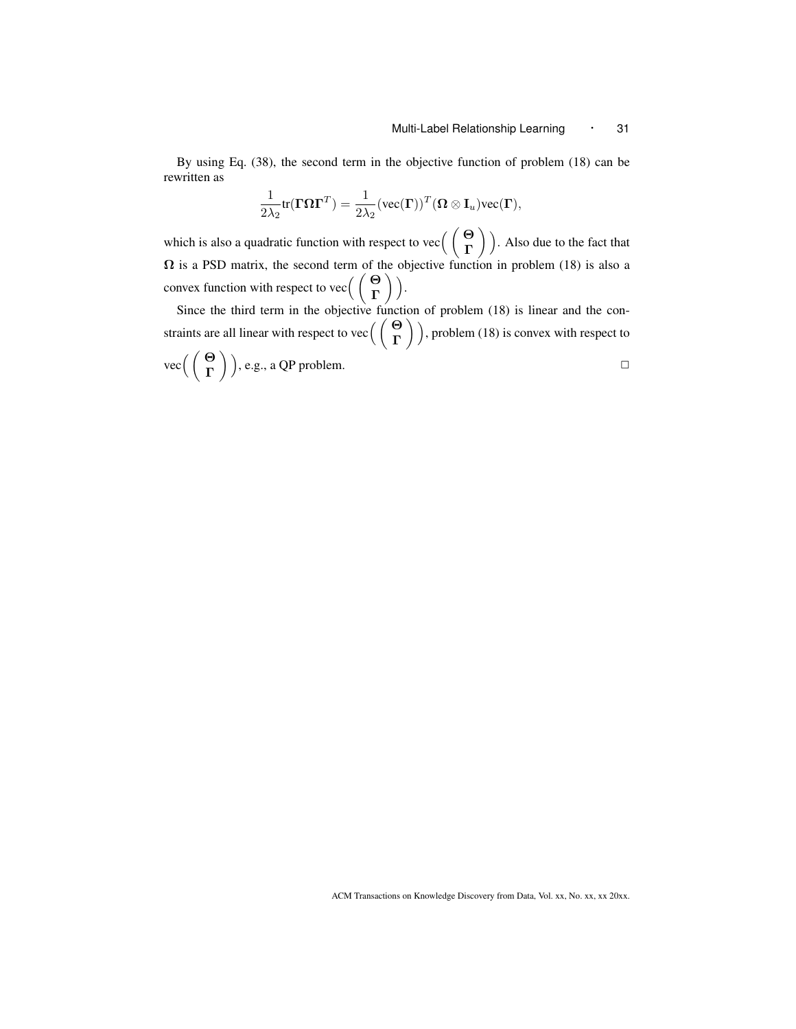By using Eq. (38), the second term in the objective function of problem (18) can be rewritten as

$$\frac{1}{2\lambda_2}\text{tr}(\mathbf{\Gamma}\mathbf{\Omega}\mathbf{\Gamma}^T) = \frac{1}{2\lambda_2}(\text{vec}(\mathbf{\Gamma}))^T(\mathbf{\Omega} \otimes \mathbf{I}_u)\text{vec}(\mathbf{\Gamma}),$$

which is also a quadratic function with respect to $\text{vec}\Big(\begin{pmatrix} \mathbf{\Theta} \\ \mathbf{\Gamma} \end{pmatrix}\Big)$. Also due to the fact that $\mathbf{\Omega}$ is a PSD matrix, the second term of the objective function in problem (18) is also a convex function with respect to $\text{vec}\Big(\begin{pmatrix} \mathbf{\Theta} \\ \mathbf{\Gamma} \end{pmatrix}\Big)$.

Since the third term in the objective function of problem (18) is linear and the constraints are all linear with respect to $\text{vec}\Big(\begin{pmatrix} \mathbf{\Theta} \\ \mathbf{\Gamma} \end{pmatrix}\Big)$, problem (18) is convex with respect to $\text{vec}\Big(\begin{pmatrix} \mathbf{\Theta} \\ \mathbf{\Gamma} \end{pmatrix}\Big)$, e.g., a QP problem. □